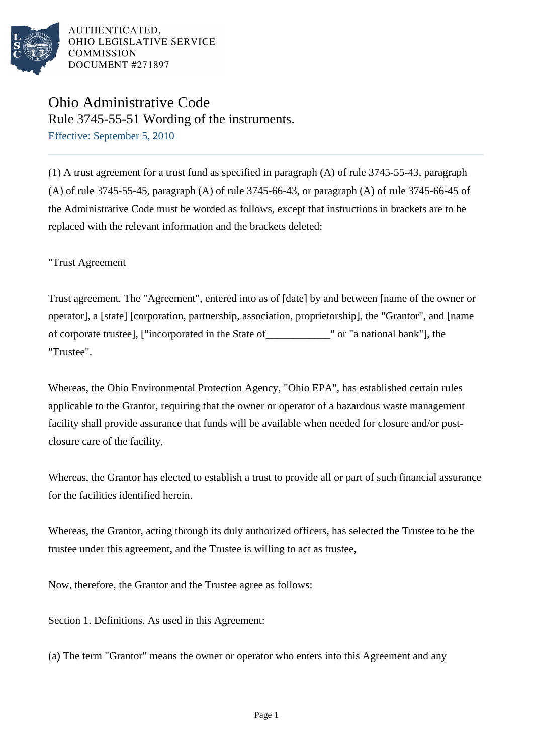AUTHENTICATED,
OHIO LEGISLATIVE SERVICE
COMMISSION
DOCUMENT #271897

# Ohio Administrative Code

## Rule 3745-55-51 Wording of the instruments.

Effective: September 5, 2010

(1) A trust agreement for a trust fund as specified in paragraph (A) of rule 3745-55-43, paragraph (A) of rule 3745-55-45, paragraph (A) of rule 3745-66-43, or paragraph (A) of rule 3745-66-45 of the Administrative Code must be worded as follows, except that instructions in brackets are to be replaced with the relevant information and the brackets deleted:

"Trust Agreement

Trust agreement. The "Agreement", entered into as of [date] by and between [name of the owner or operator], a [state] [corporation, partnership, association, proprietorship], the "Grantor", and [name of corporate trustee], ["incorporated in the State of____________" or "a national bank"], the "Trustee".

Whereas, the Ohio Environmental Protection Agency, "Ohio EPA", has established certain rules applicable to the Grantor, requiring that the owner or operator of a hazardous waste management facility shall provide assurance that funds will be available when needed for closure and/or post-closure care of the facility,

Whereas, the Grantor has elected to establish a trust to provide all or part of such financial assurance for the facilities identified herein.

Whereas, the Grantor, acting through its duly authorized officers, has selected the Trustee to be the trustee under this agreement, and the Trustee is willing to act as trustee,

Now, therefore, the Grantor and the Trustee agree as follows:

Section 1. Definitions. As used in this Agreement:

(a) The term "Grantor" means the owner or operator who enters into this Agreement and any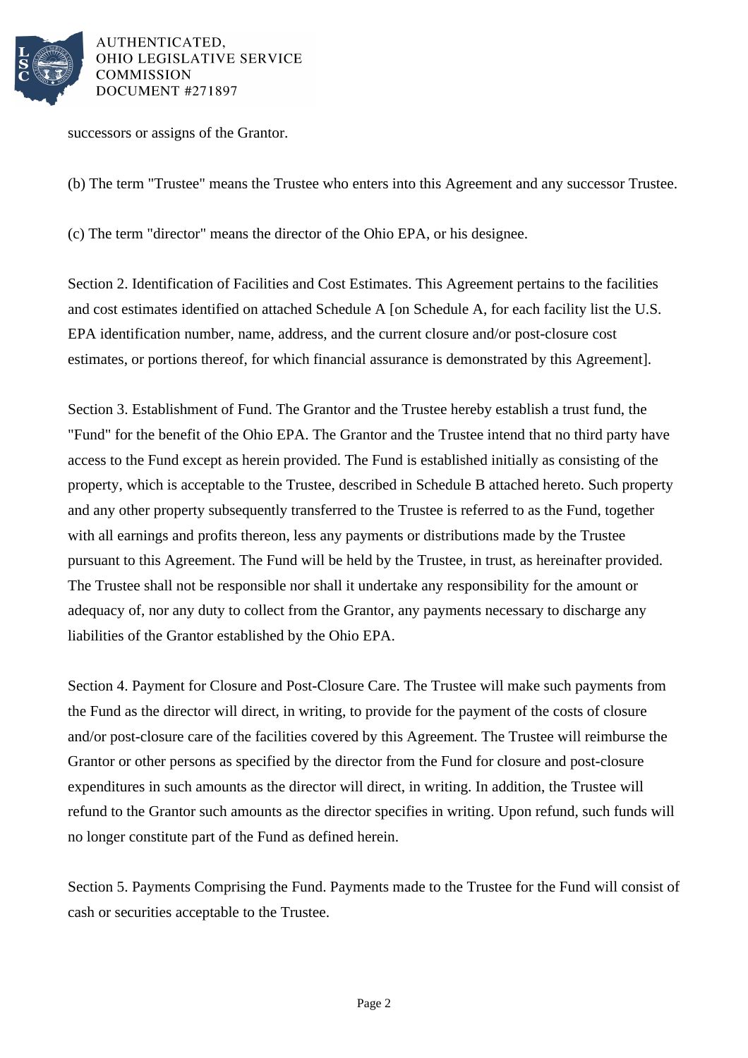successors or assigns of the Grantor.

(b) The term "Trustee" means the Trustee who enters into this Agreement and any successor Trustee.

(c) The term "director" means the director of the Ohio EPA, or his designee.

Section 2. Identification of Facilities and Cost Estimates. This Agreement pertains to the facilities and cost estimates identified on attached Schedule A [on Schedule A, for each facility list the U.S. EPA identification number, name, address, and the current closure and/or post-closure cost estimates, or portions thereof, for which financial assurance is demonstrated by this Agreement].

Section 3. Establishment of Fund. The Grantor and the Trustee hereby establish a trust fund, the "Fund" for the benefit of the Ohio EPA. The Grantor and the Trustee intend that no third party have access to the Fund except as herein provided. The Fund is established initially as consisting of the property, which is acceptable to the Trustee, described in Schedule B attached hereto. Such property and any other property subsequently transferred to the Trustee is referred to as the Fund, together with all earnings and profits thereon, less any payments or distributions made by the Trustee pursuant to this Agreement. The Fund will be held by the Trustee, in trust, as hereinafter provided. The Trustee shall not be responsible nor shall it undertake any responsibility for the amount or adequacy of, nor any duty to collect from the Grantor, any payments necessary to discharge any liabilities of the Grantor established by the Ohio EPA.

Section 4. Payment for Closure and Post-Closure Care. The Trustee will make such payments from the Fund as the director will direct, in writing, to provide for the payment of the costs of closure and/or post-closure care of the facilities covered by this Agreement. The Trustee will reimburse the Grantor or other persons as specified by the director from the Fund for closure and post-closure expenditures in such amounts as the director will direct, in writing. In addition, the Trustee will refund to the Grantor such amounts as the director specifies in writing. Upon refund, such funds will no longer constitute part of the Fund as defined herein.

Section 5. Payments Comprising the Fund. Payments made to the Trustee for the Fund will consist of cash or securities acceptable to the Trustee.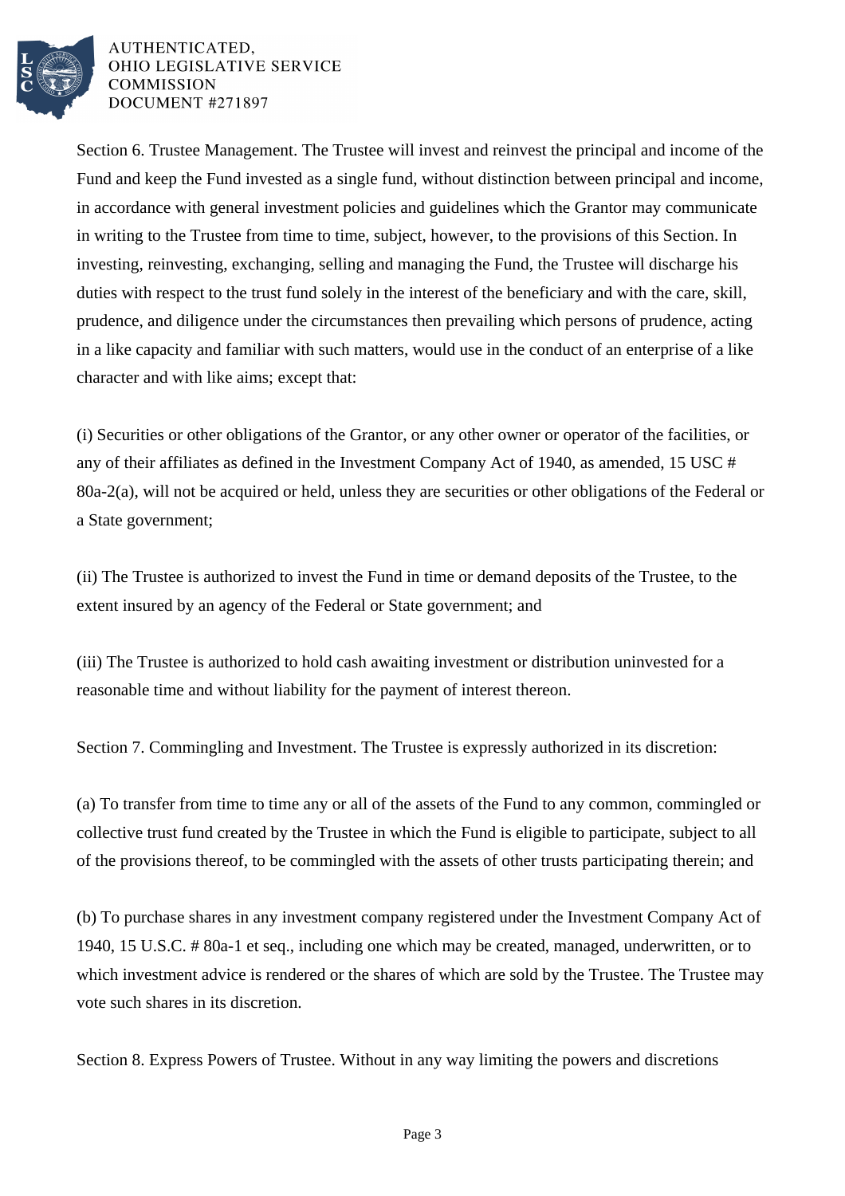Section 6. Trustee Management. The Trustee will invest and reinvest the principal and income of the Fund and keep the Fund invested as a single fund, without distinction between principal and income, in accordance with general investment policies and guidelines which the Grantor may communicate in writing to the Trustee from time to time, subject, however, to the provisions of this Section. In investing, reinvesting, exchanging, selling and managing the Fund, the Trustee will discharge his duties with respect to the trust fund solely in the interest of the beneficiary and with the care, skill, prudence, and diligence under the circumstances then prevailing which persons of prudence, acting in a like capacity and familiar with such matters, would use in the conduct of an enterprise of a like character and with like aims; except that:

(i) Securities or other obligations of the Grantor, or any other owner or operator of the facilities, or any of their affiliates as defined in the Investment Company Act of 1940, as amended, 15 USC # 80a-2(a), will not be acquired or held, unless they are securities or other obligations of the Federal or a State government;

(ii) The Trustee is authorized to invest the Fund in time or demand deposits of the Trustee, to the extent insured by an agency of the Federal or State government; and

(iii) The Trustee is authorized to hold cash awaiting investment or distribution uninvested for a reasonable time and without liability for the payment of interest thereon.

Section 7. Commingling and Investment. The Trustee is expressly authorized in its discretion:

(a) To transfer from time to time any or all of the assets of the Fund to any common, commingled or collective trust fund created by the Trustee in which the Fund is eligible to participate, subject to all of the provisions thereof, to be commingled with the assets of other trusts participating therein; and

(b) To purchase shares in any investment company registered under the Investment Company Act of 1940, 15 U.S.C. # 80a-1 et seq., including one which may be created, managed, underwritten, or to which investment advice is rendered or the shares of which are sold by the Trustee. The Trustee may vote such shares in its discretion.

Section 8. Express Powers of Trustee. Without in any way limiting the powers and discretions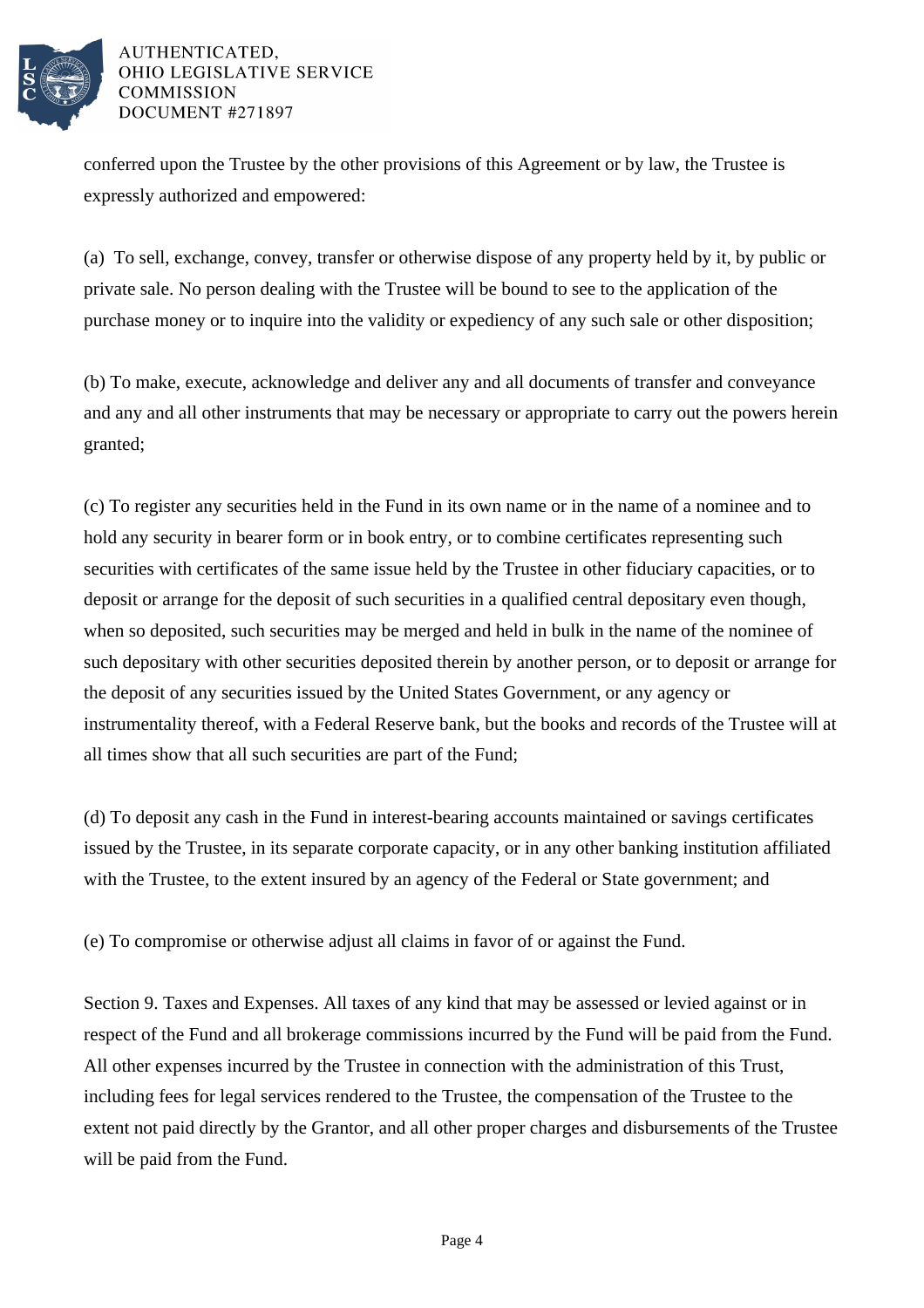conferred upon the Trustee by the other provisions of this Agreement or by law, the Trustee is expressly authorized and empowered:

(a) To sell, exchange, convey, transfer or otherwise dispose of any property held by it, by public or private sale. No person dealing with the Trustee will be bound to see to the application of the purchase money or to inquire into the validity or expediency of any such sale or other disposition;

(b) To make, execute, acknowledge and deliver any and all documents of transfer and conveyance and any and all other instruments that may be necessary or appropriate to carry out the powers herein granted;

(c) To register any securities held in the Fund in its own name or in the name of a nominee and to hold any security in bearer form or in book entry, or to combine certificates representing such securities with certificates of the same issue held by the Trustee in other fiduciary capacities, or to deposit or arrange for the deposit of such securities in a qualified central depositary even though, when so deposited, such securities may be merged and held in bulk in the name of the nominee of such depositary with other securities deposited therein by another person, or to deposit or arrange for the deposit of any securities issued by the United States Government, or any agency or instrumentality thereof, with a Federal Reserve bank, but the books and records of the Trustee will at all times show that all such securities are part of the Fund;

(d) To deposit any cash in the Fund in interest-bearing accounts maintained or savings certificates issued by the Trustee, in its separate corporate capacity, or in any other banking institution affiliated with the Trustee, to the extent insured by an agency of the Federal or State government; and

(e) To compromise or otherwise adjust all claims in favor of or against the Fund.

Section 9. Taxes and Expenses. All taxes of any kind that may be assessed or levied against or in respect of the Fund and all brokerage commissions incurred by the Fund will be paid from the Fund. All other expenses incurred by the Trustee in connection with the administration of this Trust, including fees for legal services rendered to the Trustee, the compensation of the Trustee to the extent not paid directly by the Grantor, and all other proper charges and disbursements of the Trustee will be paid from the Fund.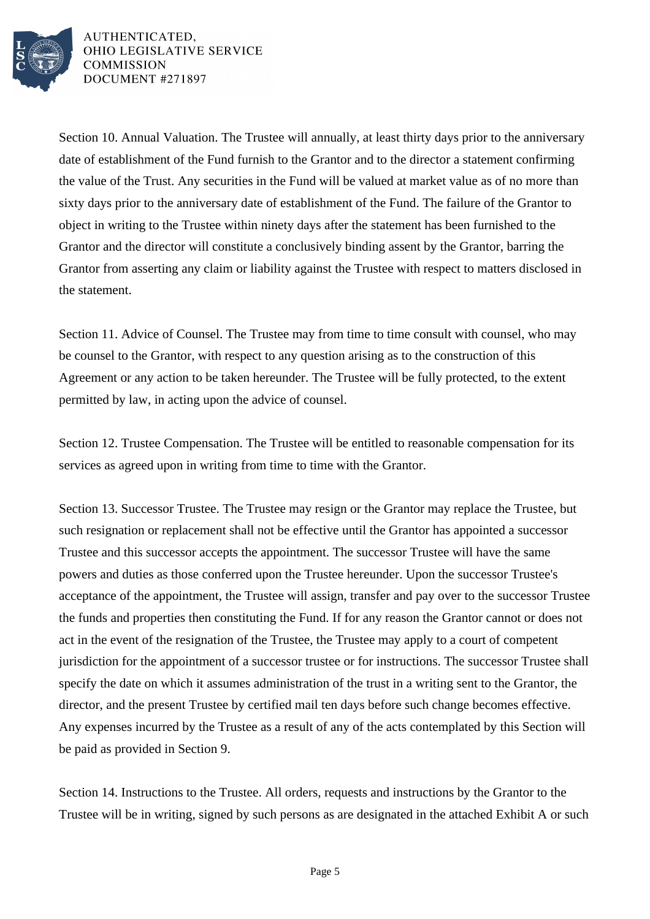Section 10. Annual Valuation. The Trustee will annually, at least thirty days prior to the anniversary date of establishment of the Fund furnish to the Grantor and to the director a statement confirming the value of the Trust. Any securities in the Fund will be valued at market value as of no more than sixty days prior to the anniversary date of establishment of the Fund. The failure of the Grantor to object in writing to the Trustee within ninety days after the statement has been furnished to the Grantor and the director will constitute a conclusively binding assent by the Grantor, barring the Grantor from asserting any claim or liability against the Trustee with respect to matters disclosed in the statement.

Section 11. Advice of Counsel. The Trustee may from time to time consult with counsel, who may be counsel to the Grantor, with respect to any question arising as to the construction of this Agreement or any action to be taken hereunder. The Trustee will be fully protected, to the extent permitted by law, in acting upon the advice of counsel.

Section 12. Trustee Compensation. The Trustee will be entitled to reasonable compensation for its services as agreed upon in writing from time to time with the Grantor.

Section 13. Successor Trustee. The Trustee may resign or the Grantor may replace the Trustee, but such resignation or replacement shall not be effective until the Grantor has appointed a successor Trustee and this successor accepts the appointment. The successor Trustee will have the same powers and duties as those conferred upon the Trustee hereunder. Upon the successor Trustee's acceptance of the appointment, the Trustee will assign, transfer and pay over to the successor Trustee the funds and properties then constituting the Fund. If for any reason the Grantor cannot or does not act in the event of the resignation of the Trustee, the Trustee may apply to a court of competent jurisdiction for the appointment of a successor trustee or for instructions. The successor Trustee shall specify the date on which it assumes administration of the trust in a writing sent to the Grantor, the director, and the present Trustee by certified mail ten days before such change becomes effective. Any expenses incurred by the Trustee as a result of any of the acts contemplated by this Section will be paid as provided in Section 9.

Section 14. Instructions to the Trustee. All orders, requests and instructions by the Grantor to the Trustee will be in writing, signed by such persons as are designated in the attached Exhibit A or such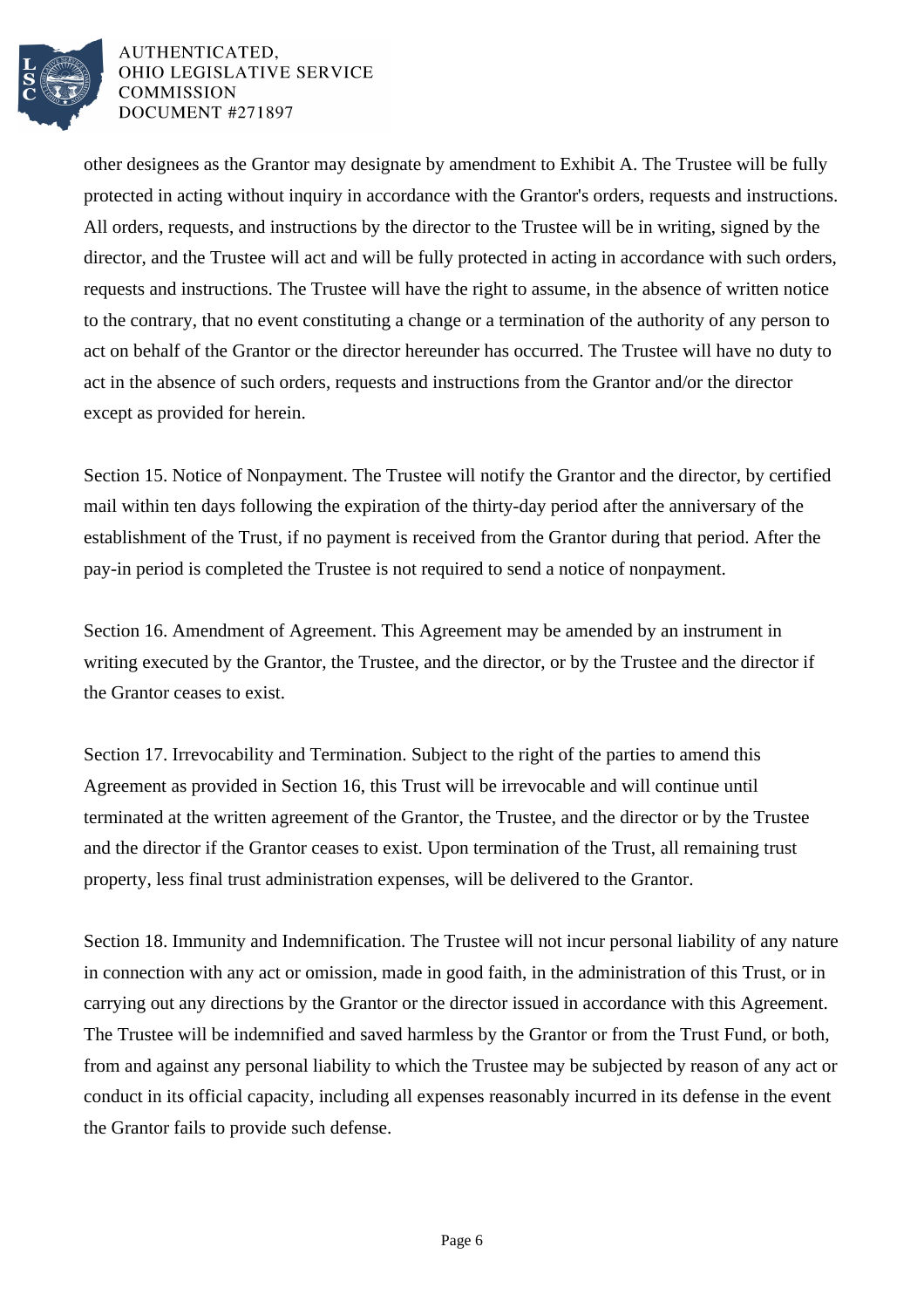other designees as the Grantor may designate by amendment to Exhibit A. The Trustee will be fully protected in acting without inquiry in accordance with the Grantor's orders, requests and instructions. All orders, requests, and instructions by the director to the Trustee will be in writing, signed by the director, and the Trustee will act and will be fully protected in acting in accordance with such orders, requests and instructions. The Trustee will have the right to assume, in the absence of written notice to the contrary, that no event constituting a change or a termination of the authority of any person to act on behalf of the Grantor or the director hereunder has occurred. The Trustee will have no duty to act in the absence of such orders, requests and instructions from the Grantor and/or the director except as provided for herein.

Section 15. Notice of Nonpayment. The Trustee will notify the Grantor and the director, by certified mail within ten days following the expiration of the thirty-day period after the anniversary of the establishment of the Trust, if no payment is received from the Grantor during that period. After the pay-in period is completed the Trustee is not required to send a notice of nonpayment.

Section 16. Amendment of Agreement. This Agreement may be amended by an instrument in writing executed by the Grantor, the Trustee, and the director, or by the Trustee and the director if the Grantor ceases to exist.

Section 17. Irrevocability and Termination. Subject to the right of the parties to amend this Agreement as provided in Section 16, this Trust will be irrevocable and will continue until terminated at the written agreement of the Grantor, the Trustee, and the director or by the Trustee and the director if the Grantor ceases to exist. Upon termination of the Trust, all remaining trust property, less final trust administration expenses, will be delivered to the Grantor.

Section 18. Immunity and Indemnification. The Trustee will not incur personal liability of any nature in connection with any act or omission, made in good faith, in the administration of this Trust, or in carrying out any directions by the Grantor or the director issued in accordance with this Agreement. The Trustee will be indemnified and saved harmless by the Grantor or from the Trust Fund, or both, from and against any personal liability to which the Trustee may be subjected by reason of any act or conduct in its official capacity, including all expenses reasonably incurred in its defense in the event the Grantor fails to provide such defense.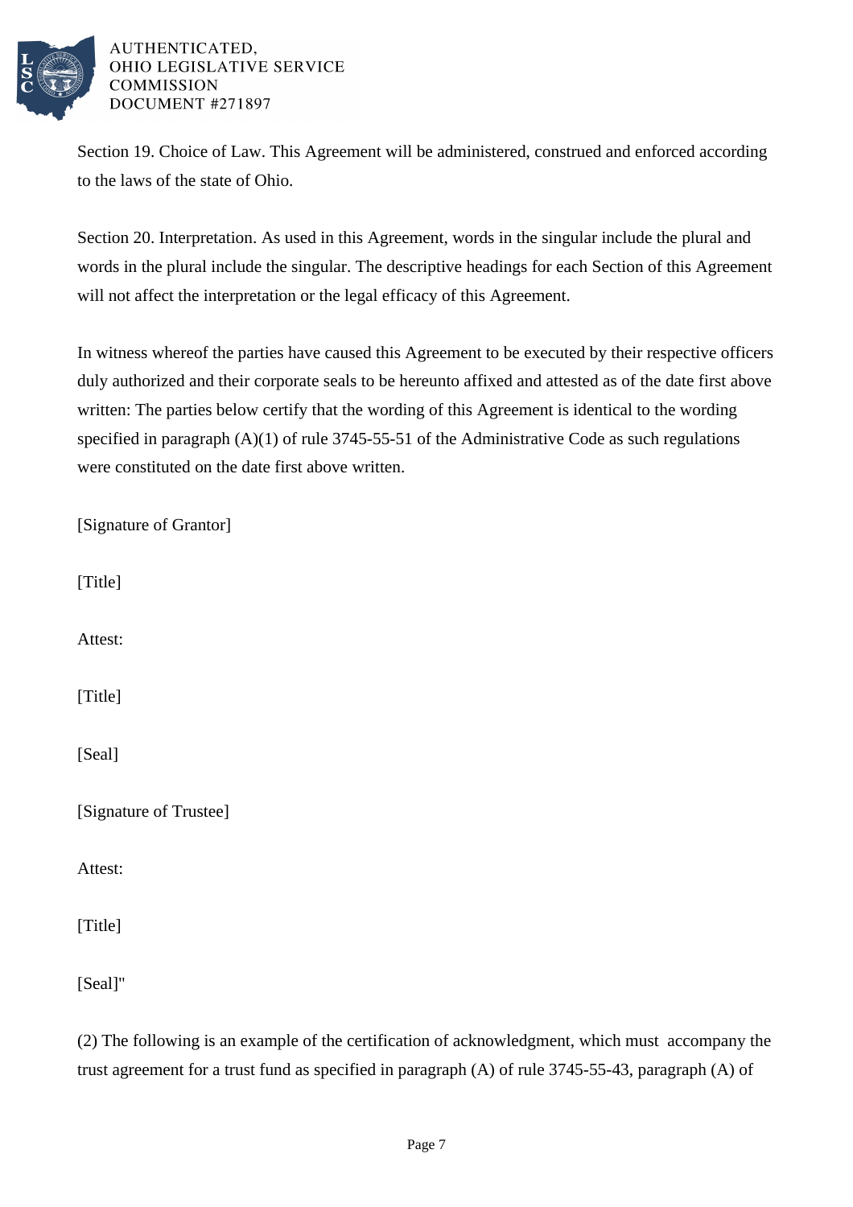Section 19. Choice of Law. This Agreement will be administered, construed and enforced according to the laws of the state of Ohio.

Section 20. Interpretation. As used in this Agreement, words in the singular include the plural and words in the plural include the singular. The descriptive headings for each Section of this Agreement will not affect the interpretation or the legal efficacy of this Agreement.

In witness whereof the parties have caused this Agreement to be executed by their respective officers duly authorized and their corporate seals to be hereunto affixed and attested as of the date first above written: The parties below certify that the wording of this Agreement is identical to the wording specified in paragraph (A)(1) of rule 3745-55-51 of the Administrative Code as such regulations were constituted on the date first above written.

[Signature of Grantor]

[Title]

Attest:

[Title]

[Seal]

[Signature of Trustee]

Attest:

[Title]

[Seal]"

(2) The following is an example of the certification of acknowledgment, which must accompany the trust agreement for a trust fund as specified in paragraph (A) of rule 3745-55-43, paragraph (A) of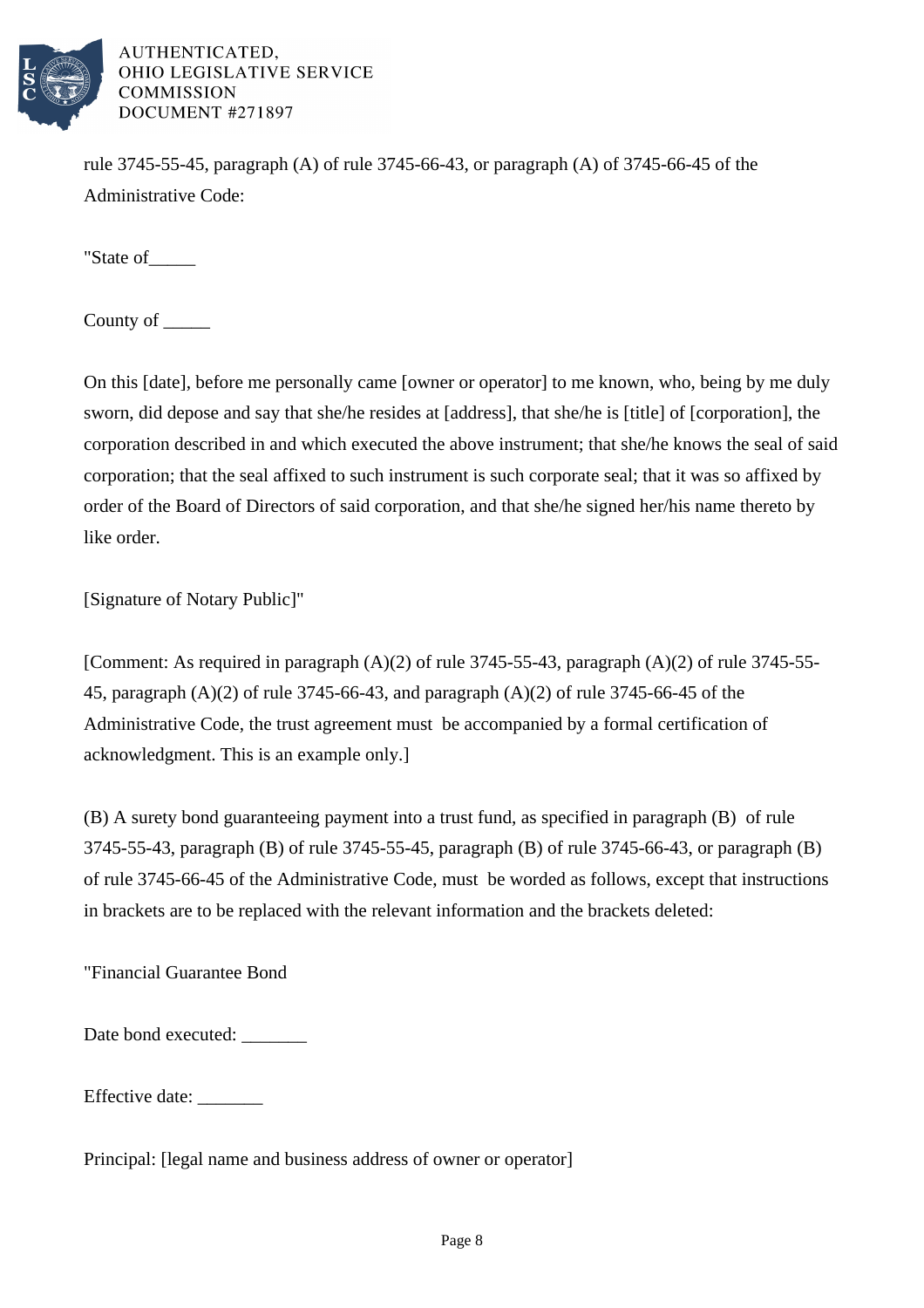rule 3745-55-45, paragraph (A) of rule 3745-66-43, or paragraph (A) of 3745-66-45 of the Administrative Code:

"State of_____

County of _____

On this [date], before me personally came [owner or operator] to me known, who, being by me duly sworn, did depose and say that she/he resides at [address], that she/he is [title] of [corporation], the corporation described in and which executed the above instrument; that she/he knows the seal of said corporation; that the seal affixed to such instrument is such corporate seal; that it was so affixed by order of the Board of Directors of said corporation, and that she/he signed her/his name thereto by like order.

[Signature of Notary Public]"

[Comment: As required in paragraph (A)(2) of rule 3745-55-43, paragraph (A)(2) of rule 3745-55-45, paragraph (A)(2) of rule 3745-66-43, and paragraph (A)(2) of rule 3745-66-45 of the Administrative Code, the trust agreement must be accompanied by a formal certification of acknowledgment. This is an example only.]

(B) A surety bond guaranteeing payment into a trust fund, as specified in paragraph (B) of rule 3745-55-43, paragraph (B) of rule 3745-55-45, paragraph (B) of rule 3745-66-43, or paragraph (B) of rule 3745-66-45 of the Administrative Code, must be worded as follows, except that instructions in brackets are to be replaced with the relevant information and the brackets deleted:

"Financial Guarantee Bond

Date bond executed: _______

Effective date: _______

Principal: [legal name and business address of owner or operator]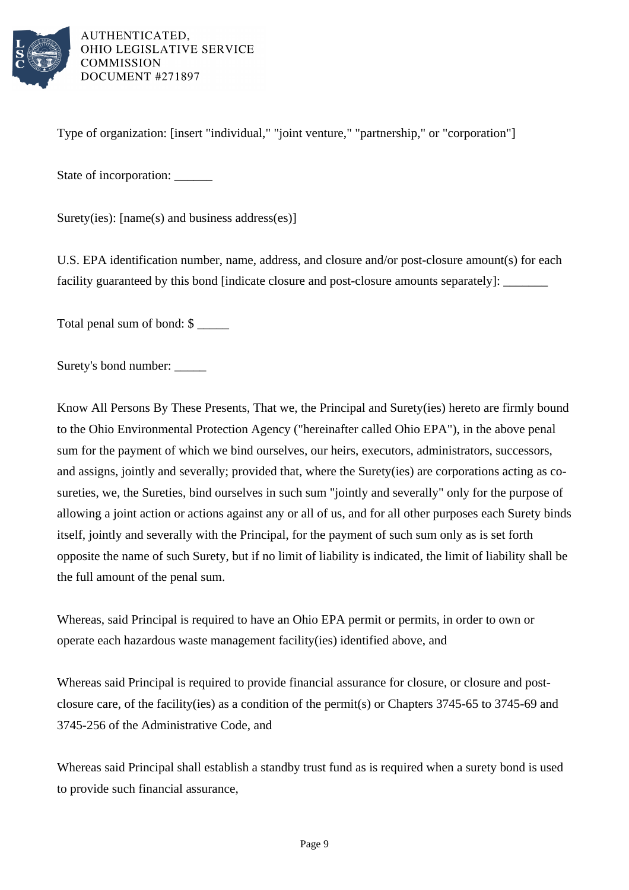Type of organization: [insert "individual," "joint venture," "partnership," or "corporation"]

State of incorporation: ______

Surety(ies): [name(s) and business address(es)]

U.S. EPA identification number, name, address, and closure and/or post-closure amount(s) for each facility guaranteed by this bond [indicate closure and post-closure amounts separately]: _______

Total penal sum of bond: $ _____

Surety's bond number: _____

Know All Persons By These Presents, That we, the Principal and Surety(ies) hereto are firmly bound to the Ohio Environmental Protection Agency ("hereinafter called Ohio EPA"), in the above penal sum for the payment of which we bind ourselves, our heirs, executors, administrators, successors, and assigns, jointly and severally; provided that, where the Surety(ies) are corporations acting as co-sureties, we, the Sureties, bind ourselves in such sum "jointly and severally" only for the purpose of allowing a joint action or actions against any or all of us, and for all other purposes each Surety binds itself, jointly and severally with the Principal, for the payment of such sum only as is set forth opposite the name of such Surety, but if no limit of liability is indicated, the limit of liability shall be the full amount of the penal sum.

Whereas, said Principal is required to have an Ohio EPA permit or permits, in order to own or operate each hazardous waste management facility(ies) identified above, and

Whereas said Principal is required to provide financial assurance for closure, or closure and post-closure care, of the facility(ies) as a condition of the permit(s) or Chapters 3745-65 to 3745-69 and 3745-256 of the Administrative Code, and

Whereas said Principal shall establish a standby trust fund as is required when a surety bond is used to provide such financial assurance,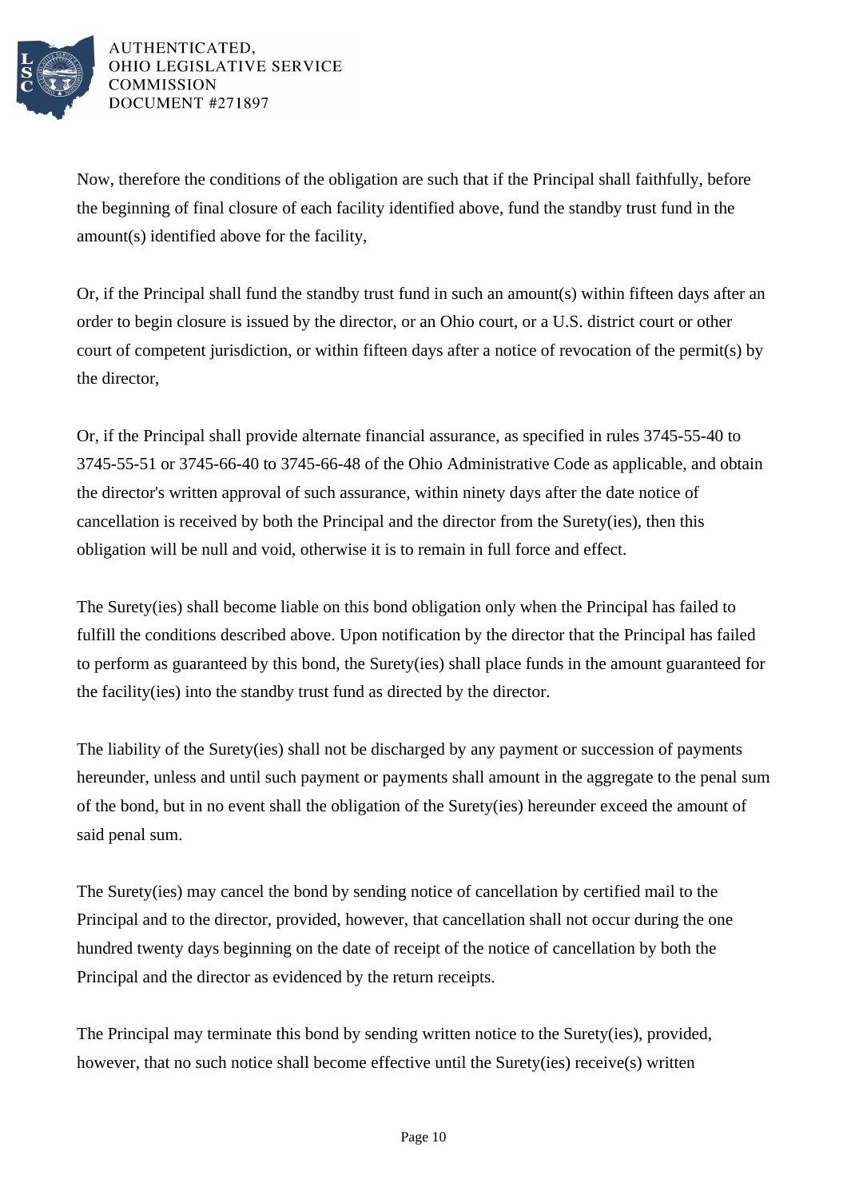Now, therefore the conditions of the obligation are such that if the Principal shall faithfully, before the beginning of final closure of each facility identified above, fund the standby trust fund in the amount(s) identified above for the facility,

Or, if the Principal shall fund the standby trust fund in such an amount(s) within fifteen days after an order to begin closure is issued by the director, or an Ohio court, or a U.S. district court or other court of competent jurisdiction, or within fifteen days after a notice of revocation of the permit(s) by the director,

Or, if the Principal shall provide alternate financial assurance, as specified in rules 3745-55-40 to 3745-55-51 or 3745-66-40 to 3745-66-48 of the Ohio Administrative Code as applicable, and obtain the director's written approval of such assurance, within ninety days after the date notice of cancellation is received by both the Principal and the director from the Surety(ies), then this obligation will be null and void, otherwise it is to remain in full force and effect.

The Surety(ies) shall become liable on this bond obligation only when the Principal has failed to fulfill the conditions described above. Upon notification by the director that the Principal has failed to perform as guaranteed by this bond, the Surety(ies) shall place funds in the amount guaranteed for the facility(ies) into the standby trust fund as directed by the director.

The liability of the Surety(ies) shall not be discharged by any payment or succession of payments hereunder, unless and until such payment or payments shall amount in the aggregate to the penal sum of the bond, but in no event shall the obligation of the Surety(ies) hereunder exceed the amount of said penal sum.

The Surety(ies) may cancel the bond by sending notice of cancellation by certified mail to the Principal and to the director, provided, however, that cancellation shall not occur during the one hundred twenty days beginning on the date of receipt of the notice of cancellation by both the Principal and the director as evidenced by the return receipts.

The Principal may terminate this bond by sending written notice to the Surety(ies), provided, however, that no such notice shall become effective until the Surety(ies) receive(s) written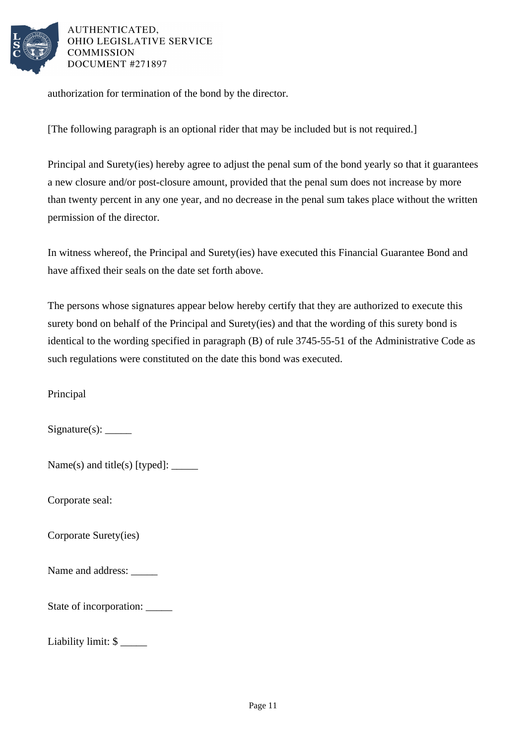authorization for termination of the bond by the director.

[The following paragraph is an optional rider that may be included but is not required.]

Principal and Surety(ies) hereby agree to adjust the penal sum of the bond yearly so that it guarantees a new closure and/or post-closure amount, provided that the penal sum does not increase by more than twenty percent in any one year, and no decrease in the penal sum takes place without the written permission of the director.

In witness whereof, the Principal and Surety(ies) have executed this Financial Guarantee Bond and have affixed their seals on the date set forth above.

The persons whose signatures appear below hereby certify that they are authorized to execute this surety bond on behalf of the Principal and Surety(ies) and that the wording of this surety bond is identical to the wording specified in paragraph (B) of rule 3745-55-51 of the Administrative Code as such regulations were constituted on the date this bond was executed.

Principal

Signature(s): _____

Name(s) and title(s) [typed]: _____

Corporate seal:

Corporate Surety(ies)

Name and address: _____

State of incorporation: _____

Liability limit: $ _____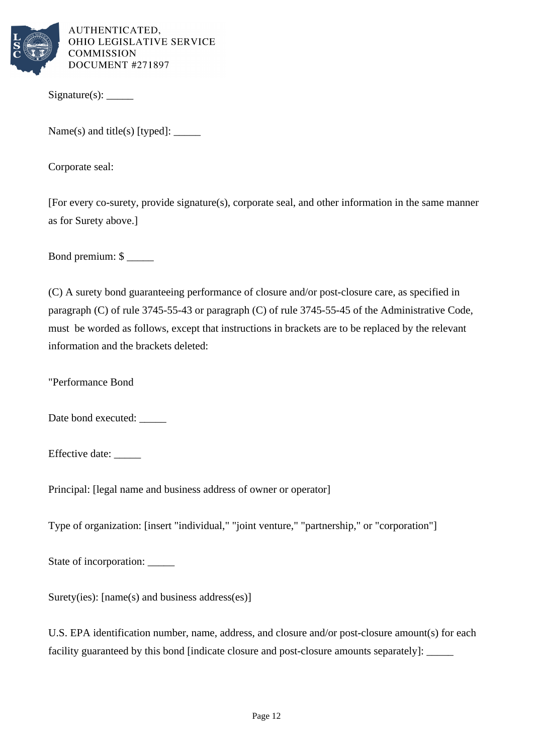Signature(s): _____

Name(s) and title(s) [typed]: _____

Corporate seal:

[For every co-surety, provide signature(s), corporate seal, and other information in the same manner as for Surety above.]

Bond premium: $ _____

(C) A surety bond guaranteeing performance of closure and/or post-closure care, as specified in paragraph (C) of rule 3745-55-43 or paragraph (C) of rule 3745-55-45 of the Administrative Code, must be worded as follows, except that instructions in brackets are to be replaced by the relevant information and the brackets deleted:

"Performance Bond

Date bond executed: _____

Effective date: _____

Principal: [legal name and business address of owner or operator]

Type of organization: [insert "individual," "joint venture," "partnership," or "corporation"]

State of incorporation: _____

Surety(ies): [name(s) and business address(es)]

U.S. EPA identification number, name, address, and closure and/or post-closure amount(s) for each facility guaranteed by this bond [indicate closure and post-closure amounts separately]: _____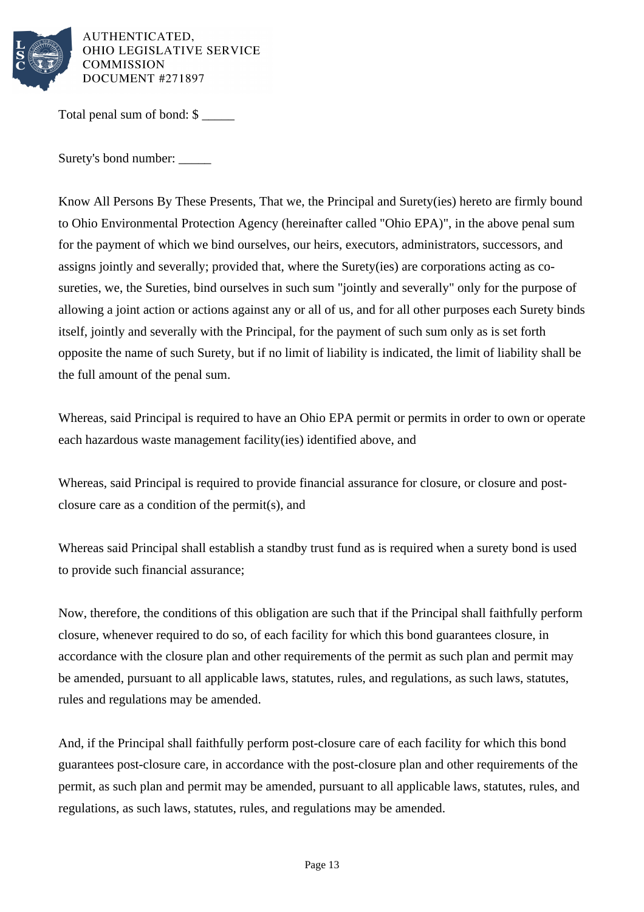Total penal sum of bond: $ _____

Surety's bond number: _____

Know All Persons By These Presents, That we, the Principal and Surety(ies) hereto are firmly bound to Ohio Environmental Protection Agency (hereinafter called "Ohio EPA)", in the above penal sum for the payment of which we bind ourselves, our heirs, executors, administrators, successors, and assigns jointly and severally; provided that, where the Surety(ies) are corporations acting as co-sureties, we, the Sureties, bind ourselves in such sum "jointly and severally" only for the purpose of allowing a joint action or actions against any or all of us, and for all other purposes each Surety binds itself, jointly and severally with the Principal, for the payment of such sum only as is set forth opposite the name of such Surety, but if no limit of liability is indicated, the limit of liability shall be the full amount of the penal sum.

Whereas, said Principal is required to have an Ohio EPA permit or permits in order to own or operate each hazardous waste management facility(ies) identified above, and

Whereas, said Principal is required to provide financial assurance for closure, or closure and post-closure care as a condition of the permit(s), and

Whereas said Principal shall establish a standby trust fund as is required when a surety bond is used to provide such financial assurance;

Now, therefore, the conditions of this obligation are such that if the Principal shall faithfully perform closure, whenever required to do so, of each facility for which this bond guarantees closure, in accordance with the closure plan and other requirements of the permit as such plan and permit may be amended, pursuant to all applicable laws, statutes, rules, and regulations, as such laws, statutes, rules and regulations may be amended.

And, if the Principal shall faithfully perform post-closure care of each facility for which this bond guarantees post-closure care, in accordance with the post-closure plan and other requirements of the permit, as such plan and permit may be amended, pursuant to all applicable laws, statutes, rules, and regulations, as such laws, statutes, rules, and regulations may be amended.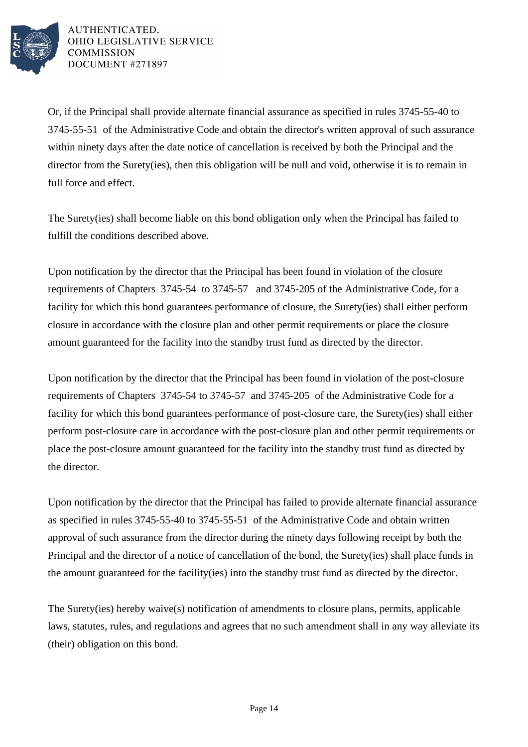Or, if the Principal shall provide alternate financial assurance as specified in rules 3745-55-40 to 3745-55-51 of the Administrative Code and obtain the director's written approval of such assurance within ninety days after the date notice of cancellation is received by both the Principal and the director from the Surety(ies), then this obligation will be null and void, otherwise it is to remain in full force and effect.

The Surety(ies) shall become liable on this bond obligation only when the Principal has failed to fulfill the conditions described above.

Upon notification by the director that the Principal has been found in violation of the closure requirements of Chapters 3745-54 to 3745-57 and 3745-205 of the Administrative Code, for a facility for which this bond guarantees performance of closure, the Surety(ies) shall either perform closure in accordance with the closure plan and other permit requirements or place the closure amount guaranteed for the facility into the standby trust fund as directed by the director.

Upon notification by the director that the Principal has been found in violation of the post-closure requirements of Chapters 3745-54 to 3745-57 and 3745-205 of the Administrative Code for a facility for which this bond guarantees performance of post-closure care, the Surety(ies) shall either perform post-closure care in accordance with the post-closure plan and other permit requirements or place the post-closure amount guaranteed for the facility into the standby trust fund as directed by the director.

Upon notification by the director that the Principal has failed to provide alternate financial assurance as specified in rules 3745-55-40 to 3745-55-51 of the Administrative Code and obtain written approval of such assurance from the director during the ninety days following receipt by both the Principal and the director of a notice of cancellation of the bond, the Surety(ies) shall place funds in the amount guaranteed for the facility(ies) into the standby trust fund as directed by the director.

The Surety(ies) hereby waive(s) notification of amendments to closure plans, permits, applicable laws, statutes, rules, and regulations and agrees that no such amendment shall in any way alleviate its (their) obligation on this bond.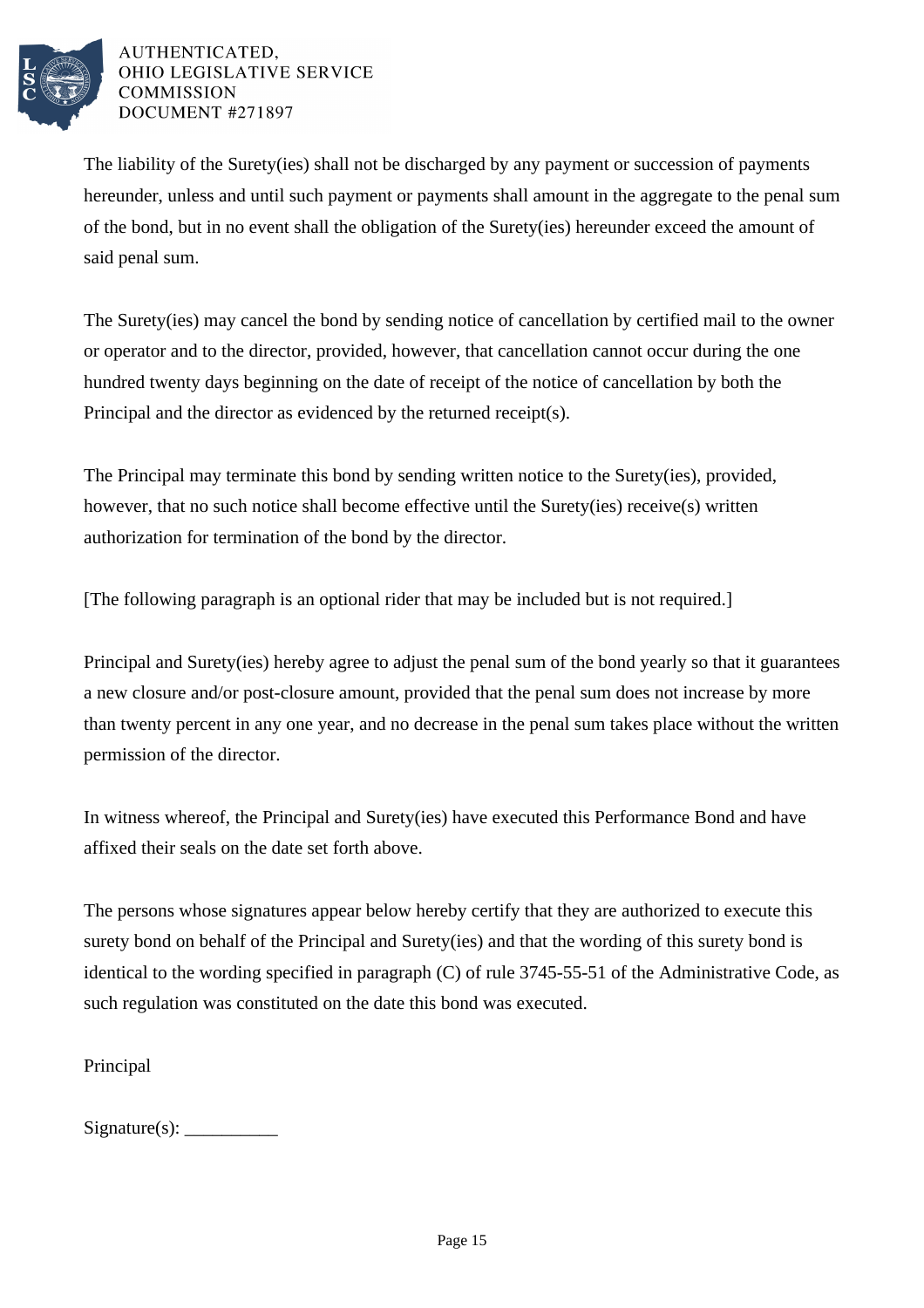The liability of the Surety(ies) shall not be discharged by any payment or succession of payments hereunder, unless and until such payment or payments shall amount in the aggregate to the penal sum of the bond, but in no event shall the obligation of the Surety(ies) hereunder exceed the amount of said penal sum.

The Surety(ies) may cancel the bond by sending notice of cancellation by certified mail to the owner or operator and to the director, provided, however, that cancellation cannot occur during the one hundred twenty days beginning on the date of receipt of the notice of cancellation by both the Principal and the director as evidenced by the returned receipt(s).

The Principal may terminate this bond by sending written notice to the Surety(ies), provided, however, that no such notice shall become effective until the Surety(ies) receive(s) written authorization for termination of the bond by the director.

[The following paragraph is an optional rider that may be included but is not required.]

Principal and Surety(ies) hereby agree to adjust the penal sum of the bond yearly so that it guarantees a new closure and/or post-closure amount, provided that the penal sum does not increase by more than twenty percent in any one year, and no decrease in the penal sum takes place without the written permission of the director.

In witness whereof, the Principal and Surety(ies) have executed this Performance Bond and have affixed their seals on the date set forth above.

The persons whose signatures appear below hereby certify that they are authorized to execute this surety bond on behalf of the Principal and Surety(ies) and that the wording of this surety bond is identical to the wording specified in paragraph (C) of rule 3745-55-51 of the Administrative Code, as such regulation was constituted on the date this bond was executed.

Principal

Signature(s): __________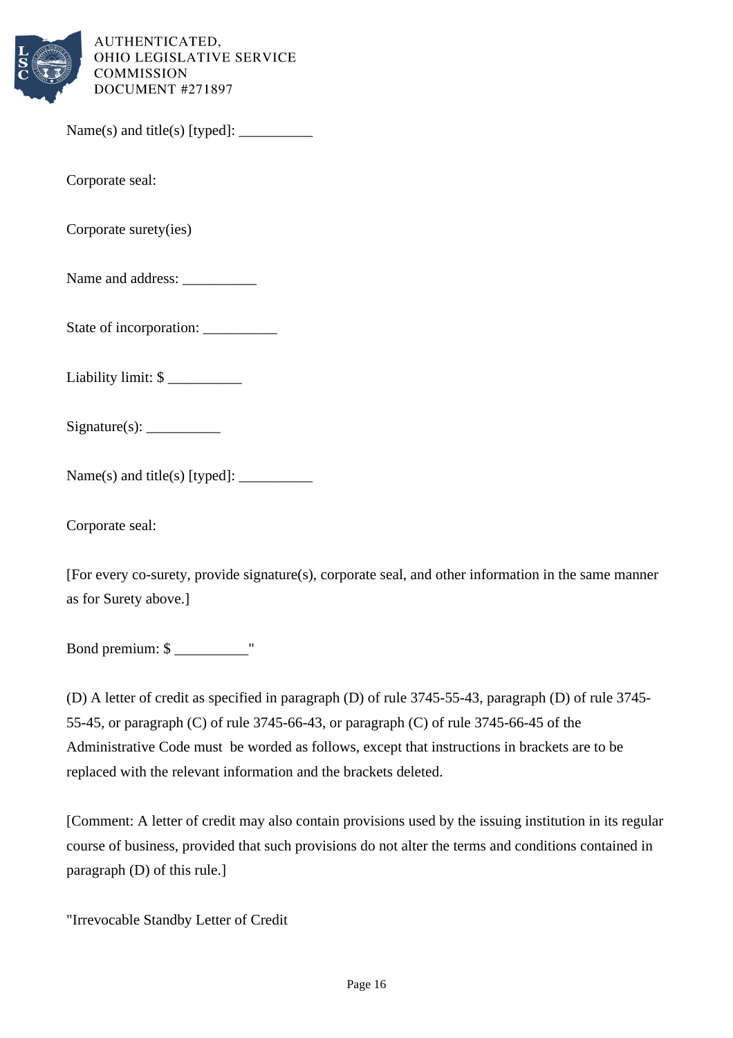Name(s) and title(s) [typed]: __________

Corporate seal:

Corporate surety(ies)

Name and address: __________

State of incorporation: __________

Liability limit: $ __________

Signature(s): __________

Name(s) and title(s) [typed]: __________

Corporate seal:

[For every co-surety, provide signature(s), corporate seal, and other information in the same manner as for Surety above.]

Bond premium: $ __________"

(D) A letter of credit as specified in paragraph (D) of rule 3745-55-43, paragraph (D) of rule 3745-55-45, or paragraph (C) of rule 3745-66-43, or paragraph (C) of rule 3745-66-45 of the Administrative Code must be worded as follows, except that instructions in brackets are to be replaced with the relevant information and the brackets deleted.

[Comment: A letter of credit may also contain provisions used by the issuing institution in its regular course of business, provided that such provisions do not alter the terms and conditions contained in paragraph (D) of this rule.]

"Irrevocable Standby Letter of Credit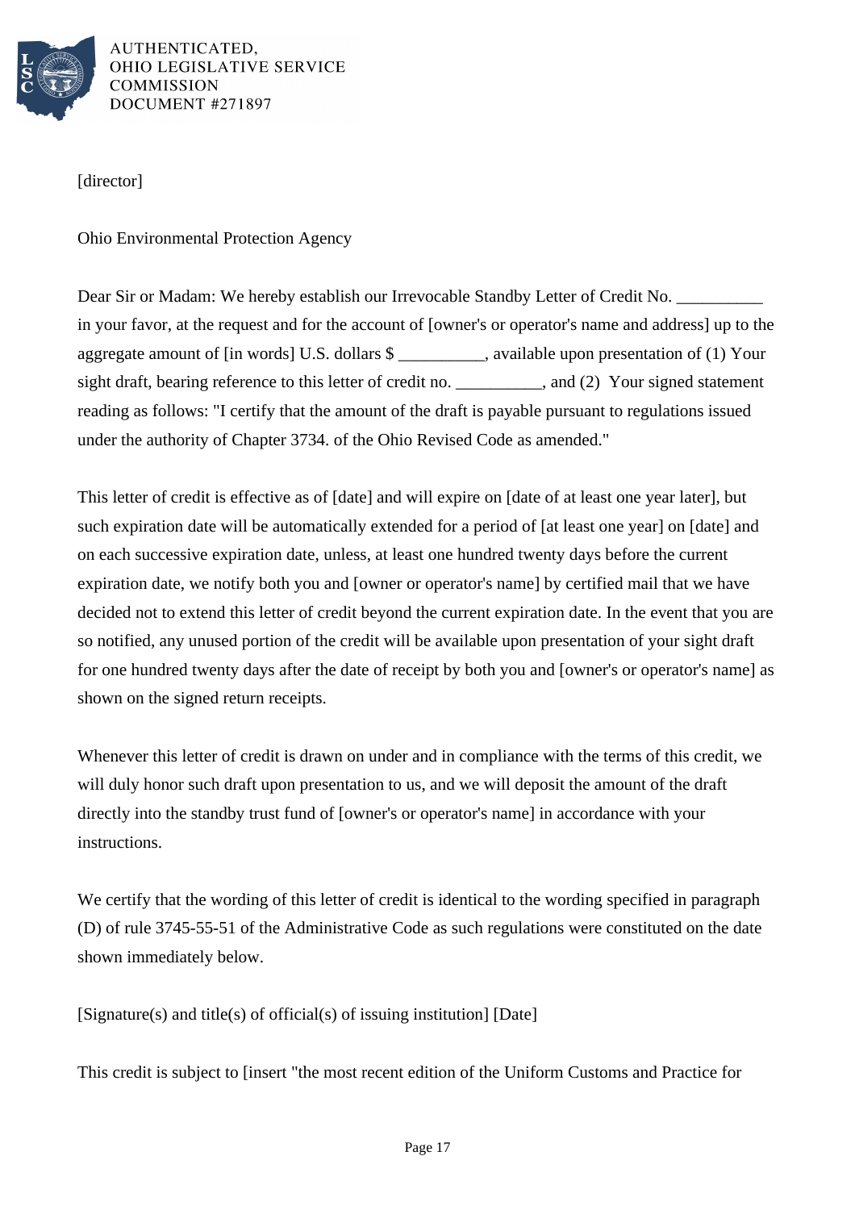[director]

Ohio Environmental Protection Agency

Dear Sir or Madam: We hereby establish our Irrevocable Standby Letter of Credit No. __________ in your favor, at the request and for the account of [owner's or operator's name and address] up to the aggregate amount of [in words] U.S. dollars $ __________, available upon presentation of (1) Your sight draft, bearing reference to this letter of credit no. __________, and (2) Your signed statement reading as follows: "I certify that the amount of the draft is payable pursuant to regulations issued under the authority of Chapter 3734. of the Ohio Revised Code as amended."

This letter of credit is effective as of [date] and will expire on [date of at least one year later], but such expiration date will be automatically extended for a period of [at least one year] on [date] and on each successive expiration date, unless, at least one hundred twenty days before the current expiration date, we notify both you and [owner or operator's name] by certified mail that we have decided not to extend this letter of credit beyond the current expiration date. In the event that you are so notified, any unused portion of the credit will be available upon presentation of your sight draft for one hundred twenty days after the date of receipt by both you and [owner's or operator's name] as shown on the signed return receipts.

Whenever this letter of credit is drawn on under and in compliance with the terms of this credit, we will duly honor such draft upon presentation to us, and we will deposit the amount of the draft directly into the standby trust fund of [owner's or operator's name] in accordance with your instructions.

We certify that the wording of this letter of credit is identical to the wording specified in paragraph (D) of rule 3745-55-51 of the Administrative Code as such regulations were constituted on the date shown immediately below.

[Signature(s) and title(s) of official(s) of issuing institution] [Date]

This credit is subject to [insert "the most recent edition of the Uniform Customs and Practice for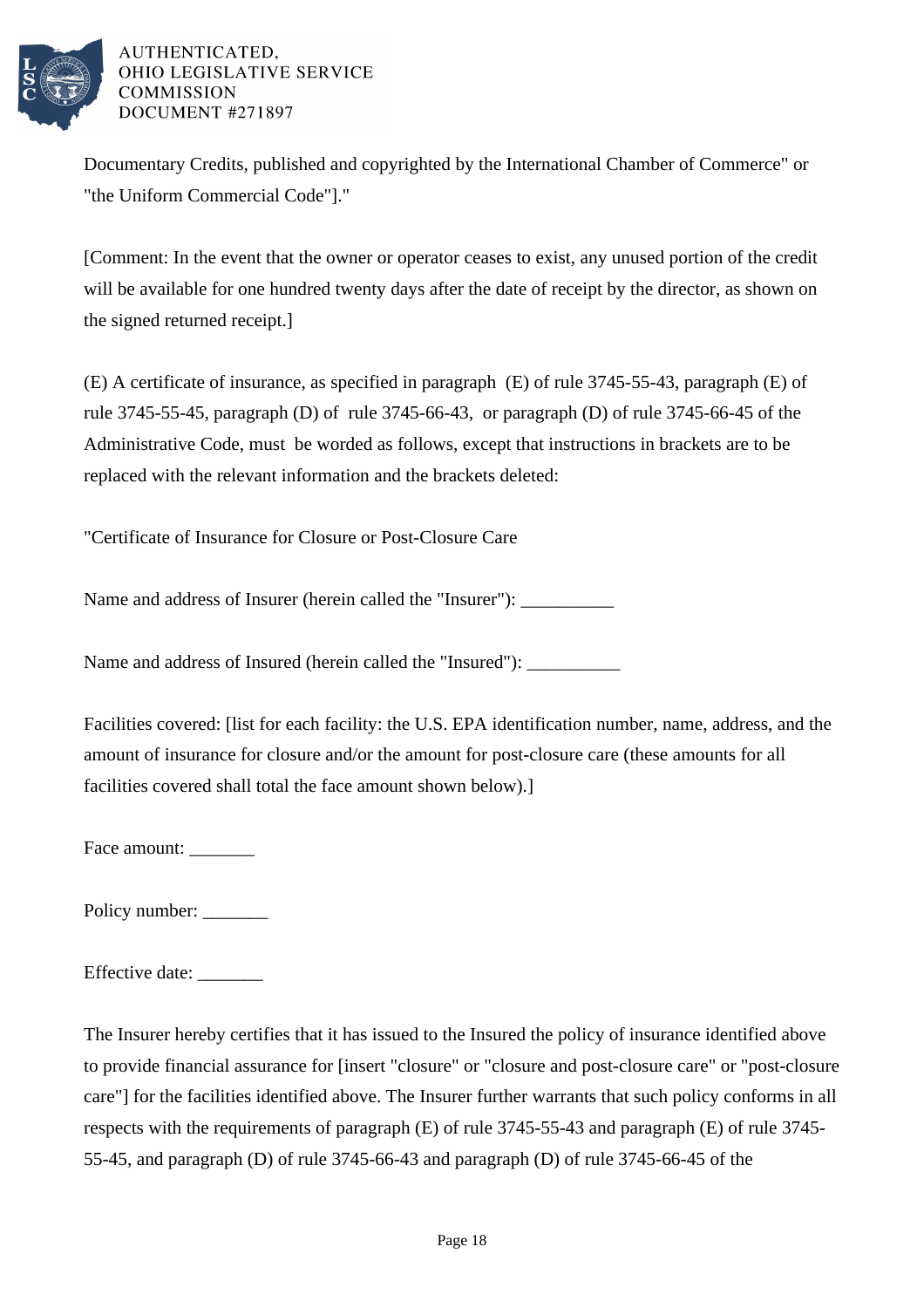Documentary Credits, published and copyrighted by the International Chamber of Commerce" or "the Uniform Commercial Code"]."

[Comment: In the event that the owner or operator ceases to exist, any unused portion of the credit will be available for one hundred twenty days after the date of receipt by the director, as shown on the signed returned receipt.]

(E) A certificate of insurance, as specified in paragraph (E) of rule 3745-55-43, paragraph (E) of rule 3745-55-45, paragraph (D) of rule 3745-66-43, or paragraph (D) of rule 3745-66-45 of the Administrative Code, must be worded as follows, except that instructions in brackets are to be replaced with the relevant information and the brackets deleted:

"Certificate of Insurance for Closure or Post-Closure Care

Name and address of Insurer (herein called the "Insurer"): __________

Name and address of Insured (herein called the "Insured"): __________

Facilities covered: [list for each facility: the U.S. EPA identification number, name, address, and the amount of insurance for closure and/or the amount for post-closure care (these amounts for all facilities covered shall total the face amount shown below).]

Face amount: _______

Policy number: _______

Effective date: _______

The Insurer hereby certifies that it has issued to the Insured the policy of insurance identified above to provide financial assurance for [insert "closure" or "closure and post-closure care" or "post-closure care"] for the facilities identified above. The Insurer further warrants that such policy conforms in all respects with the requirements of paragraph (E) of rule 3745-55-43 and paragraph (E) of rule 3745-55-45, and paragraph (D) of rule 3745-66-43 and paragraph (D) of rule 3745-66-45 of the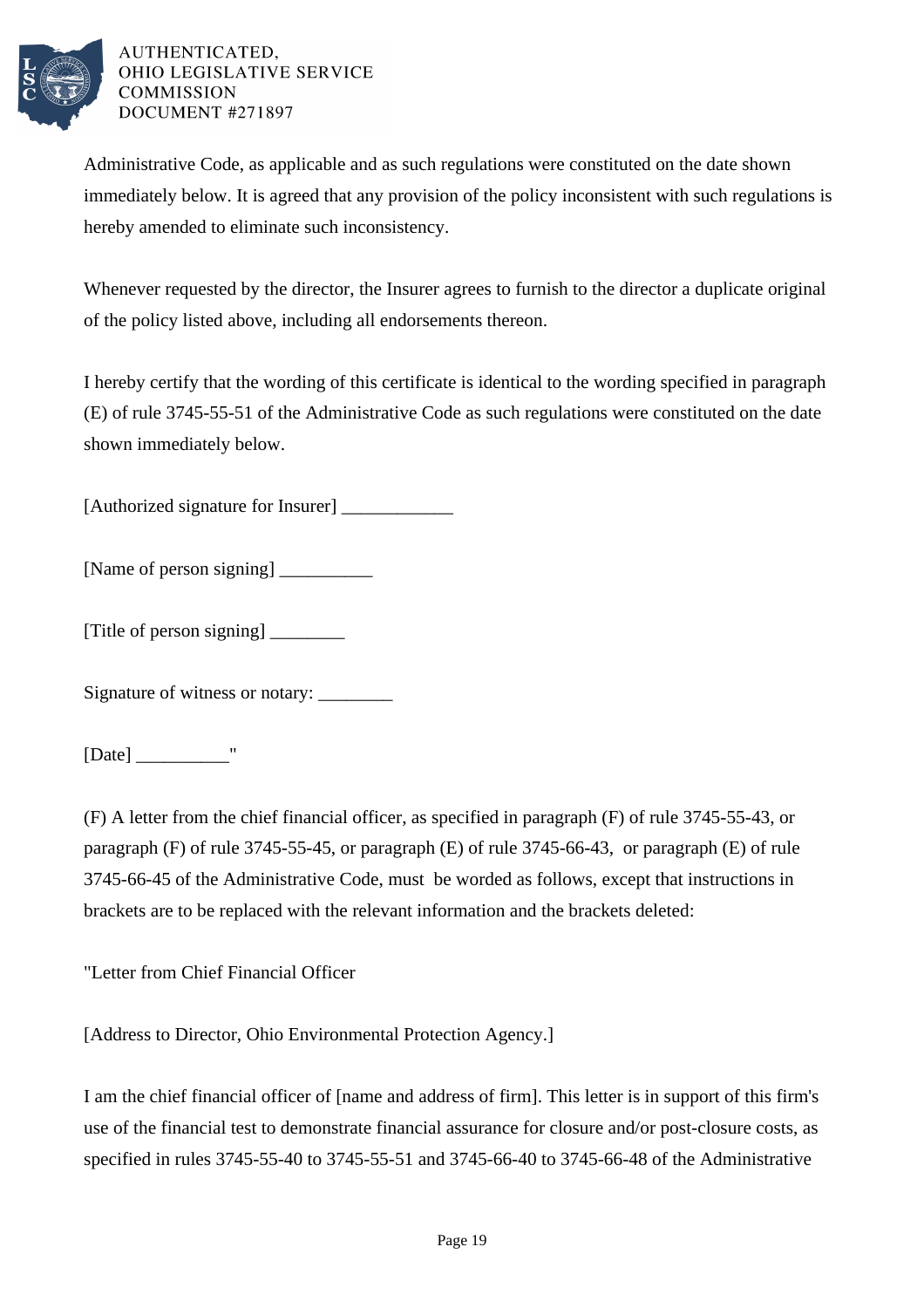Administrative Code, as applicable and as such regulations were constituted on the date shown immediately below. It is agreed that any provision of the policy inconsistent with such regulations is hereby amended to eliminate such inconsistency.

Whenever requested by the director, the Insurer agrees to furnish to the director a duplicate original of the policy listed above, including all endorsements thereon.

I hereby certify that the wording of this certificate is identical to the wording specified in paragraph (E) of rule 3745-55-51 of the Administrative Code as such regulations were constituted on the date shown immediately below.

[Authorized signature for Insurer] ____________

[Name of person signing] __________

[Title of person signing] ________

Signature of witness or notary: ________

[Date] __________"

(F) A letter from the chief financial officer, as specified in paragraph (F) of rule 3745-55-43, or paragraph (F) of rule 3745-55-45, or paragraph (E) of rule 3745-66-43, or paragraph (E) of rule 3745-66-45 of the Administrative Code, must be worded as follows, except that instructions in brackets are to be replaced with the relevant information and the brackets deleted:

"Letter from Chief Financial Officer

[Address to Director, Ohio Environmental Protection Agency.]

I am the chief financial officer of [name and address of firm]. This letter is in support of this firm's use of the financial test to demonstrate financial assurance for closure and/or post-closure costs, as specified in rules 3745-55-40 to 3745-55-51 and 3745-66-40 to 3745-66-48 of the Administrative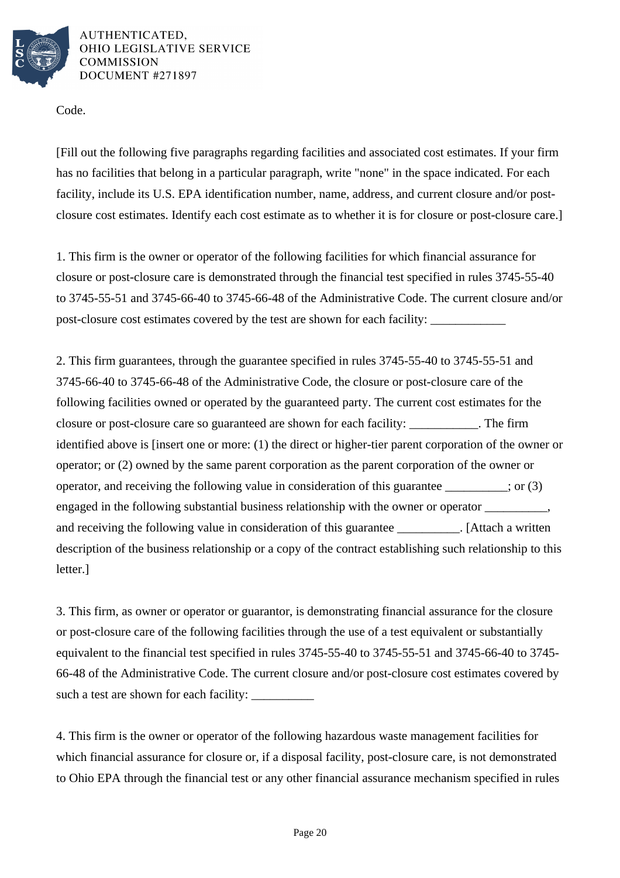Code.

[Fill out the following five paragraphs regarding facilities and associated cost estimates. If your firm has no facilities that belong in a particular paragraph, write "none" in the space indicated. For each facility, include its U.S. EPA identification number, name, address, and current closure and/or post-closure cost estimates. Identify each cost estimate as to whether it is for closure or post-closure care.]

1. This firm is the owner or operator of the following facilities for which financial assurance for closure or post-closure care is demonstrated through the financial test specified in rules 3745-55-40 to 3745-55-51 and 3745-66-40 to 3745-66-48 of the Administrative Code. The current closure and/or post-closure cost estimates covered by the test are shown for each facility: ____________

2. This firm guarantees, through the guarantee specified in rules 3745-55-40 to 3745-55-51 and 3745-66-40 to 3745-66-48 of the Administrative Code, the closure or post-closure care of the following facilities owned or operated by the guaranteed party. The current cost estimates for the closure or post-closure care so guaranteed are shown for each facility: ___________. The firm identified above is [insert one or more: (1) the direct or higher-tier parent corporation of the owner or operator; or (2) owned by the same parent corporation as the parent corporation of the owner or operator, and receiving the following value in consideration of this guarantee __________; or (3) engaged in the following substantial business relationship with the owner or operator __________, and receiving the following value in consideration of this guarantee __________. [Attach a written description of the business relationship or a copy of the contract establishing such relationship to this letter.]

3. This firm, as owner or operator or guarantor, is demonstrating financial assurance for the closure or post-closure care of the following facilities through the use of a test equivalent or substantially equivalent to the financial test specified in rules 3745-55-40 to 3745-55-51 and 3745-66-40 to 3745-66-48 of the Administrative Code. The current closure and/or post-closure cost estimates covered by such a test are shown for each facility: __________

4. This firm is the owner or operator of the following hazardous waste management facilities for which financial assurance for closure or, if a disposal facility, post-closure care, is not demonstrated to Ohio EPA through the financial test or any other financial assurance mechanism specified in rules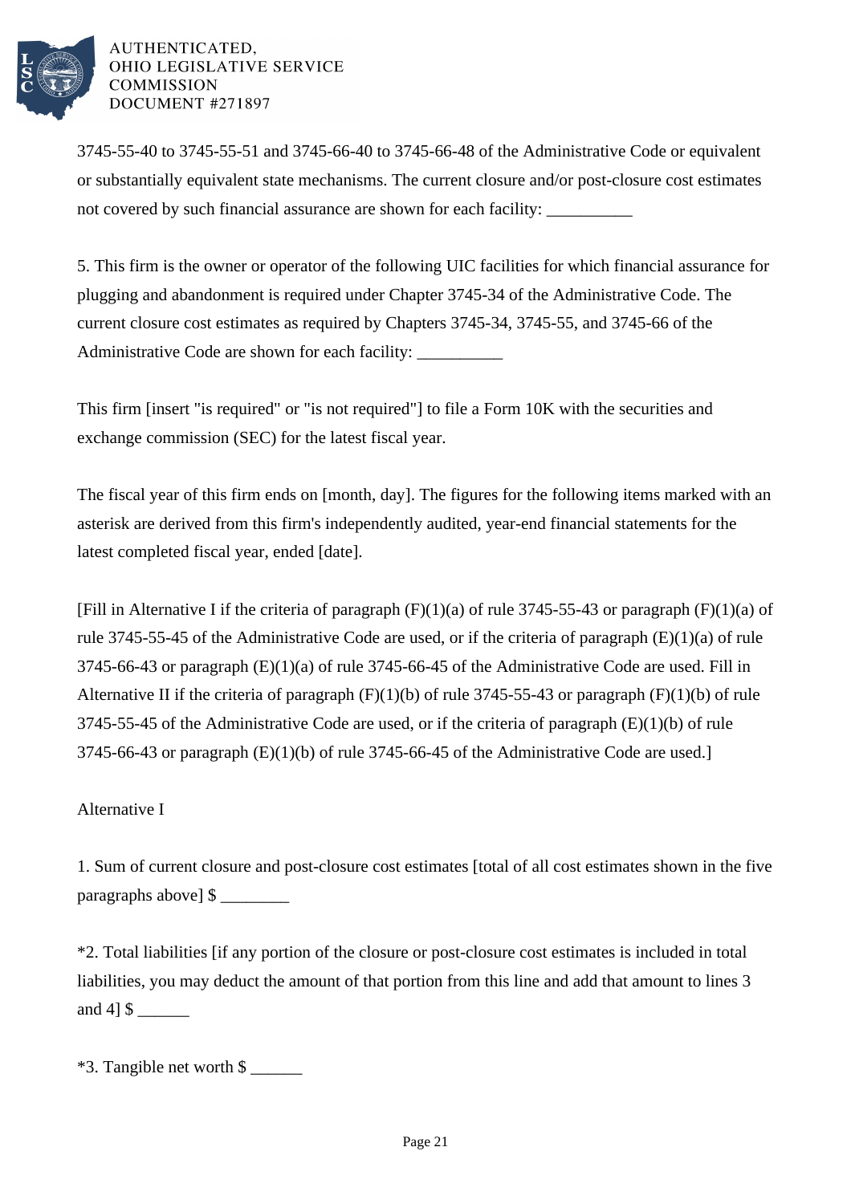3745-55-40 to 3745-55-51 and 3745-66-40 to 3745-66-48 of the Administrative Code or equivalent or substantially equivalent state mechanisms. The current closure and/or post-closure cost estimates not covered by such financial assurance are shown for each facility: __________

5. This firm is the owner or operator of the following UIC facilities for which financial assurance for plugging and abandonment is required under Chapter 3745-34 of the Administrative Code. The current closure cost estimates as required by Chapters 3745-34, 3745-55, and 3745-66 of the Administrative Code are shown for each facility: __________

This firm [insert "is required" or "is not required"] to file a Form 10K with the securities and exchange commission (SEC) for the latest fiscal year.

The fiscal year of this firm ends on [month, day]. The figures for the following items marked with an asterisk are derived from this firm's independently audited, year-end financial statements for the latest completed fiscal year, ended [date].

[Fill in Alternative I if the criteria of paragraph (F)(1)(a) of rule 3745-55-43 or paragraph (F)(1)(a) of rule 3745-55-45 of the Administrative Code are used, or if the criteria of paragraph (E)(1)(a) of rule 3745-66-43 or paragraph (E)(1)(a) of rule 3745-66-45 of the Administrative Code are used. Fill in Alternative II if the criteria of paragraph (F)(1)(b) of rule 3745-55-43 or paragraph (F)(1)(b) of rule 3745-55-45 of the Administrative Code are used, or if the criteria of paragraph (E)(1)(b) of rule 3745-66-43 or paragraph (E)(1)(b) of rule 3745-66-45 of the Administrative Code are used.]

Alternative I

1. Sum of current closure and post-closure cost estimates [total of all cost estimates shown in the five paragraphs above] $ ________

*2. Total liabilities [if any portion of the closure or post-closure cost estimates is included in total liabilities, you may deduct the amount of that portion from this line and add that amount to lines 3 and 4] $ ______

*3. Tangible net worth $ ______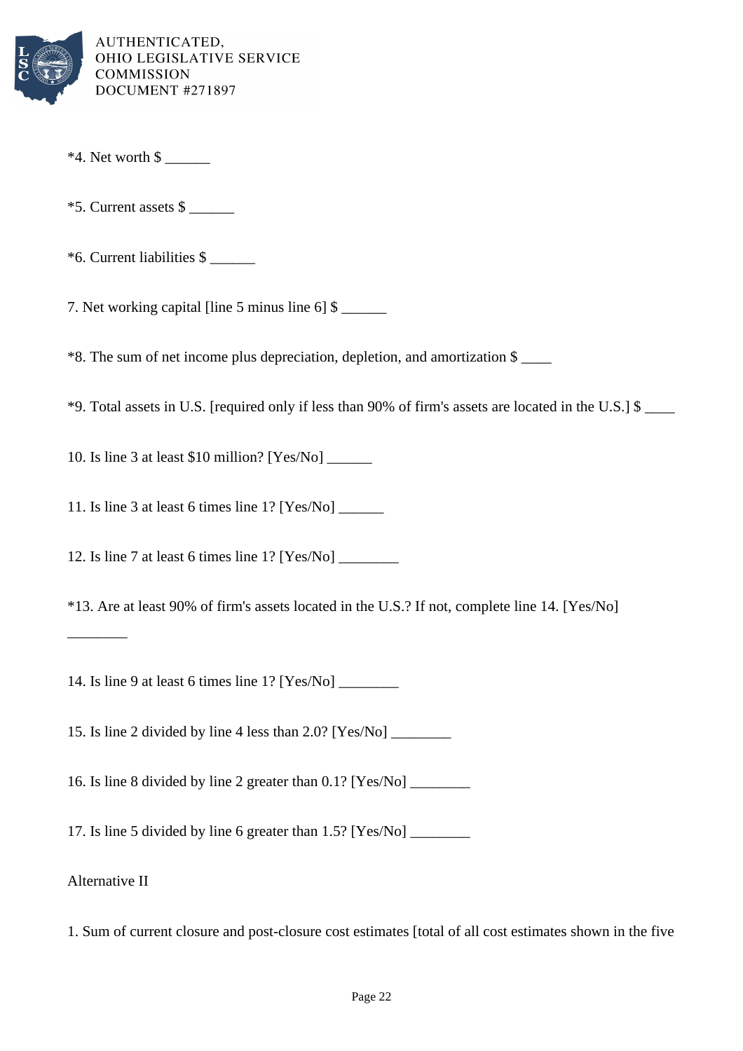*4. Net worth $ ______

*5. Current assets $ ______

*6. Current liabilities $ ______

7. Net working capital [line 5 minus line 6] $ ______

*8. The sum of net income plus depreciation, depletion, and amortization $ ____

*9. Total assets in U.S. [required only if less than 90% of firm's assets are located in the U.S.] $ ____

10. Is line 3 at least $10 million? [Yes/No] ______

11. Is line 3 at least 6 times line 1? [Yes/No] ______

12. Is line 7 at least 6 times line 1? [Yes/No] ________

*13. Are at least 90% of firm's assets located in the U.S.? If not, complete line 14. [Yes/No] ________

14. Is line 9 at least 6 times line 1? [Yes/No] ________

15. Is line 2 divided by line 4 less than 2.0? [Yes/No] ________

16. Is line 8 divided by line 2 greater than 0.1? [Yes/No] ________

17. Is line 5 divided by line 6 greater than 1.5? [Yes/No] ________

Alternative II

1. Sum of current closure and post-closure cost estimates [total of all cost estimates shown in the five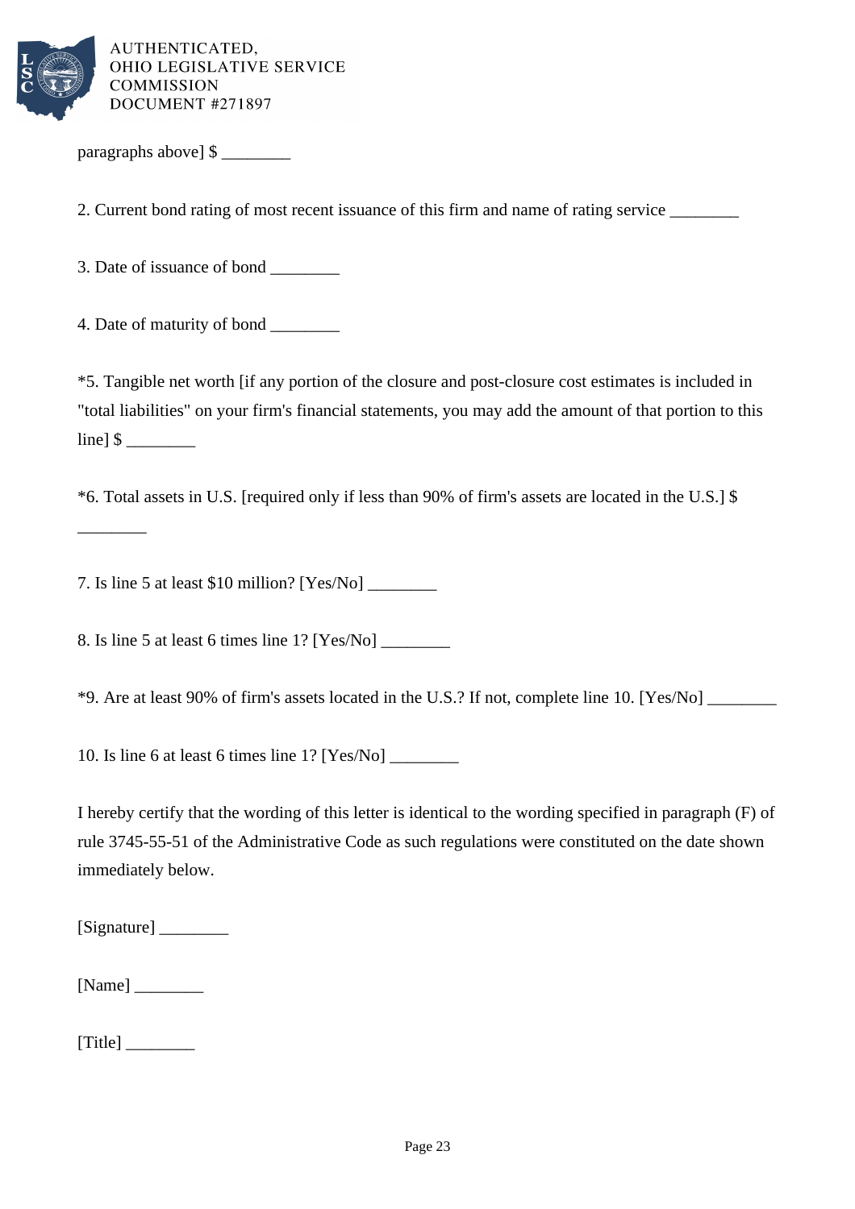paragraphs above] $ ________

2. Current bond rating of most recent issuance of this firm and name of rating service ________

3. Date of issuance of bond ________

4. Date of maturity of bond ________

*5. Tangible net worth [if any portion of the closure and post-closure cost estimates is included in "total liabilities" on your firm's financial statements, you may add the amount of that portion to this line] $ ________

*6. Total assets in U.S. [required only if less than 90% of firm's assets are located in the U.S.] $ ________

7. Is line 5 at least $10 million? [Yes/No] ________

8. Is line 5 at least 6 times line 1? [Yes/No] ________

*9. Are at least 90% of firm's assets located in the U.S.? If not, complete line 10. [Yes/No] ________

10. Is line 6 at least 6 times line 1? [Yes/No] ________

I hereby certify that the wording of this letter is identical to the wording specified in paragraph (F) of rule 3745-55-51 of the Administrative Code as such regulations were constituted on the date shown immediately below.

[Signature] ________

[Name] ________

[Title] ________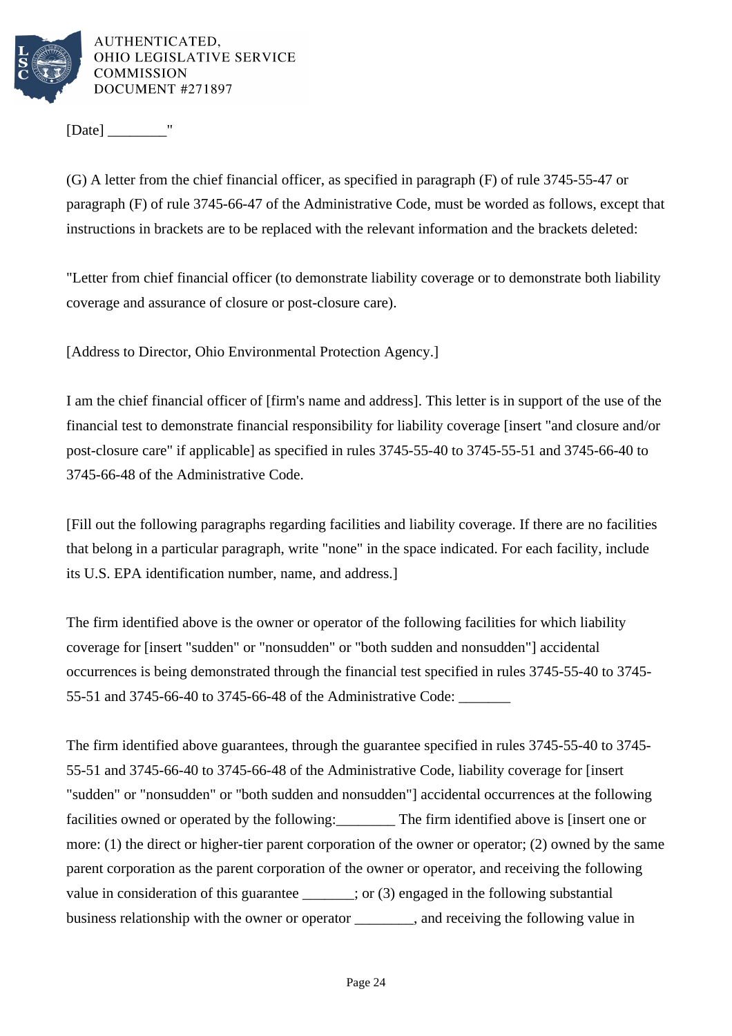[Date] ________"

(G) A letter from the chief financial officer, as specified in paragraph (F) of rule 3745-55-47 or paragraph (F) of rule 3745-66-47 of the Administrative Code, must be worded as follows, except that instructions in brackets are to be replaced with the relevant information and the brackets deleted:

"Letter from chief financial officer (to demonstrate liability coverage or to demonstrate both liability coverage and assurance of closure or post-closure care).

[Address to Director, Ohio Environmental Protection Agency.]

I am the chief financial officer of [firm's name and address]. This letter is in support of the use of the financial test to demonstrate financial responsibility for liability coverage [insert "and closure and/or post-closure care" if applicable] as specified in rules 3745-55-40 to 3745-55-51 and 3745-66-40 to 3745-66-48 of the Administrative Code.

[Fill out the following paragraphs regarding facilities and liability coverage. If there are no facilities that belong in a particular paragraph, write "none" in the space indicated. For each facility, include its U.S. EPA identification number, name, and address.]

The firm identified above is the owner or operator of the following facilities for which liability coverage for [insert "sudden" or "nonsudden" or "both sudden and nonsudden"] accidental occurrences is being demonstrated through the financial test specified in rules 3745-55-40 to 3745-55-51 and 3745-66-40 to 3745-66-48 of the Administrative Code: _______

The firm identified above guarantees, through the guarantee specified in rules 3745-55-40 to 3745-55-51 and 3745-66-40 to 3745-66-48 of the Administrative Code, liability coverage for [insert "sudden" or "nonsudden" or "both sudden and nonsudden"] accidental occurrences at the following facilities owned or operated by the following:________ The firm identified above is [insert one or more: (1) the direct or higher-tier parent corporation of the owner or operator; (2) owned by the same parent corporation as the parent corporation of the owner or operator, and receiving the following value in consideration of this guarantee _______; or (3) engaged in the following substantial business relationship with the owner or operator ________, and receiving the following value in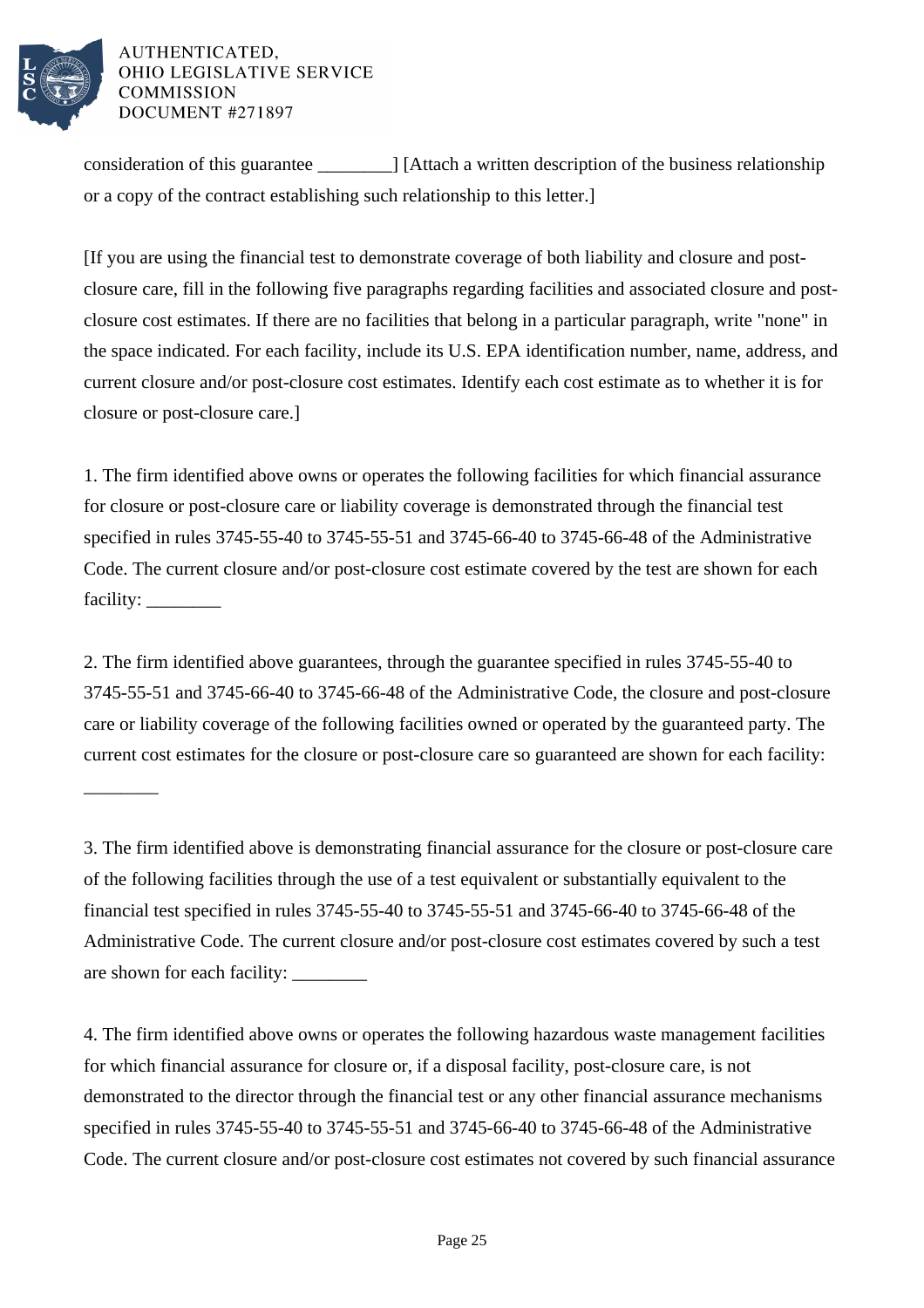consideration of this guarantee ________] [Attach a written description of the business relationship or a copy of the contract establishing such relationship to this letter.]

[If you are using the financial test to demonstrate coverage of both liability and closure and post-closure care, fill in the following five paragraphs regarding facilities and associated closure and post-closure cost estimates. If there are no facilities that belong in a particular paragraph, write "none" in the space indicated. For each facility, include its U.S. EPA identification number, name, address, and current closure and/or post-closure cost estimates. Identify each cost estimate as to whether it is for closure or post-closure care.]

1. The firm identified above owns or operates the following facilities for which financial assurance for closure or post-closure care or liability coverage is demonstrated through the financial test specified in rules 3745-55-40 to 3745-55-51 and 3745-66-40 to 3745-66-48 of the Administrative Code. The current closure and/or post-closure cost estimate covered by the test are shown for each facility: ________

2. The firm identified above guarantees, through the guarantee specified in rules 3745-55-40 to 3745-55-51 and 3745-66-40 to 3745-66-48 of the Administrative Code, the closure and post-closure care or liability coverage of the following facilities owned or operated by the guaranteed party. The current cost estimates for the closure or post-closure care so guaranteed are shown for each facility: ________

3. The firm identified above is demonstrating financial assurance for the closure or post-closure care of the following facilities through the use of a test equivalent or substantially equivalent to the financial test specified in rules 3745-55-40 to 3745-55-51 and 3745-66-40 to 3745-66-48 of the Administrative Code. The current closure and/or post-closure cost estimates covered by such a test are shown for each facility: ________

4. The firm identified above owns or operates the following hazardous waste management facilities for which financial assurance for closure or, if a disposal facility, post-closure care, is not demonstrated to the director through the financial test or any other financial assurance mechanisms specified in rules 3745-55-40 to 3745-55-51 and 3745-66-40 to 3745-66-48 of the Administrative Code. The current closure and/or post-closure cost estimates not covered by such financial assurance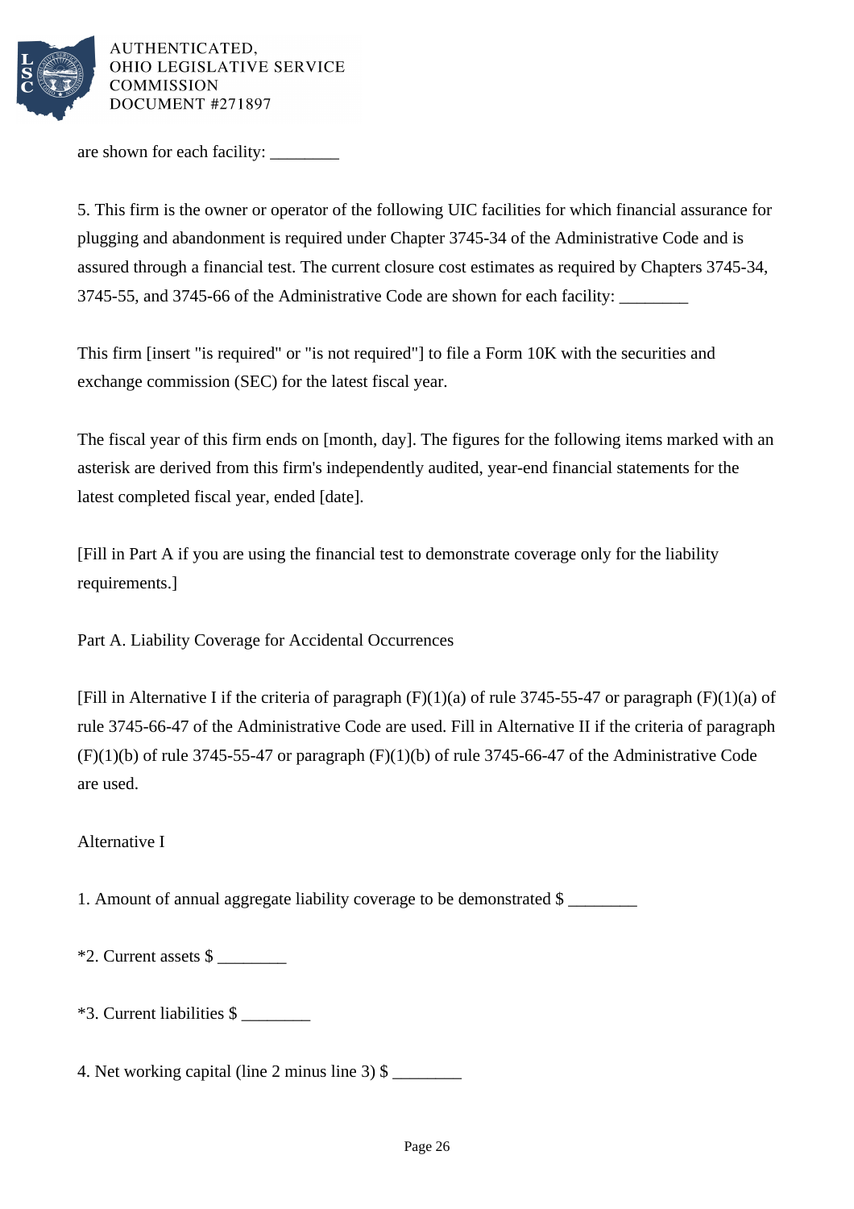are shown for each facility: ________

5. This firm is the owner or operator of the following UIC facilities for which financial assurance for plugging and abandonment is required under Chapter 3745-34 of the Administrative Code and is assured through a financial test. The current closure cost estimates as required by Chapters 3745-34, 3745-55, and 3745-66 of the Administrative Code are shown for each facility: ________

This firm [insert "is required" or "is not required"] to file a Form 10K with the securities and exchange commission (SEC) for the latest fiscal year.

The fiscal year of this firm ends on [month, day]. The figures for the following items marked with an asterisk are derived from this firm's independently audited, year-end financial statements for the latest completed fiscal year, ended [date].

[Fill in Part A if you are using the financial test to demonstrate coverage only for the liability requirements.]

Part A. Liability Coverage for Accidental Occurrences

[Fill in Alternative I if the criteria of paragraph (F)(1)(a) of rule 3745-55-47 or paragraph (F)(1)(a) of rule 3745-66-47 of the Administrative Code are used. Fill in Alternative II if the criteria of paragraph (F)(1)(b) of rule 3745-55-47 or paragraph (F)(1)(b) of rule 3745-66-47 of the Administrative Code are used.

Alternative I

1. Amount of annual aggregate liability coverage to be demonstrated $ ________

*2. Current assets $ ________

*3. Current liabilities $ ________

4. Net working capital (line 2 minus line 3) $ ________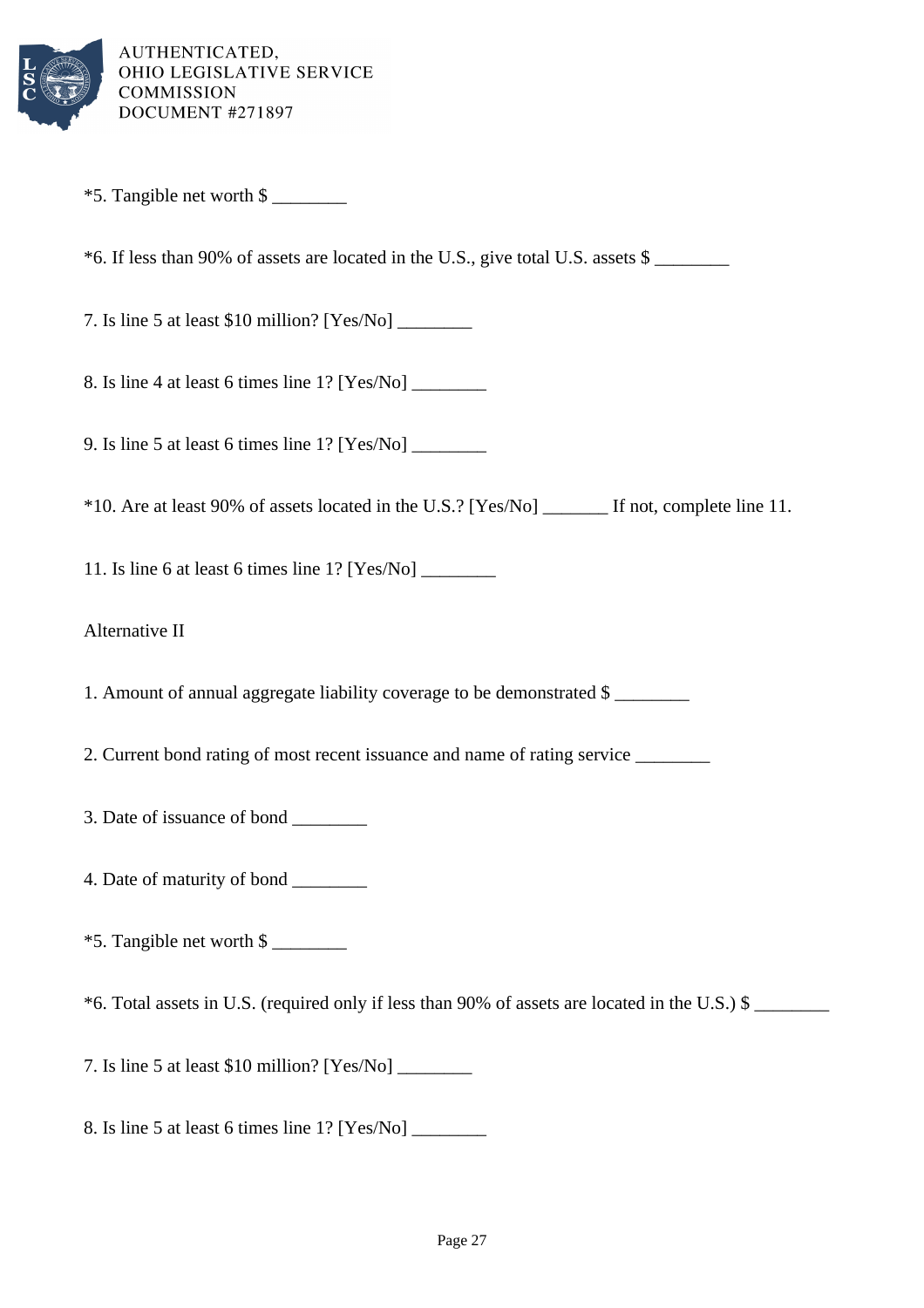*5. Tangible net worth $ ________

*6. If less than 90% of assets are located in the U.S., give total U.S. assets $ ________

7. Is line 5 at least $10 million? [Yes/No] ________

8. Is line 4 at least 6 times line 1? [Yes/No] ________

9. Is line 5 at least 6 times line 1? [Yes/No] ________

*10. Are at least 90% of assets located in the U.S.? [Yes/No] _______ If not, complete line 11.

11. Is line 6 at least 6 times line 1? [Yes/No] ________

Alternative II

1. Amount of annual aggregate liability coverage to be demonstrated $ ________

2. Current bond rating of most recent issuance and name of rating service ________

3. Date of issuance of bond ________

4. Date of maturity of bond ________

*5. Tangible net worth $ ________

*6. Total assets in U.S. (required only if less than 90% of assets are located in the U.S.) $ ________

7. Is line 5 at least $10 million? [Yes/No] ________

8. Is line 5 at least 6 times line 1? [Yes/No] ________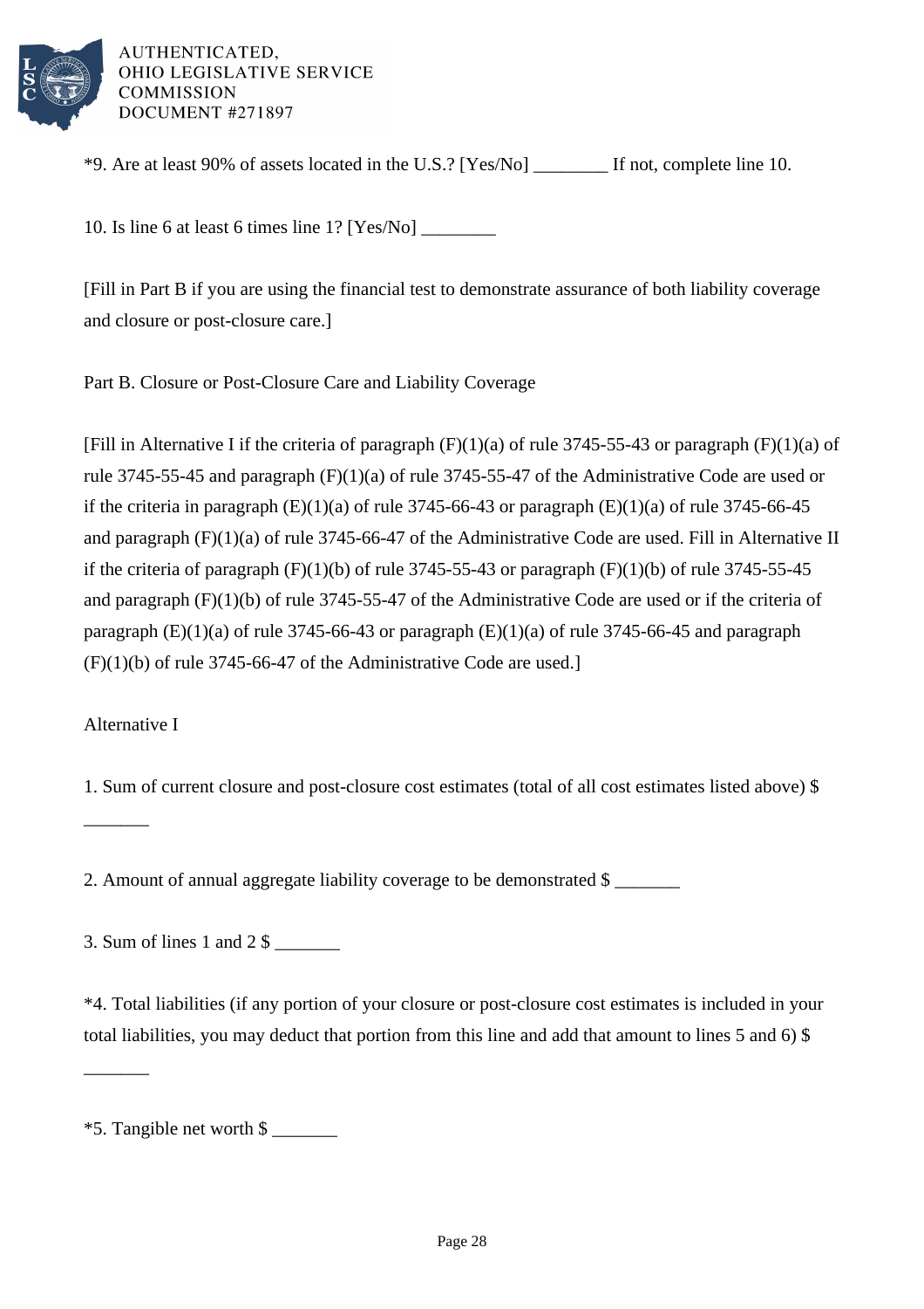*9. Are at least 90% of assets located in the U.S.? [Yes/No] ________ If not, complete line 10.

10. Is line 6 at least 6 times line 1? [Yes/No] ________

[Fill in Part B if you are using the financial test to demonstrate assurance of both liability coverage and closure or post-closure care.]

Part B. Closure or Post-Closure Care and Liability Coverage

[Fill in Alternative I if the criteria of paragraph (F)(1)(a) of rule 3745-55-43 or paragraph (F)(1)(a) of rule 3745-55-45 and paragraph (F)(1)(a) of rule 3745-55-47 of the Administrative Code are used or if the criteria in paragraph (E)(1)(a) of rule 3745-66-43 or paragraph (E)(1)(a) of rule 3745-66-45 and paragraph (F)(1)(a) of rule 3745-66-47 of the Administrative Code are used. Fill in Alternative II if the criteria of paragraph (F)(1)(b) of rule 3745-55-43 or paragraph (F)(1)(b) of rule 3745-55-45 and paragraph (F)(1)(b) of rule 3745-55-47 of the Administrative Code are used or if the criteria of paragraph (E)(1)(a) of rule 3745-66-43 or paragraph (E)(1)(a) of rule 3745-66-45 and paragraph (F)(1)(b) of rule 3745-66-47 of the Administrative Code are used.]

Alternative I

1. Sum of current closure and post-closure cost estimates (total of all cost estimates listed above) $ _______

2. Amount of annual aggregate liability coverage to be demonstrated $ _______

3. Sum of lines 1 and 2 $ _______

*4. Total liabilities (if any portion of your closure or post-closure cost estimates is included in your total liabilities, you may deduct that portion from this line and add that amount to lines 5 and 6) $ _______

*5. Tangible net worth $ _______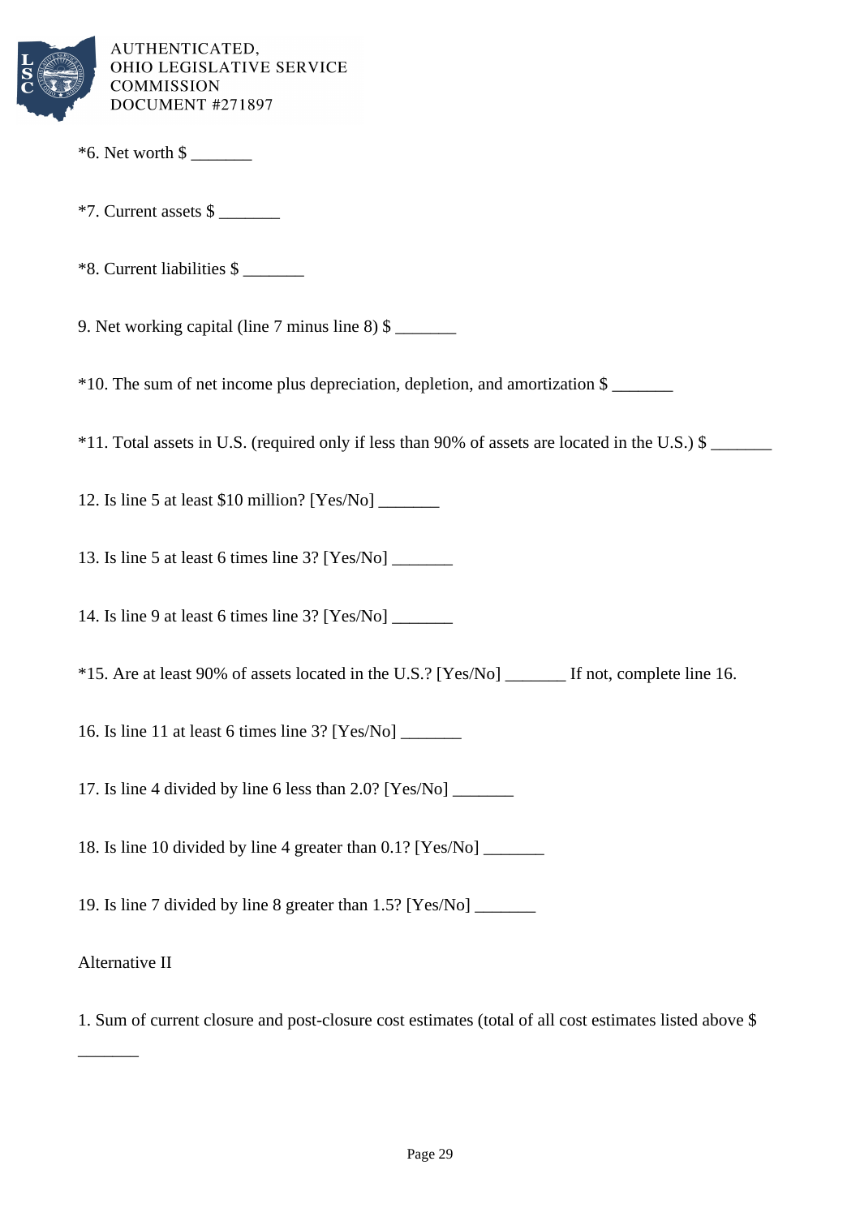*6. Net worth $ _______

*7. Current assets $ _______

*8. Current liabilities $ _______

9. Net working capital (line 7 minus line 8) $ _______

*10. The sum of net income plus depreciation, depletion, and amortization $ _______

*11. Total assets in U.S. (required only if less than 90% of assets are located in the U.S.) $ _______

12. Is line 5 at least $10 million? [Yes/No] _______

13. Is line 5 at least 6 times line 3? [Yes/No] _______

14. Is line 9 at least 6 times line 3? [Yes/No] _______

*15. Are at least 90% of assets located in the U.S.? [Yes/No] _______ If not, complete line 16.

16. Is line 11 at least 6 times line 3? [Yes/No] _______

17. Is line 4 divided by line 6 less than 2.0? [Yes/No] _______

18. Is line 10 divided by line 4 greater than 0.1? [Yes/No] _______

19. Is line 7 divided by line 8 greater than 1.5? [Yes/No] _______

Alternative II

1. Sum of current closure and post-closure cost estimates (total of all cost estimates listed above $ _______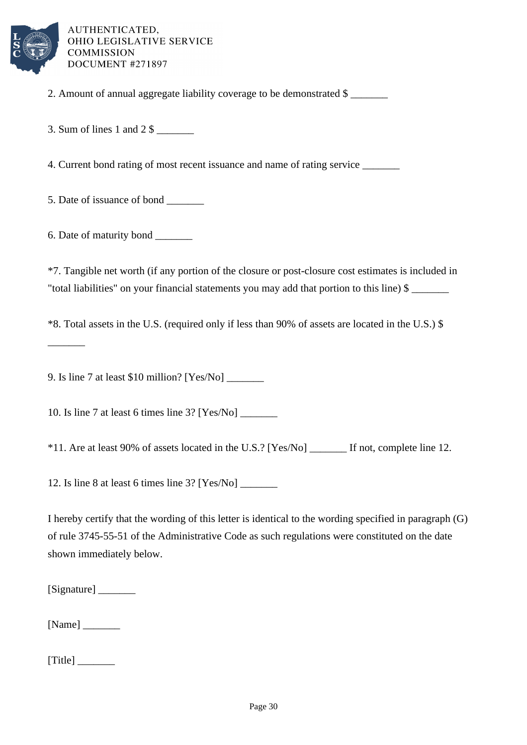2. Amount of annual aggregate liability coverage to be demonstrated $ _______

3. Sum of lines 1 and 2 $ _______

4. Current bond rating of most recent issuance and name of rating service _______

5. Date of issuance of bond _______

6. Date of maturity bond _______

*7. Tangible net worth (if any portion of the closure or post-closure cost estimates is included in "total liabilities" on your financial statements you may add that portion to this line) $ _______

*8. Total assets in the U.S. (required only if less than 90% of assets are located in the U.S.) $ _______

9. Is line 7 at least $10 million? [Yes/No] _______

10. Is line 7 at least 6 times line 3? [Yes/No] _______

*11. Are at least 90% of assets located in the U.S.? [Yes/No] _______ If not, complete line 12.

12. Is line 8 at least 6 times line 3? [Yes/No] _______

I hereby certify that the wording of this letter is identical to the wording specified in paragraph (G) of rule 3745-55-51 of the Administrative Code as such regulations were constituted on the date shown immediately below.

[Signature] _______

[Name] _______

[Title] _______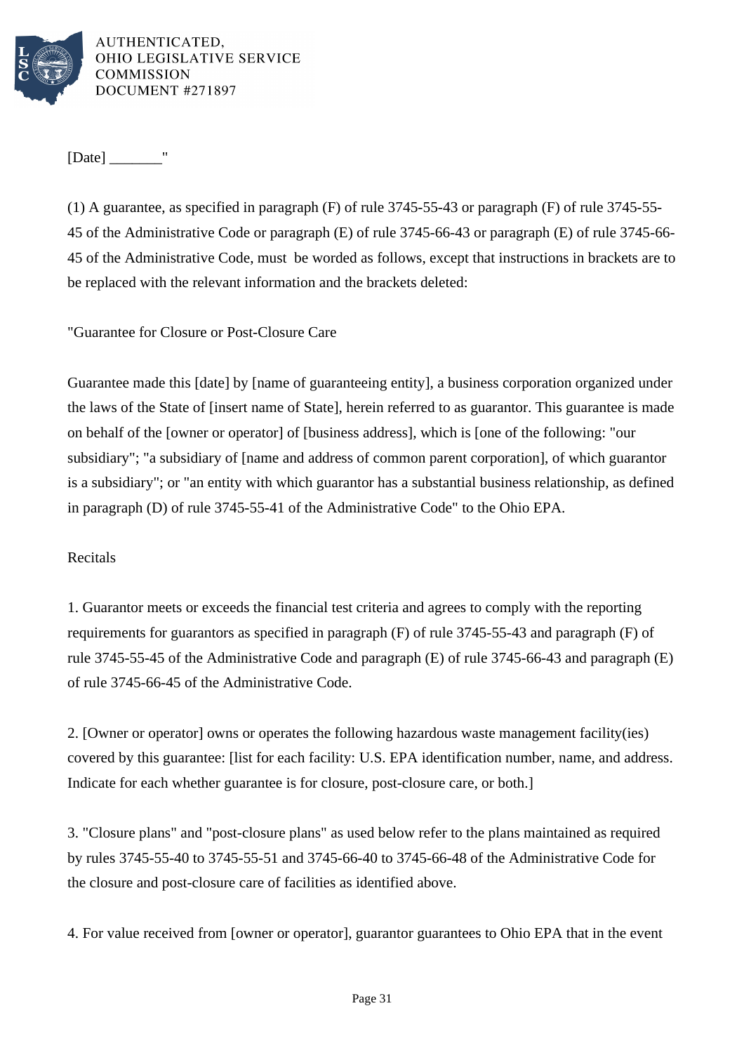[Date] _______"

(1) A guarantee, as specified in paragraph (F) of rule 3745-55-43 or paragraph (F) of rule 3745-55-45 of the Administrative Code or paragraph (E) of rule 3745-66-43 or paragraph (E) of rule 3745-66-45 of the Administrative Code, must be worded as follows, except that instructions in brackets are to be replaced with the relevant information and the brackets deleted:

"Guarantee for Closure or Post-Closure Care

Guarantee made this [date] by [name of guaranteeing entity], a business corporation organized under the laws of the State of [insert name of State], herein referred to as guarantor. This guarantee is made on behalf of the [owner or operator] of [business address], which is [one of the following: "our subsidiary"; "a subsidiary of [name and address of common parent corporation], of which guarantor is a subsidiary"; or "an entity with which guarantor has a substantial business relationship, as defined in paragraph (D) of rule 3745-55-41 of the Administrative Code" to the Ohio EPA.

Recitals

1. Guarantor meets or exceeds the financial test criteria and agrees to comply with the reporting requirements for guarantors as specified in paragraph (F) of rule 3745-55-43 and paragraph (F) of rule 3745-55-45 of the Administrative Code and paragraph (E) of rule 3745-66-43 and paragraph (E) of rule 3745-66-45 of the Administrative Code.

2. [Owner or operator] owns or operates the following hazardous waste management facility(ies) covered by this guarantee: [list for each facility: U.S. EPA identification number, name, and address. Indicate for each whether guarantee is for closure, post-closure care, or both.]

3. "Closure plans" and "post-closure plans" as used below refer to the plans maintained as required by rules 3745-55-40 to 3745-55-51 and 3745-66-40 to 3745-66-48 of the Administrative Code for the closure and post-closure care of facilities as identified above.

4. For value received from [owner or operator], guarantor guarantees to Ohio EPA that in the event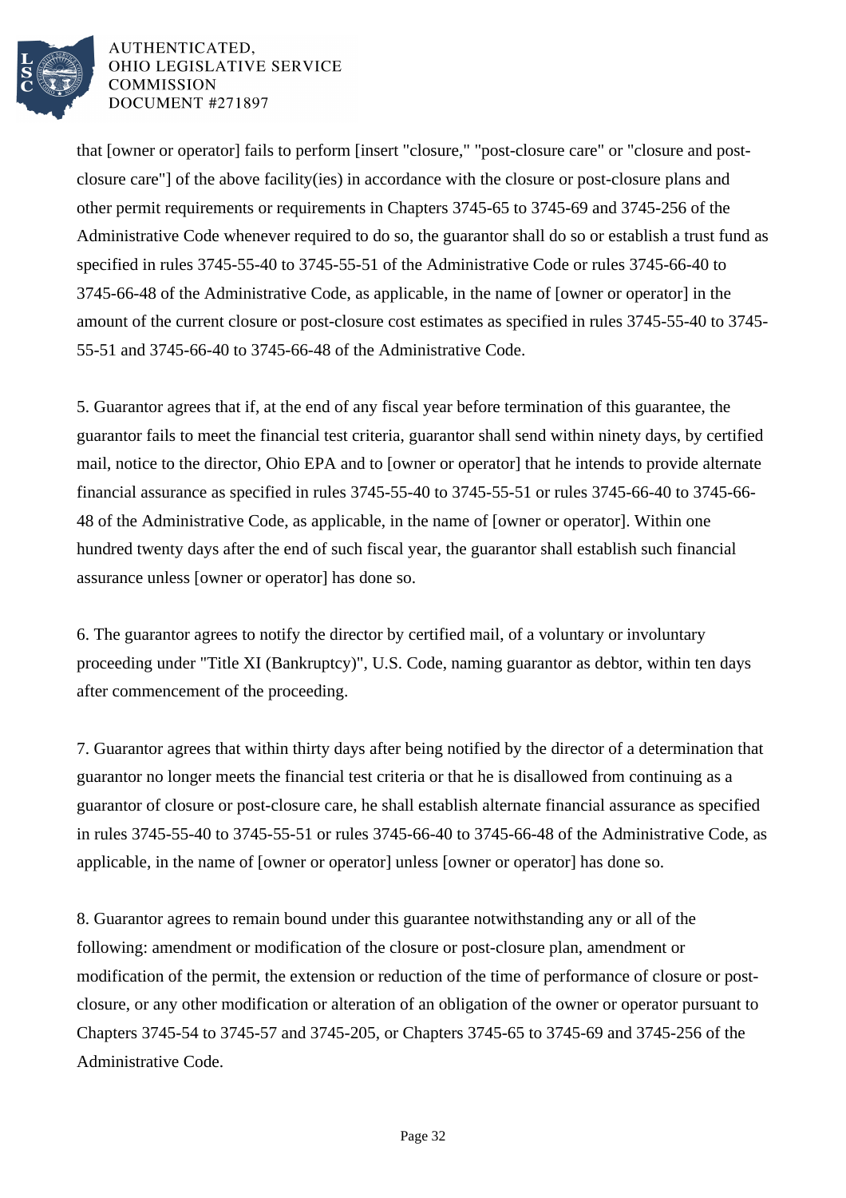that [owner or operator] fails to perform [insert "closure," "post-closure care" or "closure and post-closure care"] of the above facility(ies) in accordance with the closure or post-closure plans and other permit requirements or requirements in Chapters 3745-65 to 3745-69 and 3745-256 of the Administrative Code whenever required to do so, the guarantor shall do so or establish a trust fund as specified in rules 3745-55-40 to 3745-55-51 of the Administrative Code or rules 3745-66-40 to 3745-66-48 of the Administrative Code, as applicable, in the name of [owner or operator] in the amount of the current closure or post-closure cost estimates as specified in rules 3745-55-40 to 3745-55-51 and 3745-66-40 to 3745-66-48 of the Administrative Code.

5. Guarantor agrees that if, at the end of any fiscal year before termination of this guarantee, the guarantor fails to meet the financial test criteria, guarantor shall send within ninety days, by certified mail, notice to the director, Ohio EPA and to [owner or operator] that he intends to provide alternate financial assurance as specified in rules 3745-55-40 to 3745-55-51 or rules 3745-66-40 to 3745-66-48 of the Administrative Code, as applicable, in the name of [owner or operator]. Within one hundred twenty days after the end of such fiscal year, the guarantor shall establish such financial assurance unless [owner or operator] has done so.

6. The guarantor agrees to notify the director by certified mail, of a voluntary or involuntary proceeding under "Title XI (Bankruptcy)", U.S. Code, naming guarantor as debtor, within ten days after commencement of the proceeding.

7. Guarantor agrees that within thirty days after being notified by the director of a determination that guarantor no longer meets the financial test criteria or that he is disallowed from continuing as a guarantor of closure or post-closure care, he shall establish alternate financial assurance as specified in rules 3745-55-40 to 3745-55-51 or rules 3745-66-40 to 3745-66-48 of the Administrative Code, as applicable, in the name of [owner or operator] unless [owner or operator] has done so.

8. Guarantor agrees to remain bound under this guarantee notwithstanding any or all of the following: amendment or modification of the closure or post-closure plan, amendment or modification of the permit, the extension or reduction of the time of performance of closure or post-closure, or any other modification or alteration of an obligation of the owner or operator pursuant to Chapters 3745-54 to 3745-57 and 3745-205, or Chapters 3745-65 to 3745-69 and 3745-256 of the Administrative Code.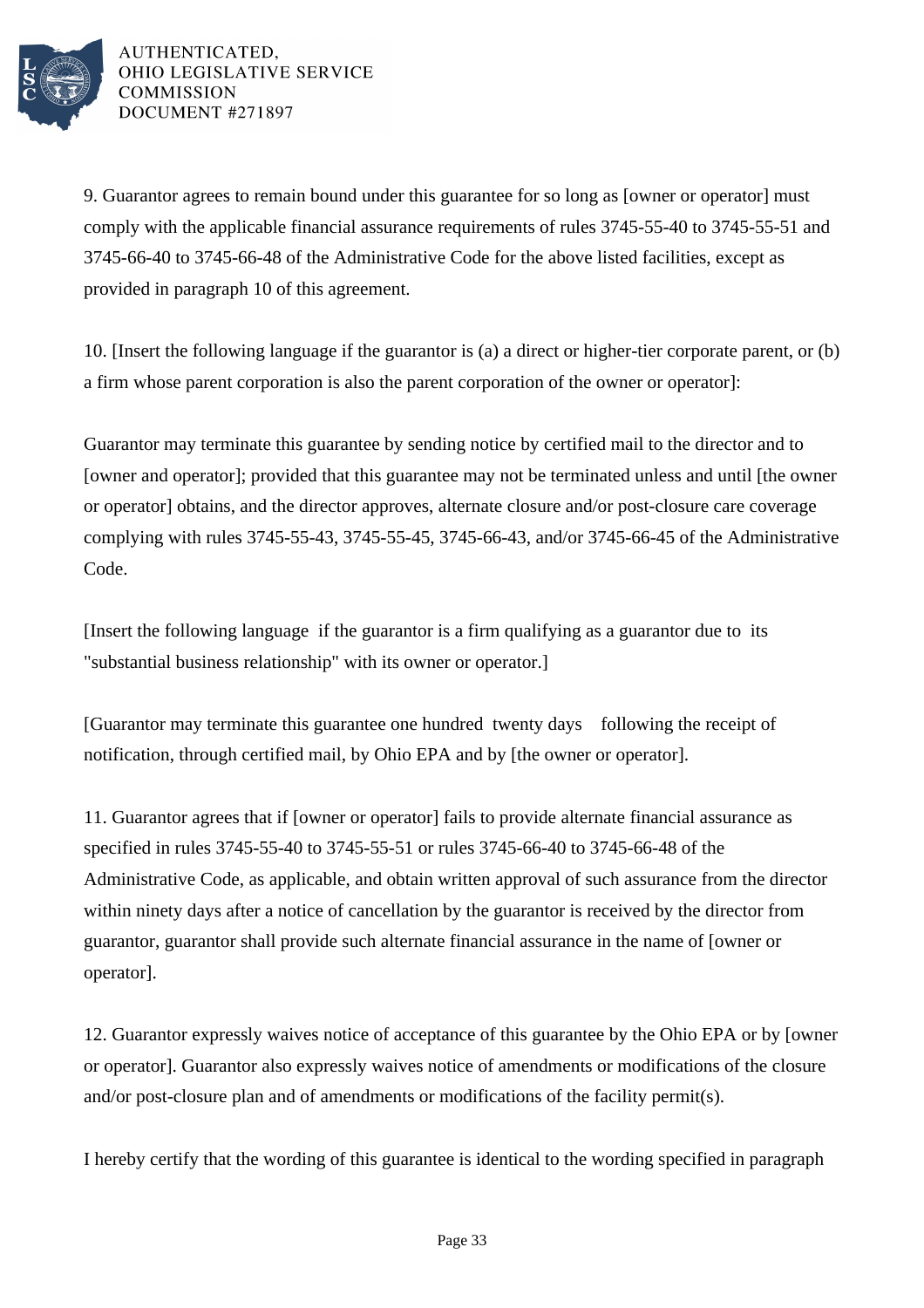9. Guarantor agrees to remain bound under this guarantee for so long as [owner or operator] must comply with the applicable financial assurance requirements of rules 3745-55-40 to 3745-55-51 and 3745-66-40 to 3745-66-48 of the Administrative Code for the above listed facilities, except as provided in paragraph 10 of this agreement.

10. [Insert the following language if the guarantor is (a) a direct or higher-tier corporate parent, or (b) a firm whose parent corporation is also the parent corporation of the owner or operator]:

Guarantor may terminate this guarantee by sending notice by certified mail to the director and to [owner and operator]; provided that this guarantee may not be terminated unless and until [the owner or operator] obtains, and the director approves, alternate closure and/or post-closure care coverage complying with rules 3745-55-43, 3745-55-45, 3745-66-43, and/or 3745-66-45 of the Administrative Code.

[Insert the following language if the guarantor is a firm qualifying as a guarantor due to its "substantial business relationship" with its owner or operator.]

[Guarantor may terminate this guarantee one hundred twenty days following the receipt of notification, through certified mail, by Ohio EPA and by [the owner or operator].

11. Guarantor agrees that if [owner or operator] fails to provide alternate financial assurance as specified in rules 3745-55-40 to 3745-55-51 or rules 3745-66-40 to 3745-66-48 of the Administrative Code, as applicable, and obtain written approval of such assurance from the director within ninety days after a notice of cancellation by the guarantor is received by the director from guarantor, guarantor shall provide such alternate financial assurance in the name of [owner or operator].

12. Guarantor expressly waives notice of acceptance of this guarantee by the Ohio EPA or by [owner or operator]. Guarantor also expressly waives notice of amendments or modifications of the closure and/or post-closure plan and of amendments or modifications of the facility permit(s).

I hereby certify that the wording of this guarantee is identical to the wording specified in paragraph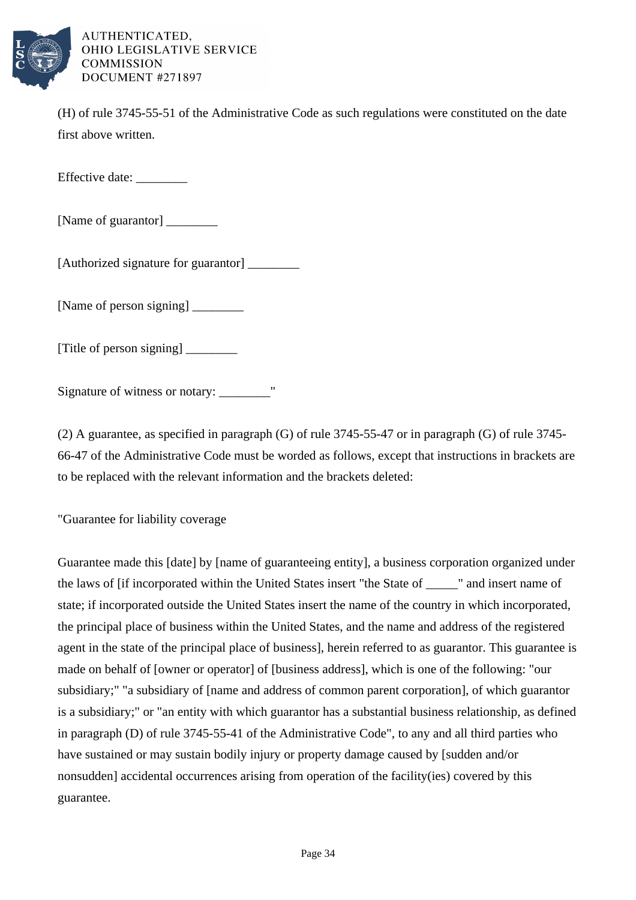(H) of rule 3745-55-51 of the Administrative Code as such regulations were constituted on the date first above written.

Effective date: ________

[Name of guarantor] ________

[Authorized signature for guarantor] ________

[Name of person signing] ________

[Title of person signing] ________

Signature of witness or notary: ________"

(2) A guarantee, as specified in paragraph (G) of rule 3745-55-47 or in paragraph (G) of rule 3745-66-47 of the Administrative Code must be worded as follows, except that instructions in brackets are to be replaced with the relevant information and the brackets deleted:

"Guarantee for liability coverage

Guarantee made this [date] by [name of guaranteeing entity], a business corporation organized under the laws of [if incorporated within the United States insert "the State of _____" and insert name of state; if incorporated outside the United States insert the name of the country in which incorporated, the principal place of business within the United States, and the name and address of the registered agent in the state of the principal place of business], herein referred to as guarantor. This guarantee is made on behalf of [owner or operator] of [business address], which is one of the following: "our subsidiary;" "a subsidiary of [name and address of common parent corporation], of which guarantor is a subsidiary;" or "an entity with which guarantor has a substantial business relationship, as defined in paragraph (D) of rule 3745-55-41 of the Administrative Code", to any and all third parties who have sustained or may sustain bodily injury or property damage caused by [sudden and/or nonsudden] accidental occurrences arising from operation of the facility(ies) covered by this guarantee.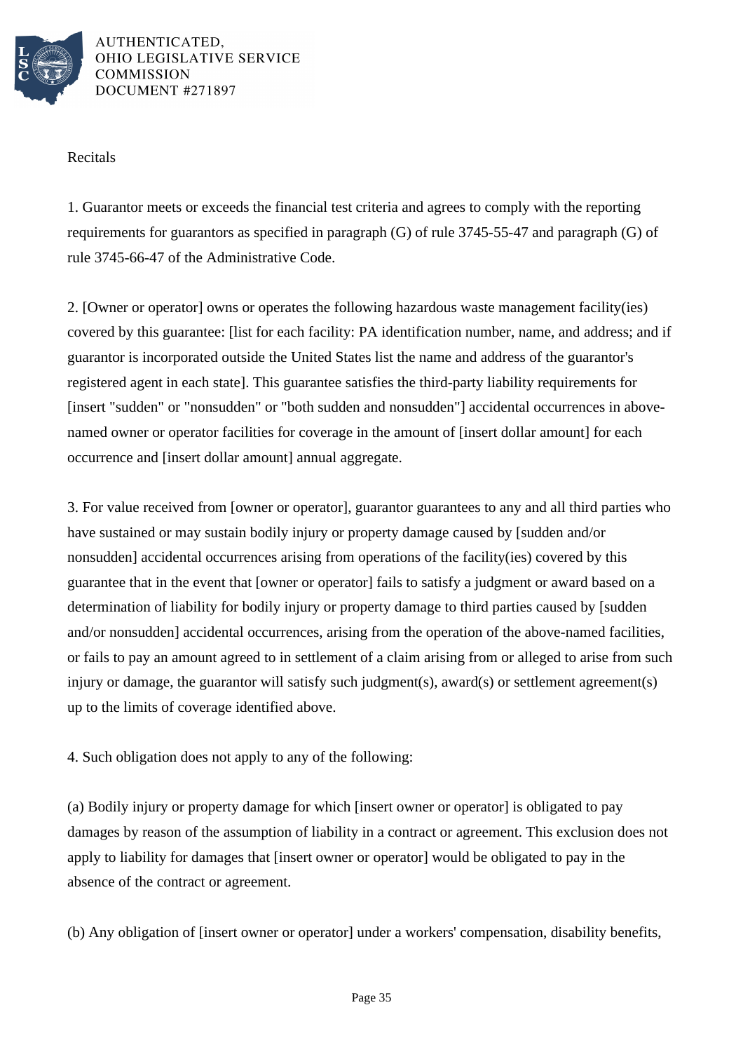Recitals

1. Guarantor meets or exceeds the financial test criteria and agrees to comply with the reporting requirements for guarantors as specified in paragraph (G) of rule 3745-55-47 and paragraph (G) of rule 3745-66-47 of the Administrative Code.

2. [Owner or operator] owns or operates the following hazardous waste management facility(ies) covered by this guarantee: [list for each facility: PA identification number, name, and address; and if guarantor is incorporated outside the United States list the name and address of the guarantor's registered agent in each state]. This guarantee satisfies the third-party liability requirements for [insert "sudden" or "nonsudden" or "both sudden and nonsudden"] accidental occurrences in above-named owner or operator facilities for coverage in the amount of [insert dollar amount] for each occurrence and [insert dollar amount] annual aggregate.

3. For value received from [owner or operator], guarantor guarantees to any and all third parties who have sustained or may sustain bodily injury or property damage caused by [sudden and/or nonsudden] accidental occurrences arising from operations of the facility(ies) covered by this guarantee that in the event that [owner or operator] fails to satisfy a judgment or award based on a determination of liability for bodily injury or property damage to third parties caused by [sudden and/or nonsudden] accidental occurrences, arising from the operation of the above-named facilities, or fails to pay an amount agreed to in settlement of a claim arising from or alleged to arise from such injury or damage, the guarantor will satisfy such judgment(s), award(s) or settlement agreement(s) up to the limits of coverage identified above.

4. Such obligation does not apply to any of the following:

(a) Bodily injury or property damage for which [insert owner or operator] is obligated to pay damages by reason of the assumption of liability in a contract or agreement. This exclusion does not apply to liability for damages that [insert owner or operator] would be obligated to pay in the absence of the contract or agreement.

(b) Any obligation of [insert owner or operator] under a workers' compensation, disability benefits,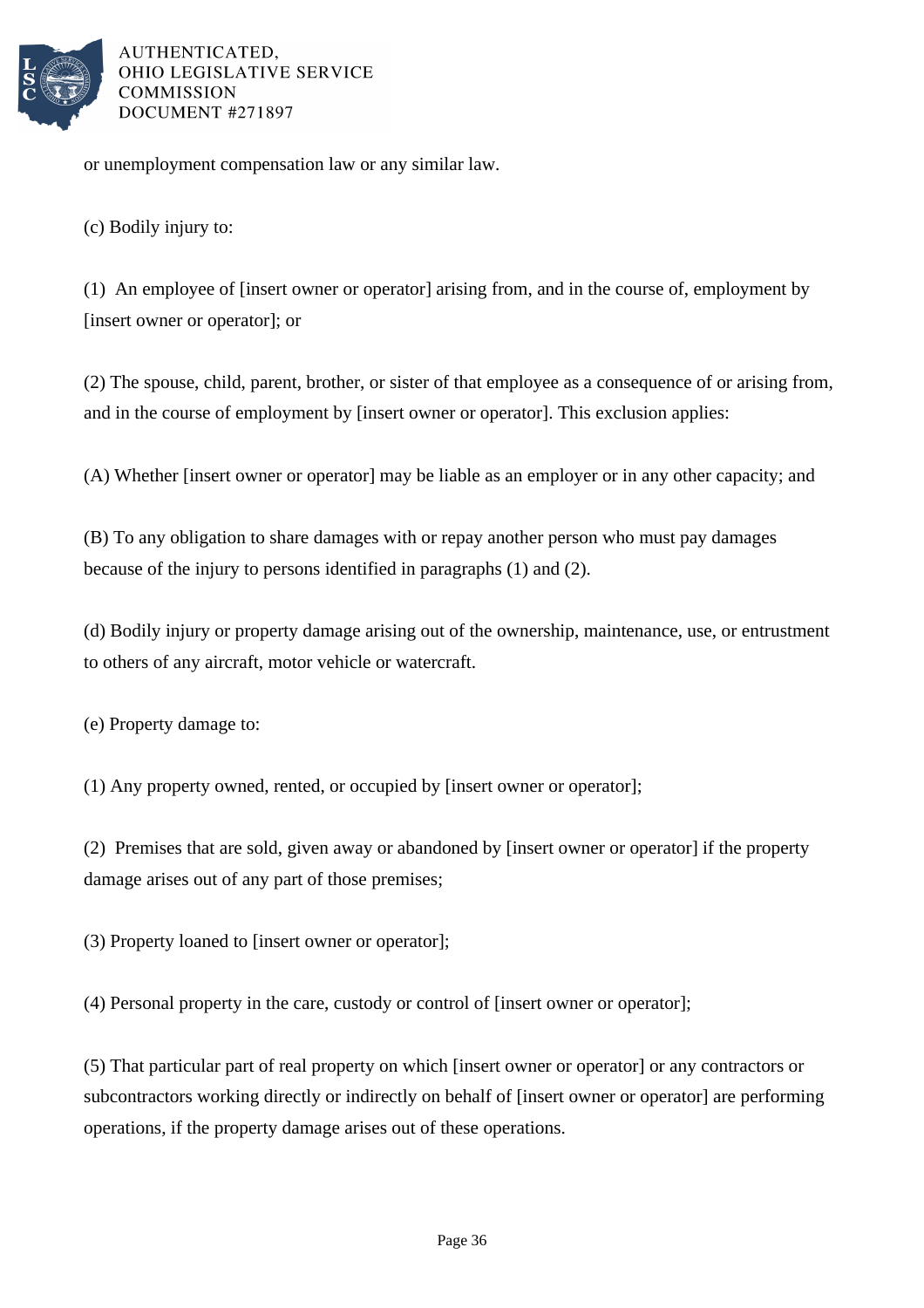or unemployment compensation law or any similar law.

(c) Bodily injury to:

(1) An employee of [insert owner or operator] arising from, and in the course of, employment by [insert owner or operator]; or

(2) The spouse, child, parent, brother, or sister of that employee as a consequence of or arising from, and in the course of employment by [insert owner or operator]. This exclusion applies:

(A) Whether [insert owner or operator] may be liable as an employer or in any other capacity; and

(B) To any obligation to share damages with or repay another person who must pay damages because of the injury to persons identified in paragraphs (1) and (2).

(d) Bodily injury or property damage arising out of the ownership, maintenance, use, or entrustment to others of any aircraft, motor vehicle or watercraft.

(e) Property damage to:

(1) Any property owned, rented, or occupied by [insert owner or operator];

(2) Premises that are sold, given away or abandoned by [insert owner or operator] if the property damage arises out of any part of those premises;

(3) Property loaned to [insert owner or operator];

(4) Personal property in the care, custody or control of [insert owner or operator];

(5) That particular part of real property on which [insert owner or operator] or any contractors or subcontractors working directly or indirectly on behalf of [insert owner or operator] are performing operations, if the property damage arises out of these operations.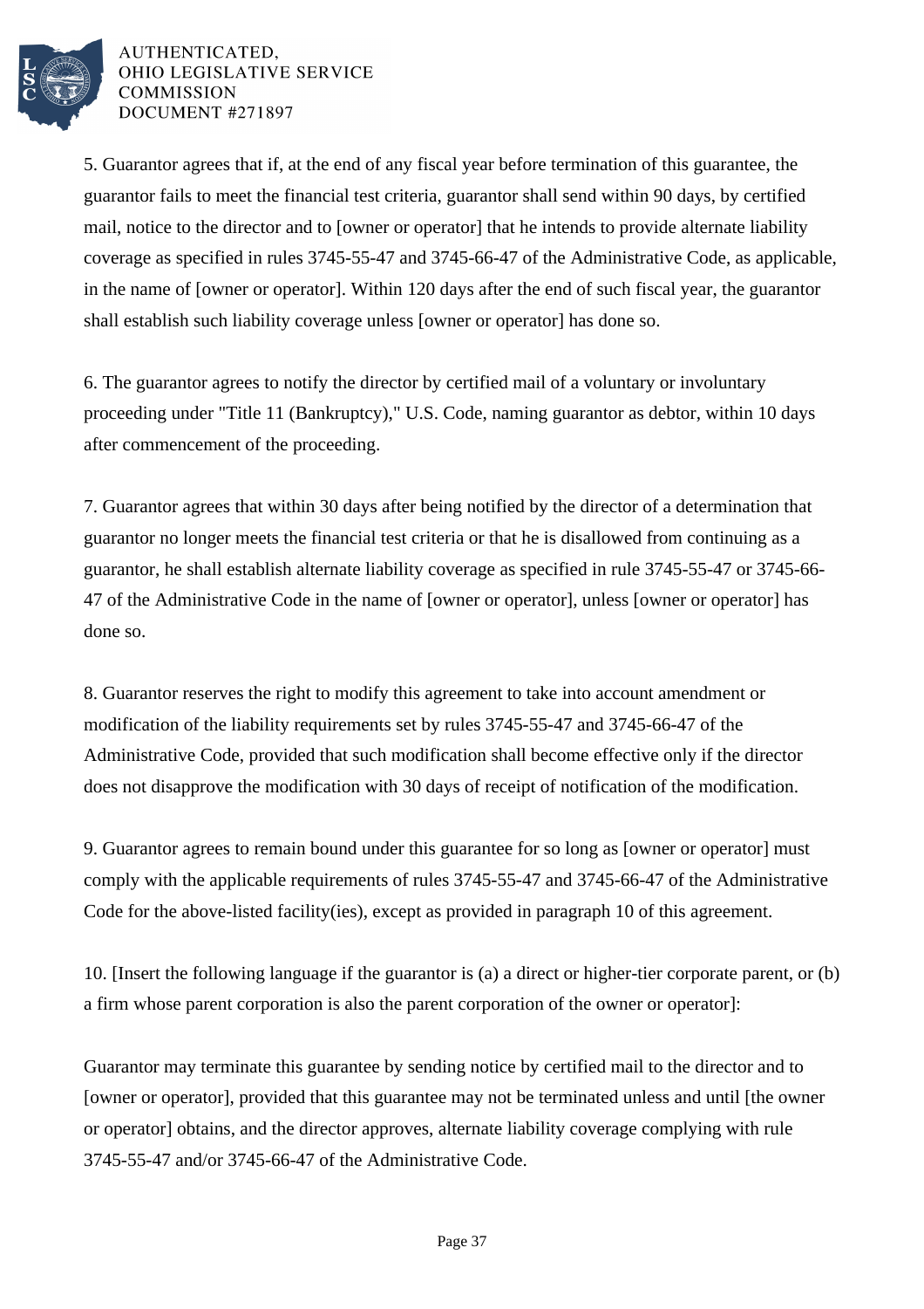5. Guarantor agrees that if, at the end of any fiscal year before termination of this guarantee, the guarantor fails to meet the financial test criteria, guarantor shall send within 90 days, by certified mail, notice to the director and to [owner or operator] that he intends to provide alternate liability coverage as specified in rules 3745-55-47 and 3745-66-47 of the Administrative Code, as applicable, in the name of [owner or operator]. Within 120 days after the end of such fiscal year, the guarantor shall establish such liability coverage unless [owner or operator] has done so.

6. The guarantor agrees to notify the director by certified mail of a voluntary or involuntary proceeding under "Title 11 (Bankruptcy)," U.S. Code, naming guarantor as debtor, within 10 days after commencement of the proceeding.

7. Guarantor agrees that within 30 days after being notified by the director of a determination that guarantor no longer meets the financial test criteria or that he is disallowed from continuing as a guarantor, he shall establish alternate liability coverage as specified in rule 3745-55-47 or 3745-66-47 of the Administrative Code in the name of [owner or operator], unless [owner or operator] has done so.

8. Guarantor reserves the right to modify this agreement to take into account amendment or modification of the liability requirements set by rules 3745-55-47 and 3745-66-47 of the Administrative Code, provided that such modification shall become effective only if the director does not disapprove the modification with 30 days of receipt of notification of the modification.

9. Guarantor agrees to remain bound under this guarantee for so long as [owner or operator] must comply with the applicable requirements of rules 3745-55-47 and 3745-66-47 of the Administrative Code for the above-listed facility(ies), except as provided in paragraph 10 of this agreement.

10. [Insert the following language if the guarantor is (a) a direct or higher-tier corporate parent, or (b) a firm whose parent corporation is also the parent corporation of the owner or operator]:

Guarantor may terminate this guarantee by sending notice by certified mail to the director and to [owner or operator], provided that this guarantee may not be terminated unless and until [the owner or operator] obtains, and the director approves, alternate liability coverage complying with rule 3745-55-47 and/or 3745-66-47 of the Administrative Code.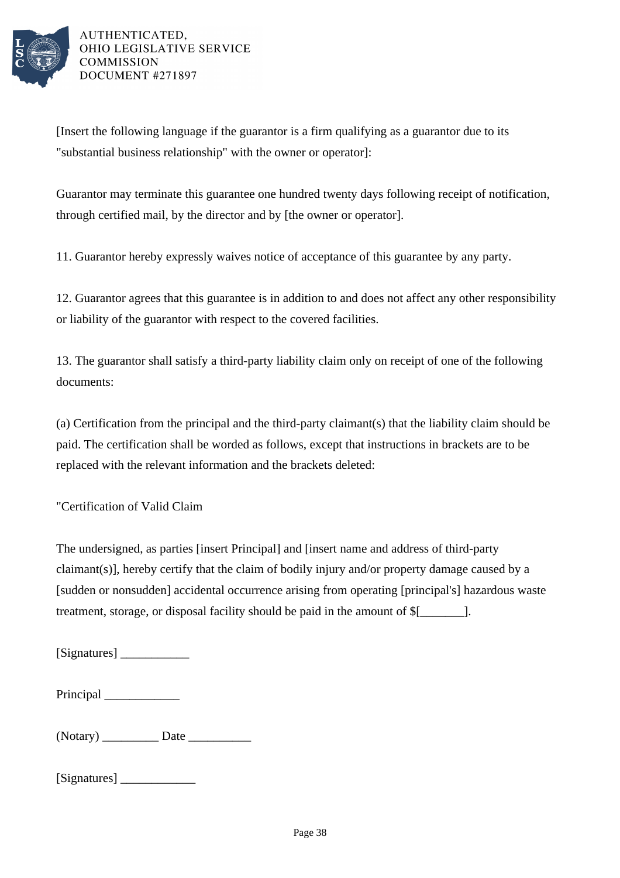[Insert the following language if the guarantor is a firm qualifying as a guarantor due to its "substantial business relationship" with the owner or operator]:

Guarantor may terminate this guarantee one hundred twenty days following receipt of notification, through certified mail, by the director and by [the owner or operator].

11. Guarantor hereby expressly waives notice of acceptance of this guarantee by any party.

12. Guarantor agrees that this guarantee is in addition to and does not affect any other responsibility or liability of the guarantor with respect to the covered facilities.

13. The guarantor shall satisfy a third-party liability claim only on receipt of one of the following documents:

(a) Certification from the principal and the third-party claimant(s) that the liability claim should be paid. The certification shall be worded as follows, except that instructions in brackets are to be replaced with the relevant information and the brackets deleted:

"Certification of Valid Claim

The undersigned, as parties [insert Principal] and [insert name and address of third-party claimant(s)], hereby certify that the claim of bodily injury and/or property damage caused by a [sudden or nonsudden] accidental occurrence arising from operating [principal's] hazardous waste treatment, storage, or disposal facility should be paid in the amount of $[_______].

[Signatures] ___________

Principal ____________

(Notary) _________ Date __________

[Signatures] ____________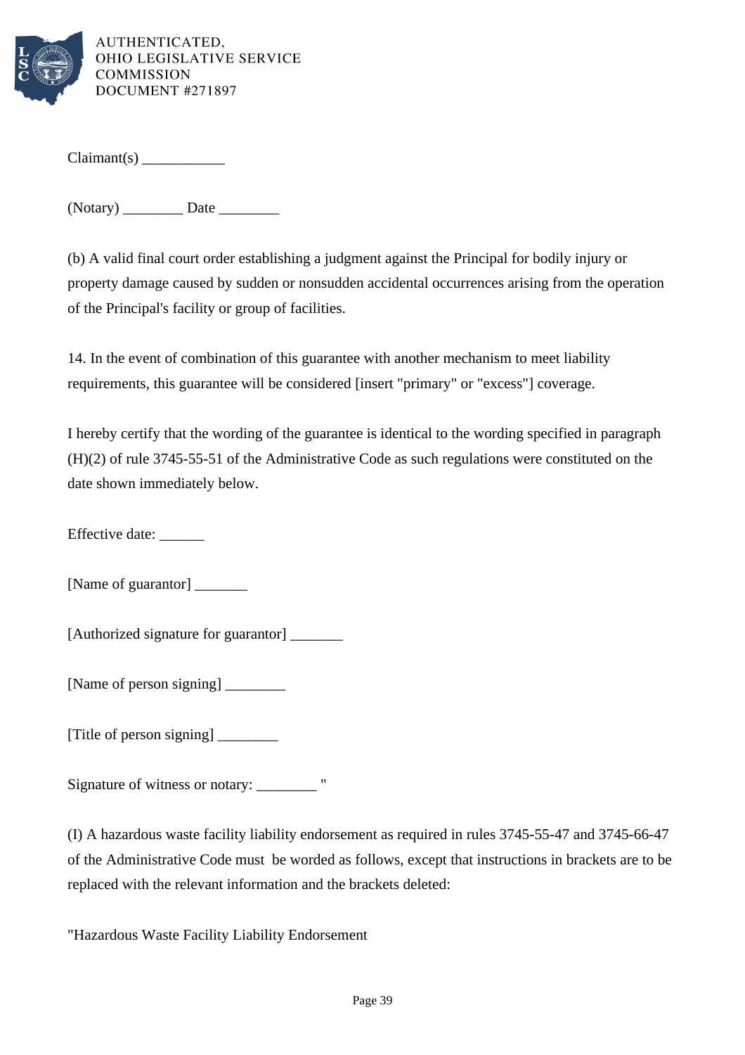Claimant(s) ___________

(Notary) ________ Date ________

(b) A valid final court order establishing a judgment against the Principal for bodily injury or property damage caused by sudden or nonsudden accidental occurrences arising from the operation of the Principal's facility or group of facilities.

14. In the event of combination of this guarantee with another mechanism to meet liability requirements, this guarantee will be considered [insert "primary" or "excess"] coverage.

I hereby certify that the wording of the guarantee is identical to the wording specified in paragraph (H)(2) of rule 3745-55-51 of the Administrative Code as such regulations were constituted on the date shown immediately below.

Effective date: ______

[Name of guarantor] _______

[Authorized signature for guarantor] _______

[Name of person signing] ________

[Title of person signing] ________

Signature of witness or notary: ________ "

(I) A hazardous waste facility liability endorsement as required in rules 3745-55-47 and 3745-66-47 of the Administrative Code must be worded as follows, except that instructions in brackets are to be replaced with the relevant information and the brackets deleted:

"Hazardous Waste Facility Liability Endorsement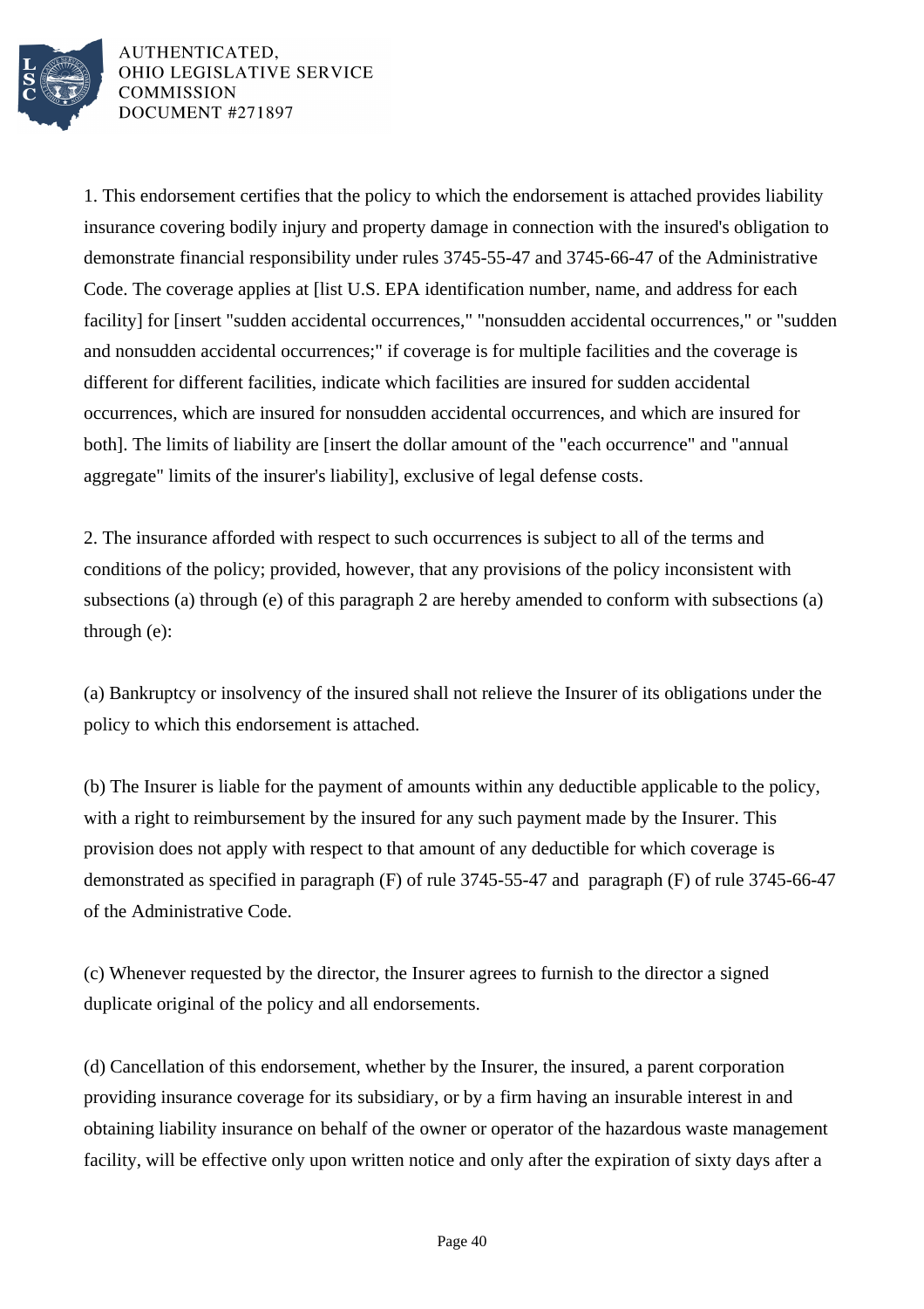1. This endorsement certifies that the policy to which the endorsement is attached provides liability insurance covering bodily injury and property damage in connection with the insured's obligation to demonstrate financial responsibility under rules 3745-55-47 and 3745-66-47 of the Administrative Code. The coverage applies at [list U.S. EPA identification number, name, and address for each facility] for [insert "sudden accidental occurrences," "nonsudden accidental occurrences," or "sudden and nonsudden accidental occurrences;" if coverage is for multiple facilities and the coverage is different for different facilities, indicate which facilities are insured for sudden accidental occurrences, which are insured for nonsudden accidental occurrences, and which are insured for both]. The limits of liability are [insert the dollar amount of the "each occurrence" and "annual aggregate" limits of the insurer's liability], exclusive of legal defense costs.

2. The insurance afforded with respect to such occurrences is subject to all of the terms and conditions of the policy; provided, however, that any provisions of the policy inconsistent with subsections (a) through (e) of this paragraph 2 are hereby amended to conform with subsections (a) through (e):

(a) Bankruptcy or insolvency of the insured shall not relieve the Insurer of its obligations under the policy to which this endorsement is attached.

(b) The Insurer is liable for the payment of amounts within any deductible applicable to the policy, with a right to reimbursement by the insured for any such payment made by the Insurer. This provision does not apply with respect to that amount of any deductible for which coverage is demonstrated as specified in paragraph (F) of rule 3745-55-47 and paragraph (F) of rule 3745-66-47 of the Administrative Code.

(c) Whenever requested by the director, the Insurer agrees to furnish to the director a signed duplicate original of the policy and all endorsements.

(d) Cancellation of this endorsement, whether by the Insurer, the insured, a parent corporation providing insurance coverage for its subsidiary, or by a firm having an insurable interest in and obtaining liability insurance on behalf of the owner or operator of the hazardous waste management facility, will be effective only upon written notice and only after the expiration of sixty days after a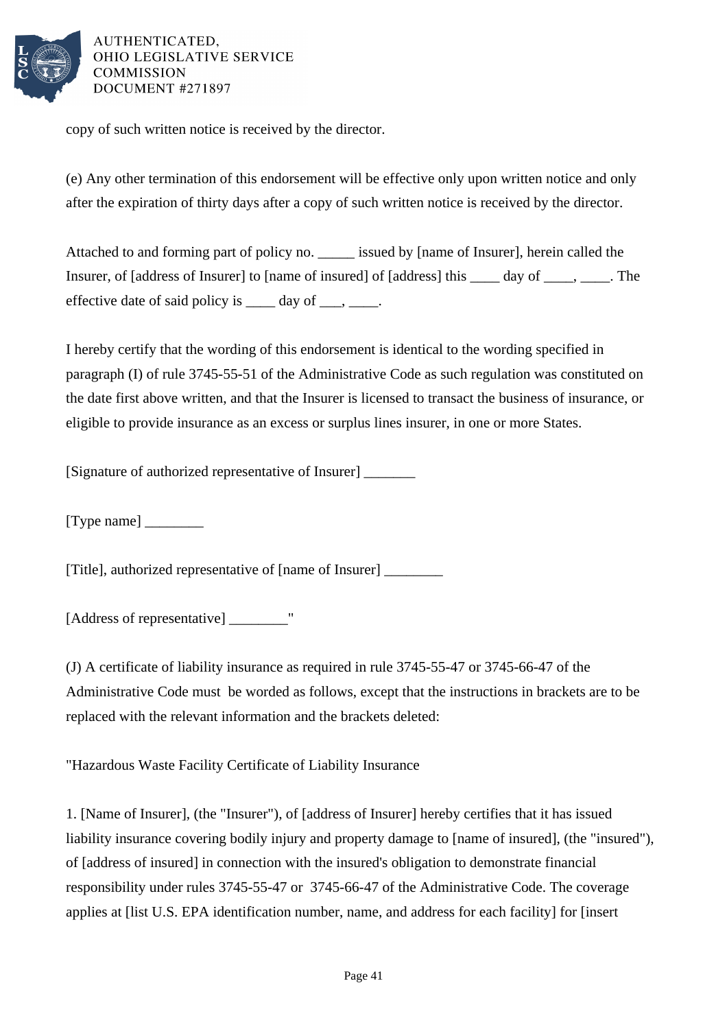copy of such written notice is received by the director.

(e) Any other termination of this endorsement will be effective only upon written notice and only after the expiration of thirty days after a copy of such written notice is received by the director.

Attached to and forming part of policy no. _____ issued by [name of Insurer], herein called the Insurer, of [address of Insurer] to [name of insured] of [address] this ____ day of ____, ____. The effective date of said policy is ____ day of ___, ____.

I hereby certify that the wording of this endorsement is identical to the wording specified in paragraph (I) of rule 3745-55-51 of the Administrative Code as such regulation was constituted on the date first above written, and that the Insurer is licensed to transact the business of insurance, or eligible to provide insurance as an excess or surplus lines insurer, in one or more States.

[Signature of authorized representative of Insurer] _______

[Type name] ________

[Title], authorized representative of [name of Insurer] ________

[Address of representative] ________"

(J) A certificate of liability insurance as required in rule 3745-55-47 or 3745-66-47 of the Administrative Code must be worded as follows, except that the instructions in brackets are to be replaced with the relevant information and the brackets deleted:

"Hazardous Waste Facility Certificate of Liability Insurance

1. [Name of Insurer], (the "Insurer"), of [address of Insurer] hereby certifies that it has issued liability insurance covering bodily injury and property damage to [name of insured], (the "insured"), of [address of insured] in connection with the insured's obligation to demonstrate financial responsibility under rules 3745-55-47 or 3745-66-47 of the Administrative Code. The coverage applies at [list U.S. EPA identification number, name, and address for each facility] for [insert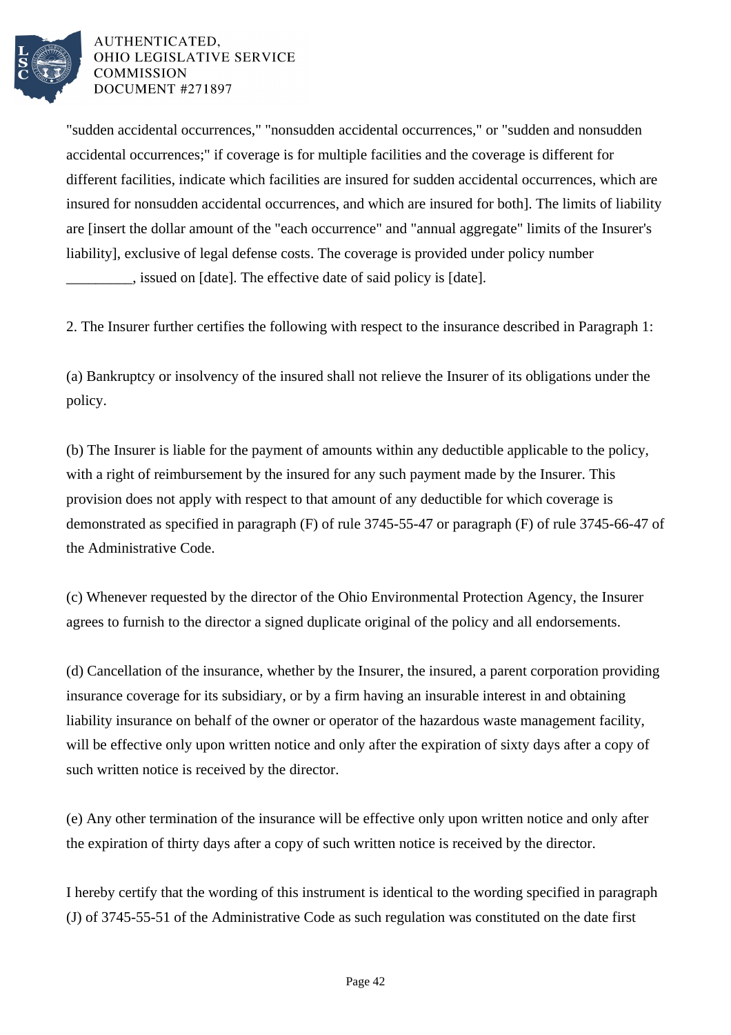"sudden accidental occurrences," "nonsudden accidental occurrences," or "sudden and nonsudden accidental occurrences;" if coverage is for multiple facilities and the coverage is different for different facilities, indicate which facilities are insured for sudden accidental occurrences, which are insured for nonsudden accidental occurrences, and which are insured for both]. The limits of liability are [insert the dollar amount of the "each occurrence" and "annual aggregate" limits of the Insurer's liability], exclusive of legal defense costs. The coverage is provided under policy number _________, issued on [date]. The effective date of said policy is [date].

2. The Insurer further certifies the following with respect to the insurance described in Paragraph 1:

(a) Bankruptcy or insolvency of the insured shall not relieve the Insurer of its obligations under the policy.

(b) The Insurer is liable for the payment of amounts within any deductible applicable to the policy, with a right of reimbursement by the insured for any such payment made by the Insurer. This provision does not apply with respect to that amount of any deductible for which coverage is demonstrated as specified in paragraph (F) of rule 3745-55-47 or paragraph (F) of rule 3745-66-47 of the Administrative Code.

(c) Whenever requested by the director of the Ohio Environmental Protection Agency, the Insurer agrees to furnish to the director a signed duplicate original of the policy and all endorsements.

(d) Cancellation of the insurance, whether by the Insurer, the insured, a parent corporation providing insurance coverage for its subsidiary, or by a firm having an insurable interest in and obtaining liability insurance on behalf of the owner or operator of the hazardous waste management facility, will be effective only upon written notice and only after the expiration of sixty days after a copy of such written notice is received by the director.

(e) Any other termination of the insurance will be effective only upon written notice and only after the expiration of thirty days after a copy of such written notice is received by the director.

I hereby certify that the wording of this instrument is identical to the wording specified in paragraph (J) of 3745-55-51 of the Administrative Code as such regulation was constituted on the date first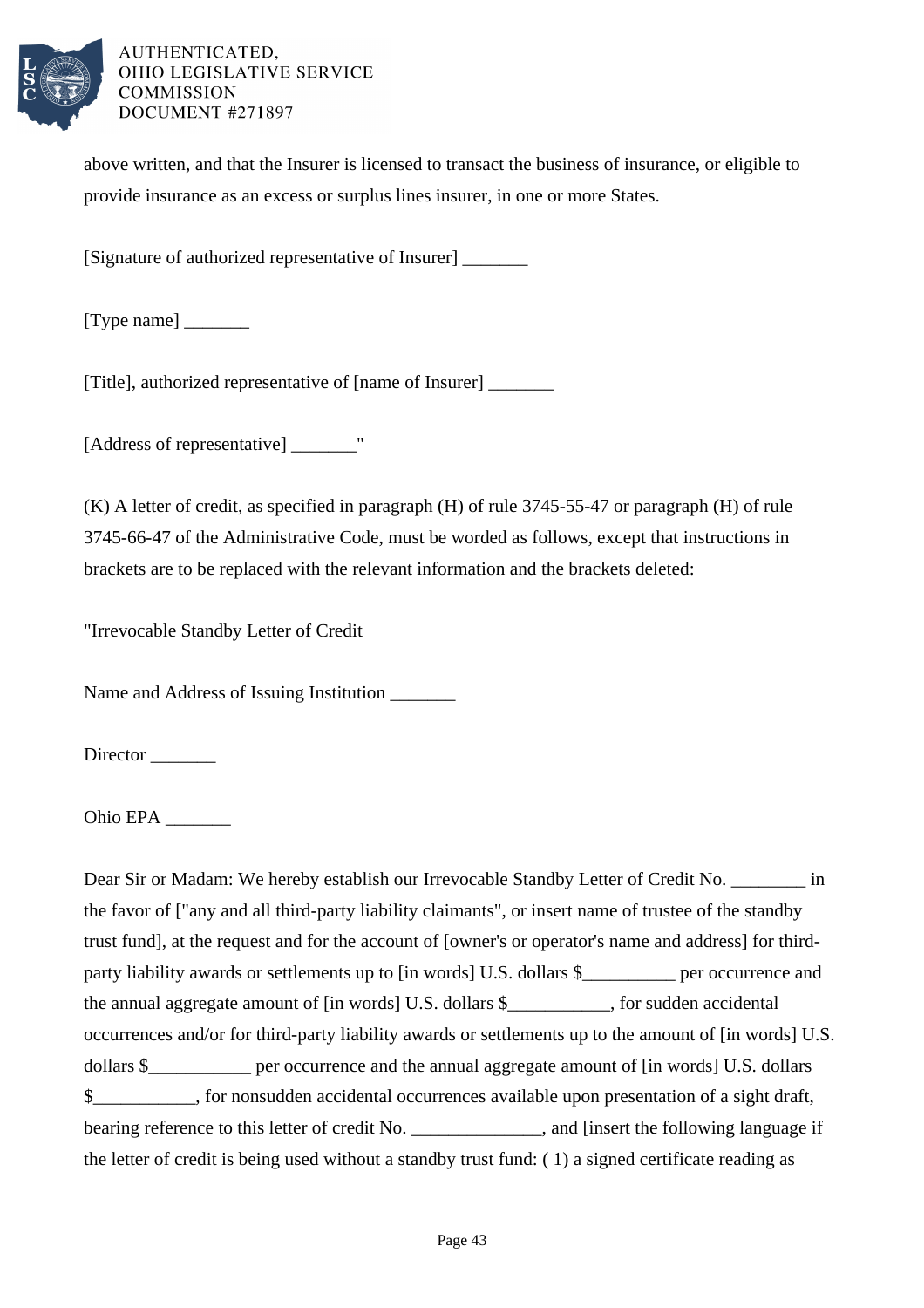above written, and that the Insurer is licensed to transact the business of insurance, or eligible to provide insurance as an excess or surplus lines insurer, in one or more States.

[Signature of authorized representative of Insurer] _______

[Type name] _______

[Title], authorized representative of [name of Insurer] _______

[Address of representative] _______"

(K) A letter of credit, as specified in paragraph (H) of rule 3745-55-47 or paragraph (H) of rule 3745-66-47 of the Administrative Code, must be worded as follows, except that instructions in brackets are to be replaced with the relevant information and the brackets deleted:

"Irrevocable Standby Letter of Credit

Name and Address of Issuing Institution _______

Director _______

Ohio EPA _______

Dear Sir or Madam: We hereby establish our Irrevocable Standby Letter of Credit No. ________ in the favor of ["any and all third-party liability claimants", or insert name of trustee of the standby trust fund], at the request and for the account of [owner's or operator's name and address] for third-party liability awards or settlements up to [in words] U.S. dollars $__________ per occurrence and the annual aggregate amount of [in words] U.S. dollars $___________, for sudden accidental occurrences and/or for third-party liability awards or settlements up to the amount of [in words] U.S. dollars $___________ per occurrence and the annual aggregate amount of [in words] U.S. dollars $___________, for nonsudden accidental occurrences available upon presentation of a sight draft, bearing reference to this letter of credit No. ______________, and [insert the following language if the letter of credit is being used without a standby trust fund: ( 1) a signed certificate reading as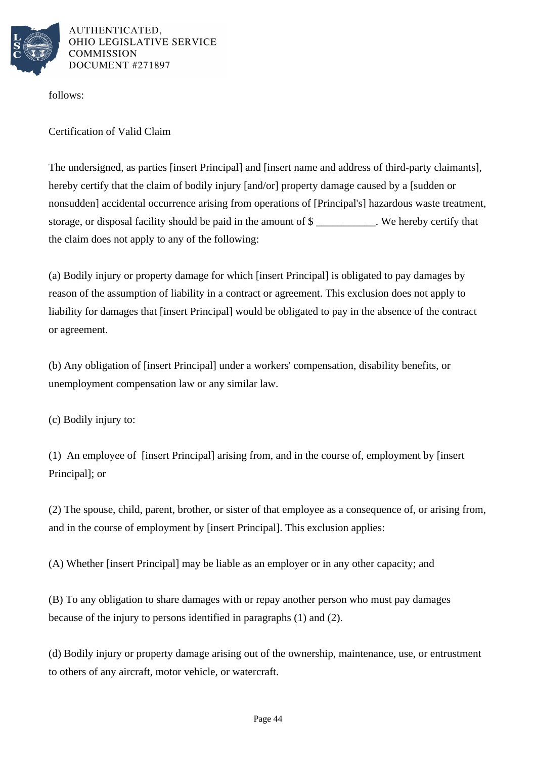follows:

Certification of Valid Claim

The undersigned, as parties [insert Principal] and [insert name and address of third-party claimants], hereby certify that the claim of bodily injury [and/or] property damage caused by a [sudden or nonsudden] accidental occurrence arising from operations of [Principal's] hazardous waste treatment, storage, or disposal facility should be paid in the amount of $ ___________. We hereby certify that the claim does not apply to any of the following:

(a) Bodily injury or property damage for which [insert Principal] is obligated to pay damages by reason of the assumption of liability in a contract or agreement. This exclusion does not apply to liability for damages that [insert Principal] would be obligated to pay in the absence of the contract or agreement.

(b) Any obligation of [insert Principal] under a workers' compensation, disability benefits, or unemployment compensation law or any similar law.

(c) Bodily injury to:

(1) An employee of [insert Principal] arising from, and in the course of, employment by [insert Principal]; or

(2) The spouse, child, parent, brother, or sister of that employee as a consequence of, or arising from, and in the course of employment by [insert Principal]. This exclusion applies:

(A) Whether [insert Principal] may be liable as an employer or in any other capacity; and

(B) To any obligation to share damages with or repay another person who must pay damages because of the injury to persons identified in paragraphs (1) and (2).

(d) Bodily injury or property damage arising out of the ownership, maintenance, use, or entrustment to others of any aircraft, motor vehicle, or watercraft.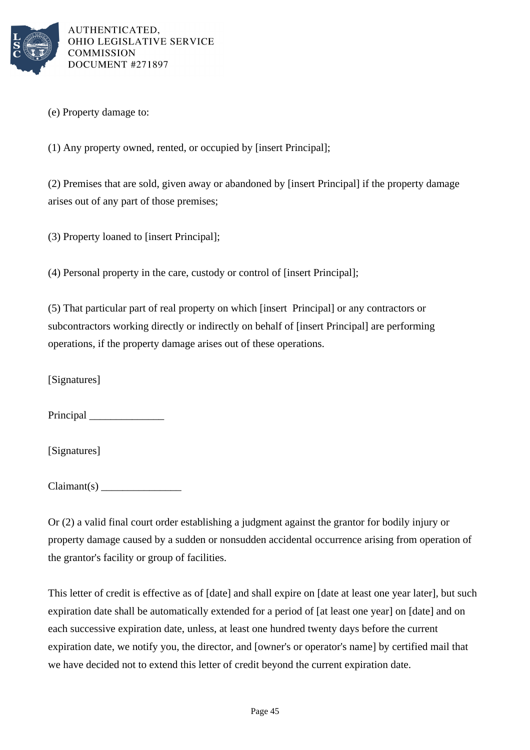(e) Property damage to:

(1) Any property owned, rented, or occupied by [insert Principal];

(2) Premises that are sold, given away or abandoned by [insert Principal] if the property damage arises out of any part of those premises;

(3) Property loaned to [insert Principal];

(4) Personal property in the care, custody or control of [insert Principal];

(5) That particular part of real property on which [insert Principal] or any contractors or subcontractors working directly or indirectly on behalf of [insert Principal] are performing operations, if the property damage arises out of these operations.

[Signatures]

Principal ______________

[Signatures]

Claimant(s) _______________

Or (2) a valid final court order establishing a judgment against the grantor for bodily injury or property damage caused by a sudden or nonsudden accidental occurrence arising from operation of the grantor's facility or group of facilities.

This letter of credit is effective as of [date] and shall expire on [date at least one year later], but such expiration date shall be automatically extended for a period of [at least one year] on [date] and on each successive expiration date, unless, at least one hundred twenty days before the current expiration date, we notify you, the director, and [owner's or operator's name] by certified mail that we have decided not to extend this letter of credit beyond the current expiration date.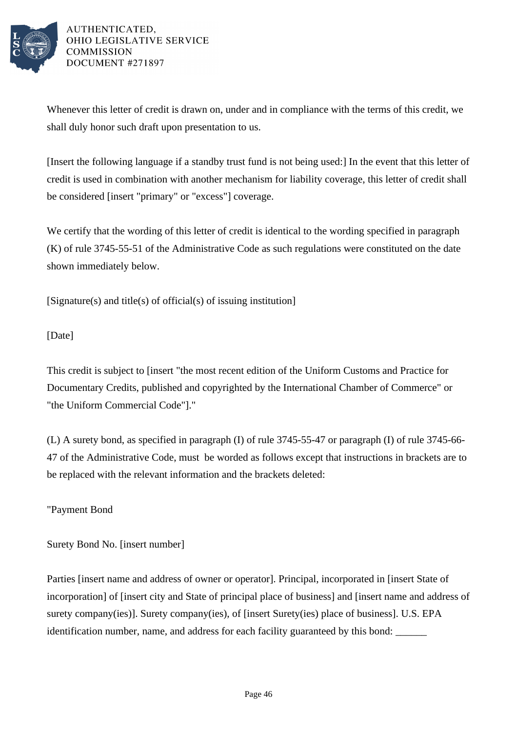Whenever this letter of credit is drawn on, under and in compliance with the terms of this credit, we shall duly honor such draft upon presentation to us.

[Insert the following language if a standby trust fund is not being used:] In the event that this letter of credit is used in combination with another mechanism for liability coverage, this letter of credit shall be considered [insert "primary" or "excess"] coverage.

We certify that the wording of this letter of credit is identical to the wording specified in paragraph (K) of rule 3745-55-51 of the Administrative Code as such regulations were constituted on the date shown immediately below.

[Signature(s) and title(s) of official(s) of issuing institution]

[Date]

This credit is subject to [insert "the most recent edition of the Uniform Customs and Practice for Documentary Credits, published and copyrighted by the International Chamber of Commerce" or "the Uniform Commercial Code"]."

(L) A surety bond, as specified in paragraph (I) of rule 3745-55-47 or paragraph (I) of rule 3745-66-47 of the Administrative Code, must be worded as follows except that instructions in brackets are to be replaced with the relevant information and the brackets deleted:

"Payment Bond

Surety Bond No. [insert number]

Parties [insert name and address of owner or operator]. Principal, incorporated in [insert State of incorporation] of [insert city and State of principal place of business] and [insert name and address of surety company(ies)]. Surety company(ies), of [insert Surety(ies) place of business]. U.S. EPA identification number, name, and address for each facility guaranteed by this bond: ______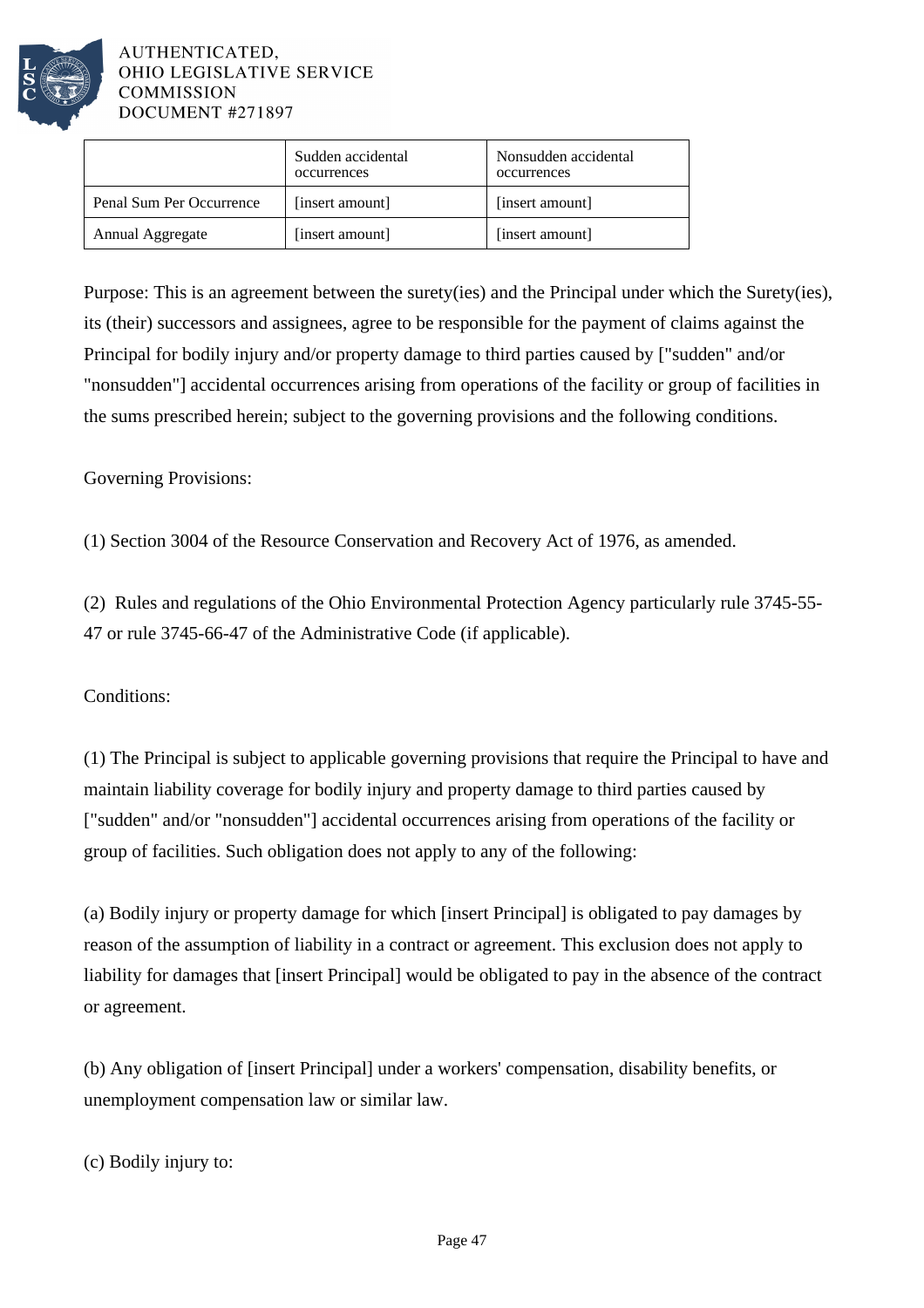| | Sudden accidental occurrences | Nonsudden accidental occurrences |
|---|---|---|
| Penal Sum Per Occurrence | [insert amount] | [insert amount] |
| Annual Aggregate | [insert amount] | [insert amount] |

Purpose: This is an agreement between the surety(ies) and the Principal under which the Surety(ies), its (their) successors and assignees, agree to be responsible for the payment of claims against the Principal for bodily injury and/or property damage to third parties caused by ["sudden" and/or "nonsudden"] accidental occurrences arising from operations of the facility or group of facilities in the sums prescribed herein; subject to the governing provisions and the following conditions.

Governing Provisions:

(1) Section 3004 of the Resource Conservation and Recovery Act of 1976, as amended.

(2) Rules and regulations of the Ohio Environmental Protection Agency particularly rule 3745-55-47 or rule 3745-66-47 of the Administrative Code (if applicable).

Conditions:

(1) The Principal is subject to applicable governing provisions that require the Principal to have and maintain liability coverage for bodily injury and property damage to third parties caused by ["sudden" and/or "nonsudden"] accidental occurrences arising from operations of the facility or group of facilities. Such obligation does not apply to any of the following:

(a) Bodily injury or property damage for which [insert Principal] is obligated to pay damages by reason of the assumption of liability in a contract or agreement. This exclusion does not apply to liability for damages that [insert Principal] would be obligated to pay in the absence of the contract or agreement.

(b) Any obligation of [insert Principal] under a workers' compensation, disability benefits, or unemployment compensation law or similar law.

(c) Bodily injury to: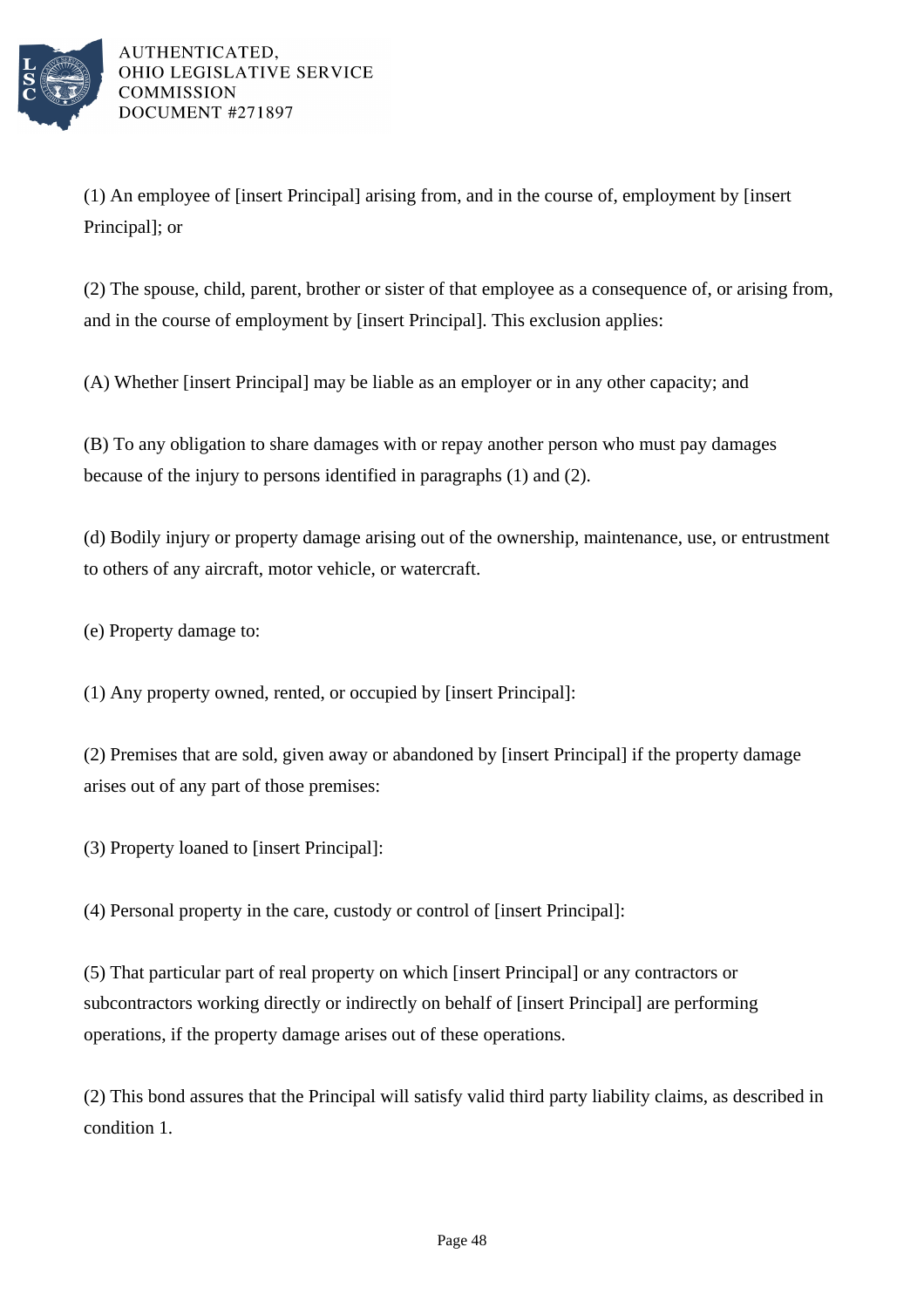(1) An employee of [insert Principal] arising from, and in the course of, employment by [insert Principal]; or

(2) The spouse, child, parent, brother or sister of that employee as a consequence of, or arising from, and in the course of employment by [insert Principal]. This exclusion applies:

(A) Whether [insert Principal] may be liable as an employer or in any other capacity; and

(B) To any obligation to share damages with or repay another person who must pay damages because of the injury to persons identified in paragraphs (1) and (2).

(d) Bodily injury or property damage arising out of the ownership, maintenance, use, or entrustment to others of any aircraft, motor vehicle, or watercraft.

(e) Property damage to:

(1) Any property owned, rented, or occupied by [insert Principal]:

(2) Premises that are sold, given away or abandoned by [insert Principal] if the property damage arises out of any part of those premises:

(3) Property loaned to [insert Principal]:

(4) Personal property in the care, custody or control of [insert Principal]:

(5) That particular part of real property on which [insert Principal] or any contractors or subcontractors working directly or indirectly on behalf of [insert Principal] are performing operations, if the property damage arises out of these operations.

(2) This bond assures that the Principal will satisfy valid third party liability claims, as described in condition 1.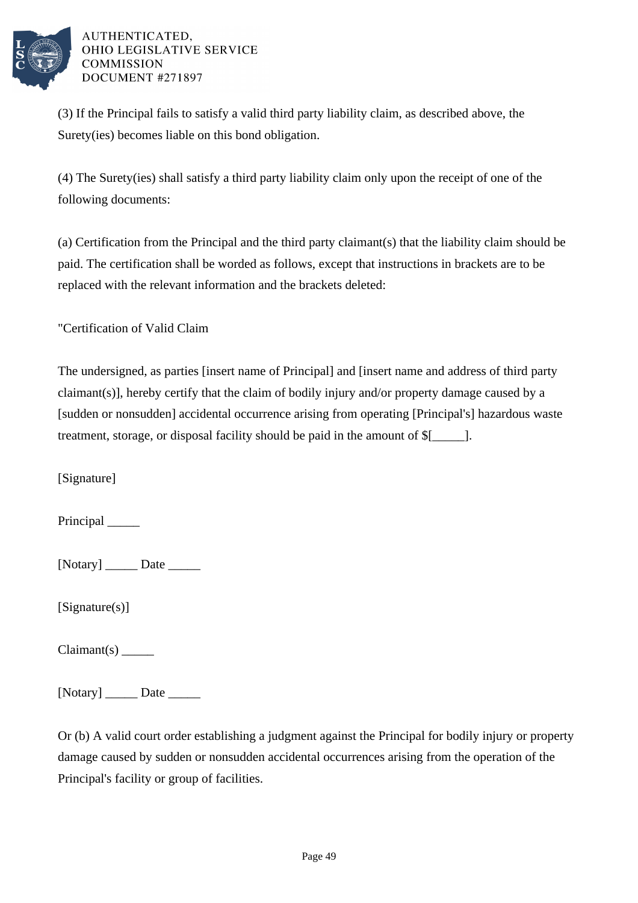(3) If the Principal fails to satisfy a valid third party liability claim, as described above, the Surety(ies) becomes liable on this bond obligation.

(4) The Surety(ies) shall satisfy a third party liability claim only upon the receipt of one of the following documents:

(a) Certification from the Principal and the third party claimant(s) that the liability claim should be paid. The certification shall be worded as follows, except that instructions in brackets are to be replaced with the relevant information and the brackets deleted:

"Certification of Valid Claim

The undersigned, as parties [insert name of Principal] and [insert name and address of third party claimant(s)], hereby certify that the claim of bodily injury and/or property damage caused by a [sudden or nonsudden] accidental occurrence arising from operating [Principal's] hazardous waste treatment, storage, or disposal facility should be paid in the amount of $[_____].

[Signature]

Principal _____

[Notary] _____ Date _____

[Signature(s)]

Claimant(s) _____

[Notary] _____ Date _____

Or (b) A valid court order establishing a judgment against the Principal for bodily injury or property damage caused by sudden or nonsudden accidental occurrences arising from the operation of the Principal's facility or group of facilities.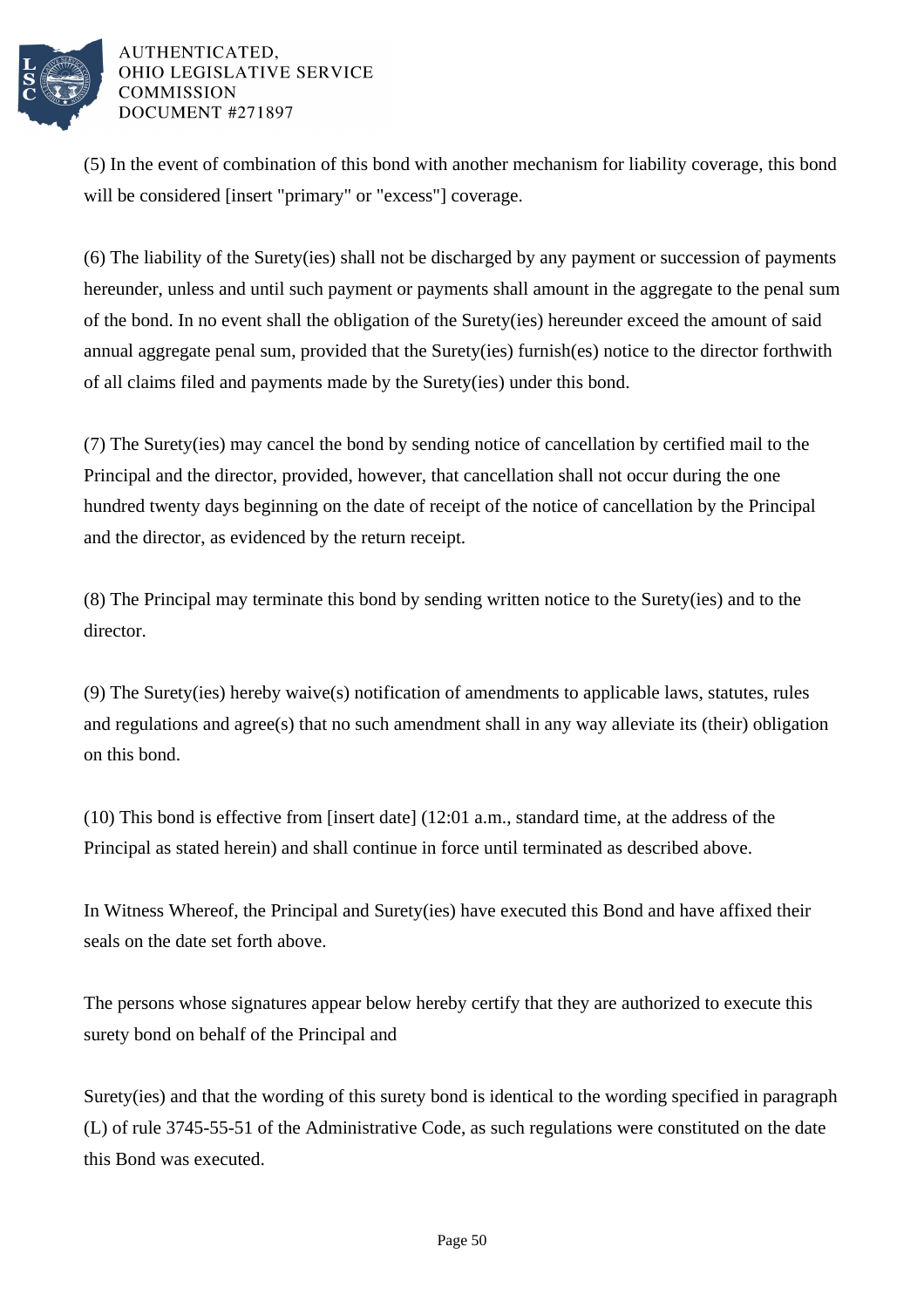(5) In the event of combination of this bond with another mechanism for liability coverage, this bond will be considered [insert "primary" or "excess"] coverage.

(6) The liability of the Surety(ies) shall not be discharged by any payment or succession of payments hereunder, unless and until such payment or payments shall amount in the aggregate to the penal sum of the bond. In no event shall the obligation of the Surety(ies) hereunder exceed the amount of said annual aggregate penal sum, provided that the Surety(ies) furnish(es) notice to the director forthwith of all claims filed and payments made by the Surety(ies) under this bond.

(7) The Surety(ies) may cancel the bond by sending notice of cancellation by certified mail to the Principal and the director, provided, however, that cancellation shall not occur during the one hundred twenty days beginning on the date of receipt of the notice of cancellation by the Principal and the director, as evidenced by the return receipt.

(8) The Principal may terminate this bond by sending written notice to the Surety(ies) and to the director.

(9) The Surety(ies) hereby waive(s) notification of amendments to applicable laws, statutes, rules and regulations and agree(s) that no such amendment shall in any way alleviate its (their) obligation on this bond.

(10) This bond is effective from [insert date] (12:01 a.m., standard time, at the address of the Principal as stated herein) and shall continue in force until terminated as described above.

In Witness Whereof, the Principal and Surety(ies) have executed this Bond and have affixed their seals on the date set forth above.

The persons whose signatures appear below hereby certify that they are authorized to execute this surety bond on behalf of the Principal and

Surety(ies) and that the wording of this surety bond is identical to the wording specified in paragraph (L) of rule 3745-55-51 of the Administrative Code, as such regulations were constituted on the date this Bond was executed.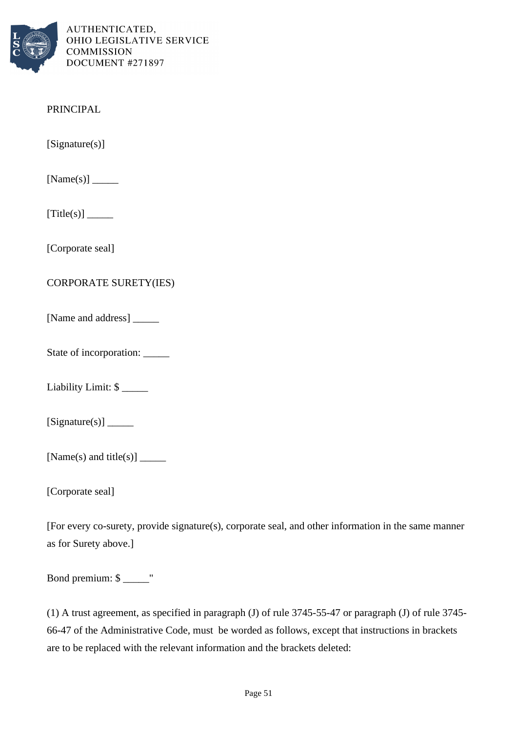PRINCIPAL

[Signature(s)]

[Name(s)] _____

[Title(s)] _____

[Corporate seal]

CORPORATE SURETY(IES)

[Name and address] _____

State of incorporation: _____

Liability Limit: $ _____

[Signature(s)] _____

[Name(s) and title(s)] _____

[Corporate seal]

[For every co-surety, provide signature(s), corporate seal, and other information in the same manner as for Surety above.]

Bond premium: $ _____"

(1) A trust agreement, as specified in paragraph (J) of rule 3745-55-47 or paragraph (J) of rule 3745-66-47 of the Administrative Code, must be worded as follows, except that instructions in brackets are to be replaced with the relevant information and the brackets deleted: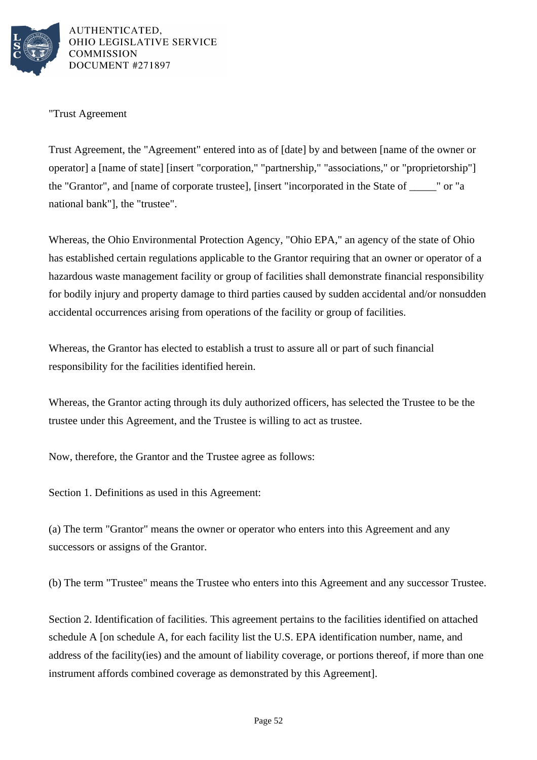"Trust Agreement

Trust Agreement, the "Agreement" entered into as of [date] by and between [name of the owner or operator] a [name of state] [insert "corporation," "partnership," "associations," or "proprietorship"] the "Grantor", and [name of corporate trustee], [insert "incorporated in the State of _____" or "a national bank"], the "trustee".

Whereas, the Ohio Environmental Protection Agency, "Ohio EPA," an agency of the state of Ohio has established certain regulations applicable to the Grantor requiring that an owner or operator of a hazardous waste management facility or group of facilities shall demonstrate financial responsibility for bodily injury and property damage to third parties caused by sudden accidental and/or nonsudden accidental occurrences arising from operations of the facility or group of facilities.

Whereas, the Grantor has elected to establish a trust to assure all or part of such financial responsibility for the facilities identified herein.

Whereas, the Grantor acting through its duly authorized officers, has selected the Trustee to be the trustee under this Agreement, and the Trustee is willing to act as trustee.

Now, therefore, the Grantor and the Trustee agree as follows:

Section 1. Definitions as used in this Agreement:

(a) The term "Grantor" means the owner or operator who enters into this Agreement and any successors or assigns of the Grantor.

(b) The term "Trustee" means the Trustee who enters into this Agreement and any successor Trustee.

Section 2. Identification of facilities. This agreement pertains to the facilities identified on attached schedule A [on schedule A, for each facility list the U.S. EPA identification number, name, and address of the facility(ies) and the amount of liability coverage, or portions thereof, if more than one instrument affords combined coverage as demonstrated by this Agreement].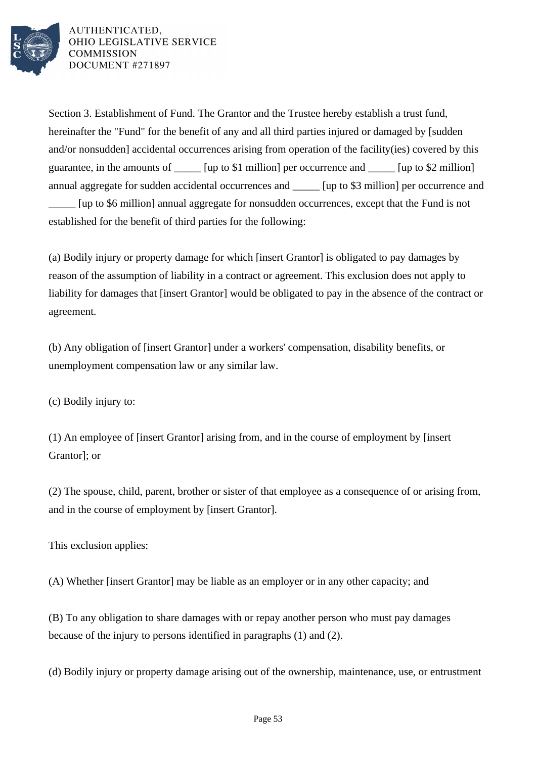Section 3. Establishment of Fund. The Grantor and the Trustee hereby establish a trust fund, hereinafter the "Fund" for the benefit of any and all third parties injured or damaged by [sudden and/or nonsudden] accidental occurrences arising from operation of the facility(ies) covered by this guarantee, in the amounts of _____ [up to $1 million] per occurrence and _____ [up to $2 million] annual aggregate for sudden accidental occurrences and _____ [up to $3 million] per occurrence and _____ [up to $6 million] annual aggregate for nonsudden occurrences, except that the Fund is not established for the benefit of third parties for the following:

(a) Bodily injury or property damage for which [insert Grantor] is obligated to pay damages by reason of the assumption of liability in a contract or agreement. This exclusion does not apply to liability for damages that [insert Grantor] would be obligated to pay in the absence of the contract or agreement.

(b) Any obligation of [insert Grantor] under a workers' compensation, disability benefits, or unemployment compensation law or any similar law.

(c) Bodily injury to:

(1) An employee of [insert Grantor] arising from, and in the course of employment by [insert Grantor]; or

(2) The spouse, child, parent, brother or sister of that employee as a consequence of or arising from, and in the course of employment by [insert Grantor].

This exclusion applies:

(A) Whether [insert Grantor] may be liable as an employer or in any other capacity; and

(B) To any obligation to share damages with or repay another person who must pay damages because of the injury to persons identified in paragraphs (1) and (2).

(d) Bodily injury or property damage arising out of the ownership, maintenance, use, or entrustment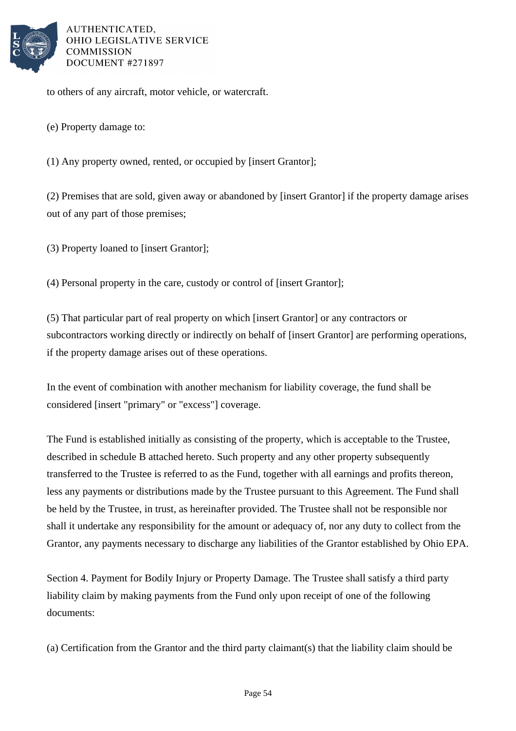to others of any aircraft, motor vehicle, or watercraft.

(e) Property damage to:

(1) Any property owned, rented, or occupied by [insert Grantor];

(2) Premises that are sold, given away or abandoned by [insert Grantor] if the property damage arises out of any part of those premises;

(3) Property loaned to [insert Grantor];

(4) Personal property in the care, custody or control of [insert Grantor];

(5) That particular part of real property on which [insert Grantor] or any contractors or subcontractors working directly or indirectly on behalf of [insert Grantor] are performing operations, if the property damage arises out of these operations.

In the event of combination with another mechanism for liability coverage, the fund shall be considered [insert "primary" or "excess"] coverage.

The Fund is established initially as consisting of the property, which is acceptable to the Trustee, described in schedule B attached hereto. Such property and any other property subsequently transferred to the Trustee is referred to as the Fund, together with all earnings and profits thereon, less any payments or distributions made by the Trustee pursuant to this Agreement. The Fund shall be held by the Trustee, in trust, as hereinafter provided. The Trustee shall not be responsible nor shall it undertake any responsibility for the amount or adequacy of, nor any duty to collect from the Grantor, any payments necessary to discharge any liabilities of the Grantor established by Ohio EPA.

Section 4. Payment for Bodily Injury or Property Damage. The Trustee shall satisfy a third party liability claim by making payments from the Fund only upon receipt of one of the following documents:

(a) Certification from the Grantor and the third party claimant(s) that the liability claim should be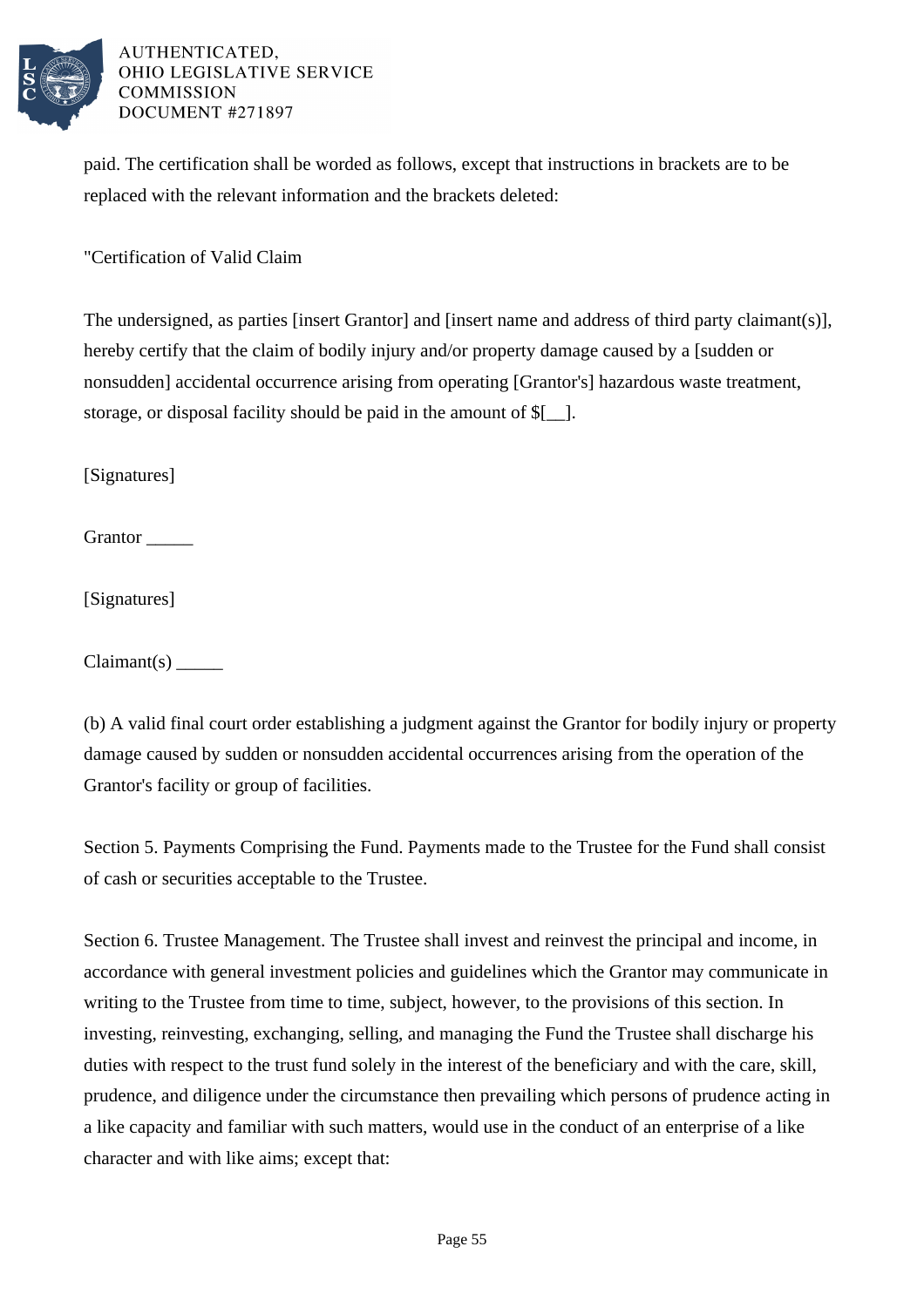paid. The certification shall be worded as follows, except that instructions in brackets are to be replaced with the relevant information and the brackets deleted:

"Certification of Valid Claim

The undersigned, as parties [insert Grantor] and [insert name and address of third party claimant(s)], hereby certify that the claim of bodily injury and/or property damage caused by a [sudden or nonsudden] accidental occurrence arising from operating [Grantor's] hazardous waste treatment, storage, or disposal facility should be paid in the amount of $[__].

[Signatures]

Grantor _____

[Signatures]

Claimant(s) _____

(b) A valid final court order establishing a judgment against the Grantor for bodily injury or property damage caused by sudden or nonsudden accidental occurrences arising from the operation of the Grantor's facility or group of facilities.

Section 5. Payments Comprising the Fund. Payments made to the Trustee for the Fund shall consist of cash or securities acceptable to the Trustee.

Section 6. Trustee Management. The Trustee shall invest and reinvest the principal and income, in accordance with general investment policies and guidelines which the Grantor may communicate in writing to the Trustee from time to time, subject, however, to the provisions of this section. In investing, reinvesting, exchanging, selling, and managing the Fund the Trustee shall discharge his duties with respect to the trust fund solely in the interest of the beneficiary and with the care, skill, prudence, and diligence under the circumstance then prevailing which persons of prudence acting in a like capacity and familiar with such matters, would use in the conduct of an enterprise of a like character and with like aims; except that: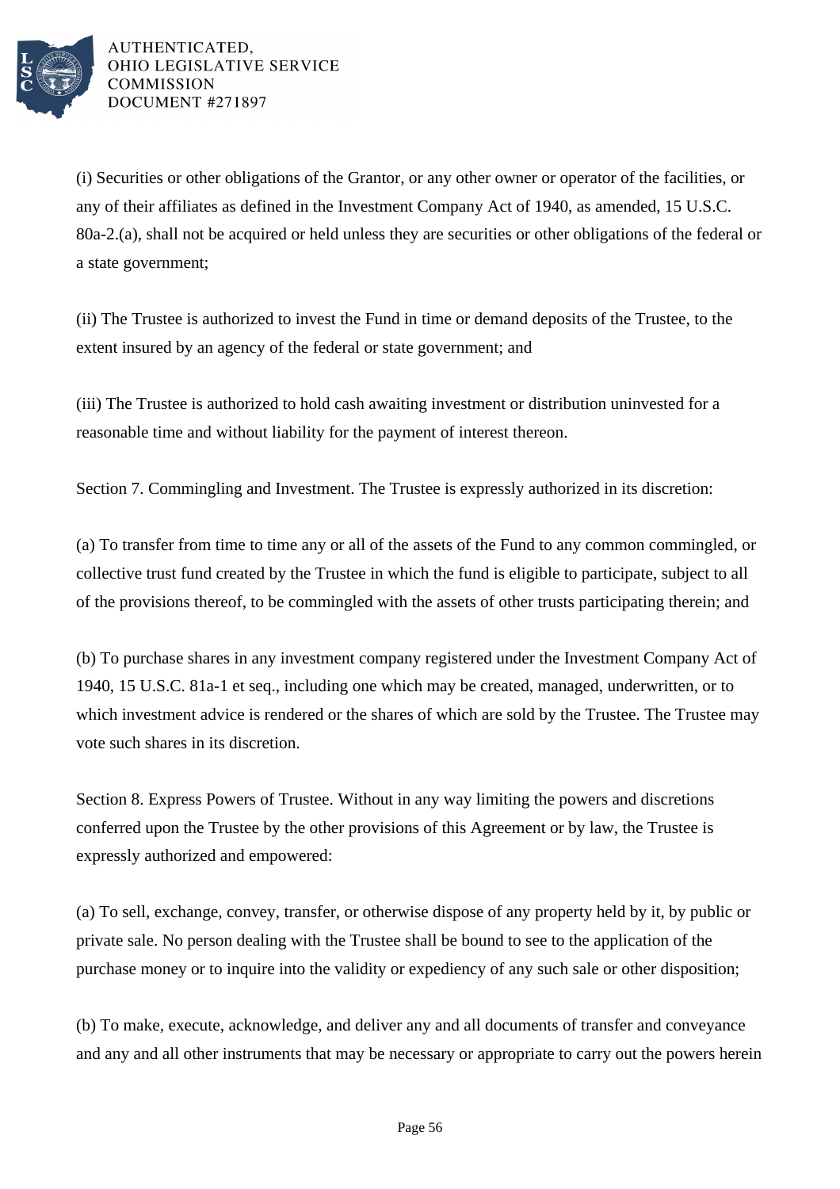(i) Securities or other obligations of the Grantor, or any other owner or operator of the facilities, or any of their affiliates as defined in the Investment Company Act of 1940, as amended, 15 U.S.C. 80a-2.(a), shall not be acquired or held unless they are securities or other obligations of the federal or a state government;

(ii) The Trustee is authorized to invest the Fund in time or demand deposits of the Trustee, to the extent insured by an agency of the federal or state government; and

(iii) The Trustee is authorized to hold cash awaiting investment or distribution uninvested for a reasonable time and without liability for the payment of interest thereon.

Section 7. Commingling and Investment. The Trustee is expressly authorized in its discretion:

(a) To transfer from time to time any or all of the assets of the Fund to any common commingled, or collective trust fund created by the Trustee in which the fund is eligible to participate, subject to all of the provisions thereof, to be commingled with the assets of other trusts participating therein; and

(b) To purchase shares in any investment company registered under the Investment Company Act of 1940, 15 U.S.C. 81a-1 et seq., including one which may be created, managed, underwritten, or to which investment advice is rendered or the shares of which are sold by the Trustee. The Trustee may vote such shares in its discretion.

Section 8. Express Powers of Trustee. Without in any way limiting the powers and discretions conferred upon the Trustee by the other provisions of this Agreement or by law, the Trustee is expressly authorized and empowered:

(a) To sell, exchange, convey, transfer, or otherwise dispose of any property held by it, by public or private sale. No person dealing with the Trustee shall be bound to see to the application of the purchase money or to inquire into the validity or expediency of any such sale or other disposition;

(b) To make, execute, acknowledge, and deliver any and all documents of transfer and conveyance and any and all other instruments that may be necessary or appropriate to carry out the powers herein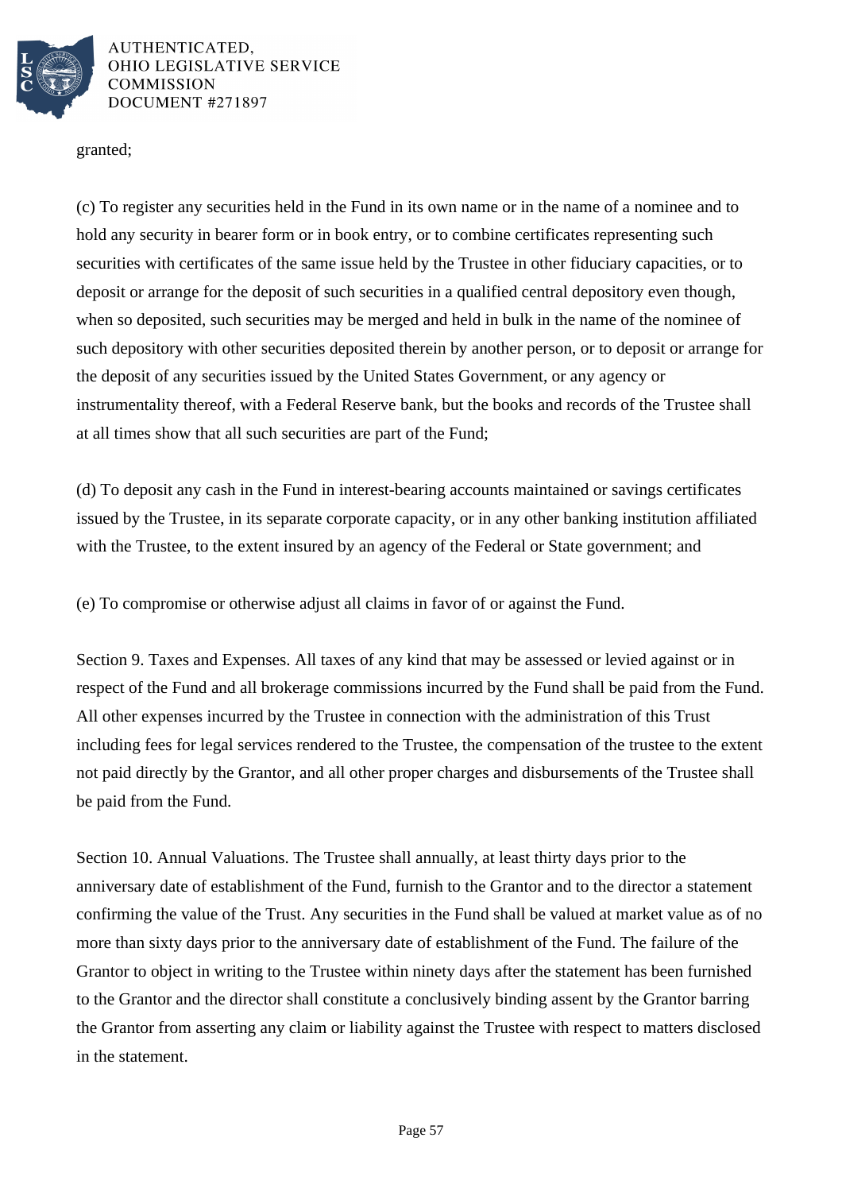granted;

(c) To register any securities held in the Fund in its own name or in the name of a nominee and to hold any security in bearer form or in book entry, or to combine certificates representing such securities with certificates of the same issue held by the Trustee in other fiduciary capacities, or to deposit or arrange for the deposit of such securities in a qualified central depository even though, when so deposited, such securities may be merged and held in bulk in the name of the nominee of such depository with other securities deposited therein by another person, or to deposit or arrange for the deposit of any securities issued by the United States Government, or any agency or instrumentality thereof, with a Federal Reserve bank, but the books and records of the Trustee shall at all times show that all such securities are part of the Fund;

(d) To deposit any cash in the Fund in interest-bearing accounts maintained or savings certificates issued by the Trustee, in its separate corporate capacity, or in any other banking institution affiliated with the Trustee, to the extent insured by an agency of the Federal or State government; and

(e) To compromise or otherwise adjust all claims in favor of or against the Fund.

Section 9. Taxes and Expenses. All taxes of any kind that may be assessed or levied against or in respect of the Fund and all brokerage commissions incurred by the Fund shall be paid from the Fund. All other expenses incurred by the Trustee in connection with the administration of this Trust including fees for legal services rendered to the Trustee, the compensation of the trustee to the extent not paid directly by the Grantor, and all other proper charges and disbursements of the Trustee shall be paid from the Fund.

Section 10. Annual Valuations. The Trustee shall annually, at least thirty days prior to the anniversary date of establishment of the Fund, furnish to the Grantor and to the director a statement confirming the value of the Trust. Any securities in the Fund shall be valued at market value as of no more than sixty days prior to the anniversary date of establishment of the Fund. The failure of the Grantor to object in writing to the Trustee within ninety days after the statement has been furnished to the Grantor and the director shall constitute a conclusively binding assent by the Grantor barring the Grantor from asserting any claim or liability against the Trustee with respect to matters disclosed in the statement.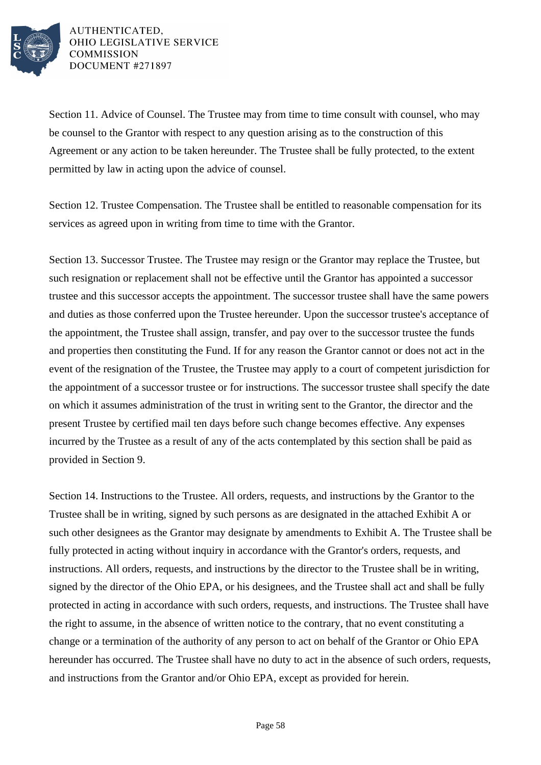Section 11. Advice of Counsel. The Trustee may from time to time consult with counsel, who may be counsel to the Grantor with respect to any question arising as to the construction of this Agreement or any action to be taken hereunder. The Trustee shall be fully protected, to the extent permitted by law in acting upon the advice of counsel.

Section 12. Trustee Compensation. The Trustee shall be entitled to reasonable compensation for its services as agreed upon in writing from time to time with the Grantor.

Section 13. Successor Trustee. The Trustee may resign or the Grantor may replace the Trustee, but such resignation or replacement shall not be effective until the Grantor has appointed a successor trustee and this successor accepts the appointment. The successor trustee shall have the same powers and duties as those conferred upon the Trustee hereunder. Upon the successor trustee's acceptance of the appointment, the Trustee shall assign, transfer, and pay over to the successor trustee the funds and properties then constituting the Fund. If for any reason the Grantor cannot or does not act in the event of the resignation of the Trustee, the Trustee may apply to a court of competent jurisdiction for the appointment of a successor trustee or for instructions. The successor trustee shall specify the date on which it assumes administration of the trust in writing sent to the Grantor, the director and the present Trustee by certified mail ten days before such change becomes effective. Any expenses incurred by the Trustee as a result of any of the acts contemplated by this section shall be paid as provided in Section 9.

Section 14. Instructions to the Trustee. All orders, requests, and instructions by the Grantor to the Trustee shall be in writing, signed by such persons as are designated in the attached Exhibit A or such other designees as the Grantor may designate by amendments to Exhibit A. The Trustee shall be fully protected in acting without inquiry in accordance with the Grantor's orders, requests, and instructions. All orders, requests, and instructions by the director to the Trustee shall be in writing, signed by the director of the Ohio EPA, or his designees, and the Trustee shall act and shall be fully protected in acting in accordance with such orders, requests, and instructions. The Trustee shall have the right to assume, in the absence of written notice to the contrary, that no event constituting a change or a termination of the authority of any person to act on behalf of the Grantor or Ohio EPA hereunder has occurred. The Trustee shall have no duty to act in the absence of such orders, requests, and instructions from the Grantor and/or Ohio EPA, except as provided for herein.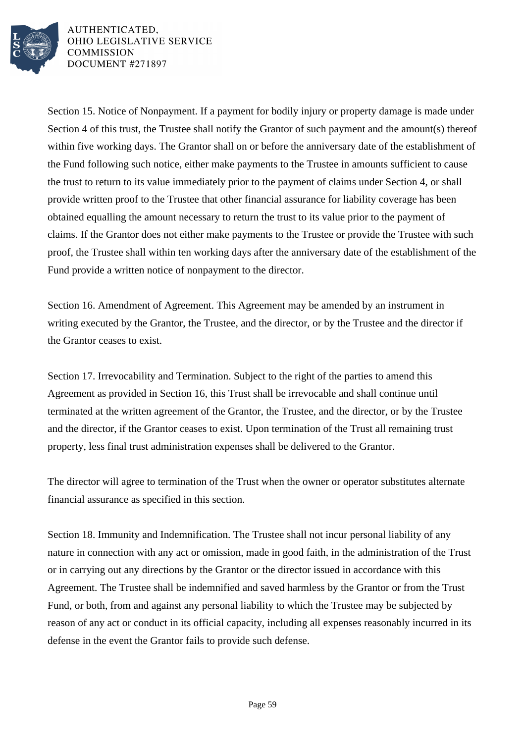Section 15. Notice of Nonpayment. If a payment for bodily injury or property damage is made under Section 4 of this trust, the Trustee shall notify the Grantor of such payment and the amount(s) thereof within five working days. The Grantor shall on or before the anniversary date of the establishment of the Fund following such notice, either make payments to the Trustee in amounts sufficient to cause the trust to return to its value immediately prior to the payment of claims under Section 4, or shall provide written proof to the Trustee that other financial assurance for liability coverage has been obtained equalling the amount necessary to return the trust to its value prior to the payment of claims. If the Grantor does not either make payments to the Trustee or provide the Trustee with such proof, the Trustee shall within ten working days after the anniversary date of the establishment of the Fund provide a written notice of nonpayment to the director.

Section 16. Amendment of Agreement. This Agreement may be amended by an instrument in writing executed by the Grantor, the Trustee, and the director, or by the Trustee and the director if the Grantor ceases to exist.

Section 17. Irrevocability and Termination. Subject to the right of the parties to amend this Agreement as provided in Section 16, this Trust shall be irrevocable and shall continue until terminated at the written agreement of the Grantor, the Trustee, and the director, or by the Trustee and the director, if the Grantor ceases to exist. Upon termination of the Trust all remaining trust property, less final trust administration expenses shall be delivered to the Grantor.

The director will agree to termination of the Trust when the owner or operator substitutes alternate financial assurance as specified in this section.

Section 18. Immunity and Indemnification. The Trustee shall not incur personal liability of any nature in connection with any act or omission, made in good faith, in the administration of the Trust or in carrying out any directions by the Grantor or the director issued in accordance with this Agreement. The Trustee shall be indemnified and saved harmless by the Grantor or from the Trust Fund, or both, from and against any personal liability to which the Trustee may be subjected by reason of any act or conduct in its official capacity, including all expenses reasonably incurred in its defense in the event the Grantor fails to provide such defense.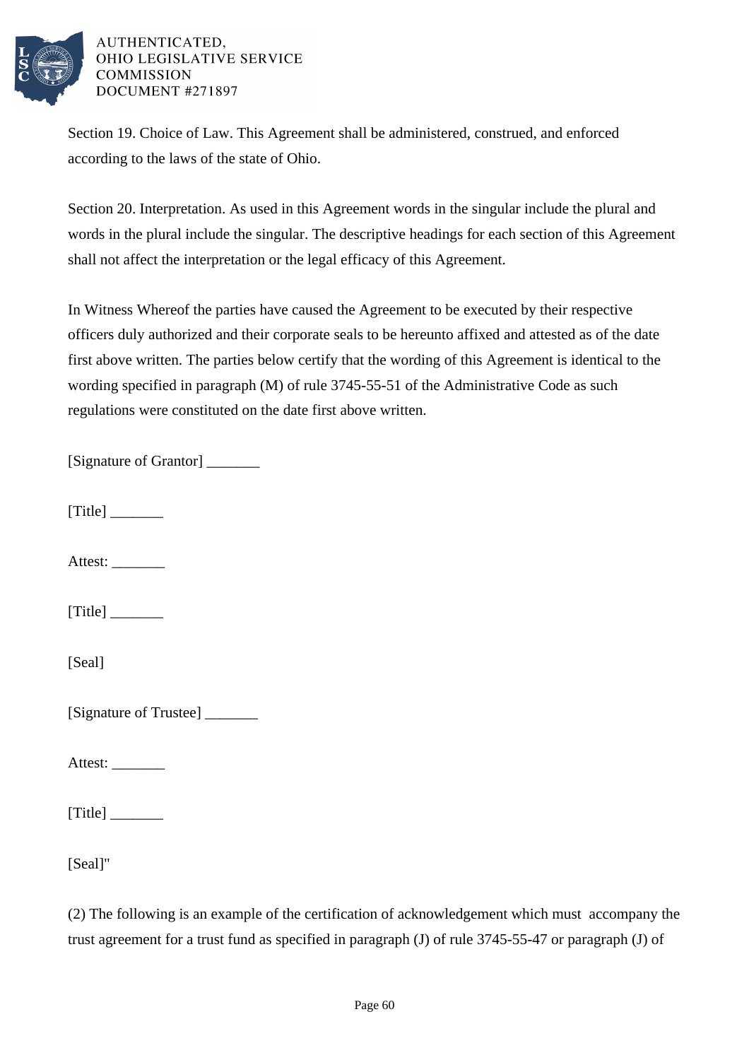Section 19. Choice of Law. This Agreement shall be administered, construed, and enforced according to the laws of the state of Ohio.

Section 20. Interpretation. As used in this Agreement words in the singular include the plural and words in the plural include the singular. The descriptive headings for each section of this Agreement shall not affect the interpretation or the legal efficacy of this Agreement.

In Witness Whereof the parties have caused the Agreement to be executed by their respective officers duly authorized and their corporate seals to be hereunto affixed and attested as of the date first above written. The parties below certify that the wording of this Agreement is identical to the wording specified in paragraph (M) of rule 3745-55-51 of the Administrative Code as such regulations were constituted on the date first above written.

[Signature of Grantor] _______

[Title] _______

Attest: _______

[Title] _______

[Seal]

[Signature of Trustee] _______

Attest: _______

[Title] _______

[Seal]"

(2) The following is an example of the certification of acknowledgement which must accompany the trust agreement for a trust fund as specified in paragraph (J) of rule 3745-55-47 or paragraph (J) of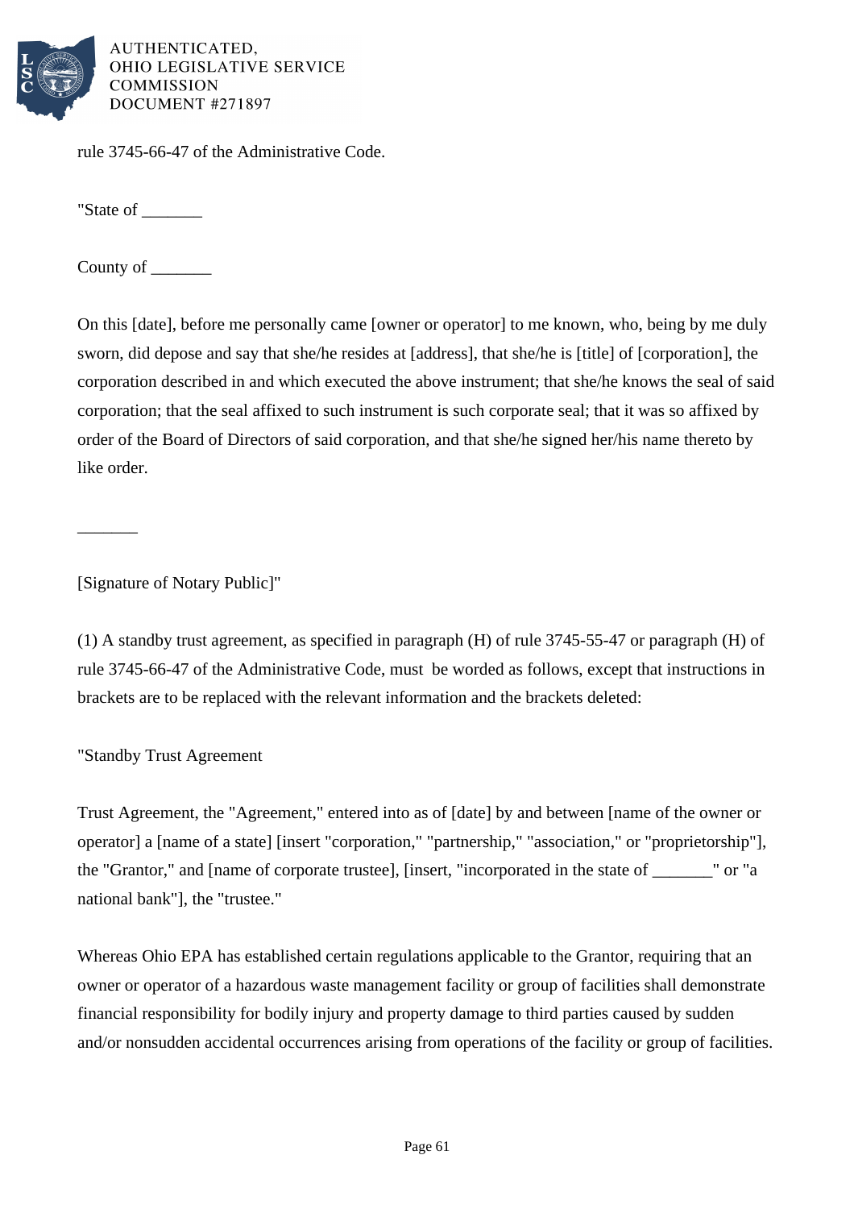rule 3745-66-47 of the Administrative Code.

"State of _______

County of _______

On this [date], before me personally came [owner or operator] to me known, who, being by me duly sworn, did depose and say that she/he resides at [address], that she/he is [title] of [corporation], the corporation described in and which executed the above instrument; that she/he knows the seal of said corporation; that the seal affixed to such instrument is such corporate seal; that it was so affixed by order of the Board of Directors of said corporation, and that she/he signed her/his name thereto by like order.

_______

[Signature of Notary Public]"

(1) A standby trust agreement, as specified in paragraph (H) of rule 3745-55-47 or paragraph (H) of rule 3745-66-47 of the Administrative Code, must be worded as follows, except that instructions in brackets are to be replaced with the relevant information and the brackets deleted:

"Standby Trust Agreement

Trust Agreement, the "Agreement," entered into as of [date] by and between [name of the owner or operator] a [name of a state] [insert "corporation," "partnership," "association," or "proprietorship"], the "Grantor," and [name of corporate trustee], [insert, "incorporated in the state of _______" or "a national bank"], the "trustee."

Whereas Ohio EPA has established certain regulations applicable to the Grantor, requiring that an owner or operator of a hazardous waste management facility or group of facilities shall demonstrate financial responsibility for bodily injury and property damage to third parties caused by sudden and/or nonsudden accidental occurrences arising from operations of the facility or group of facilities.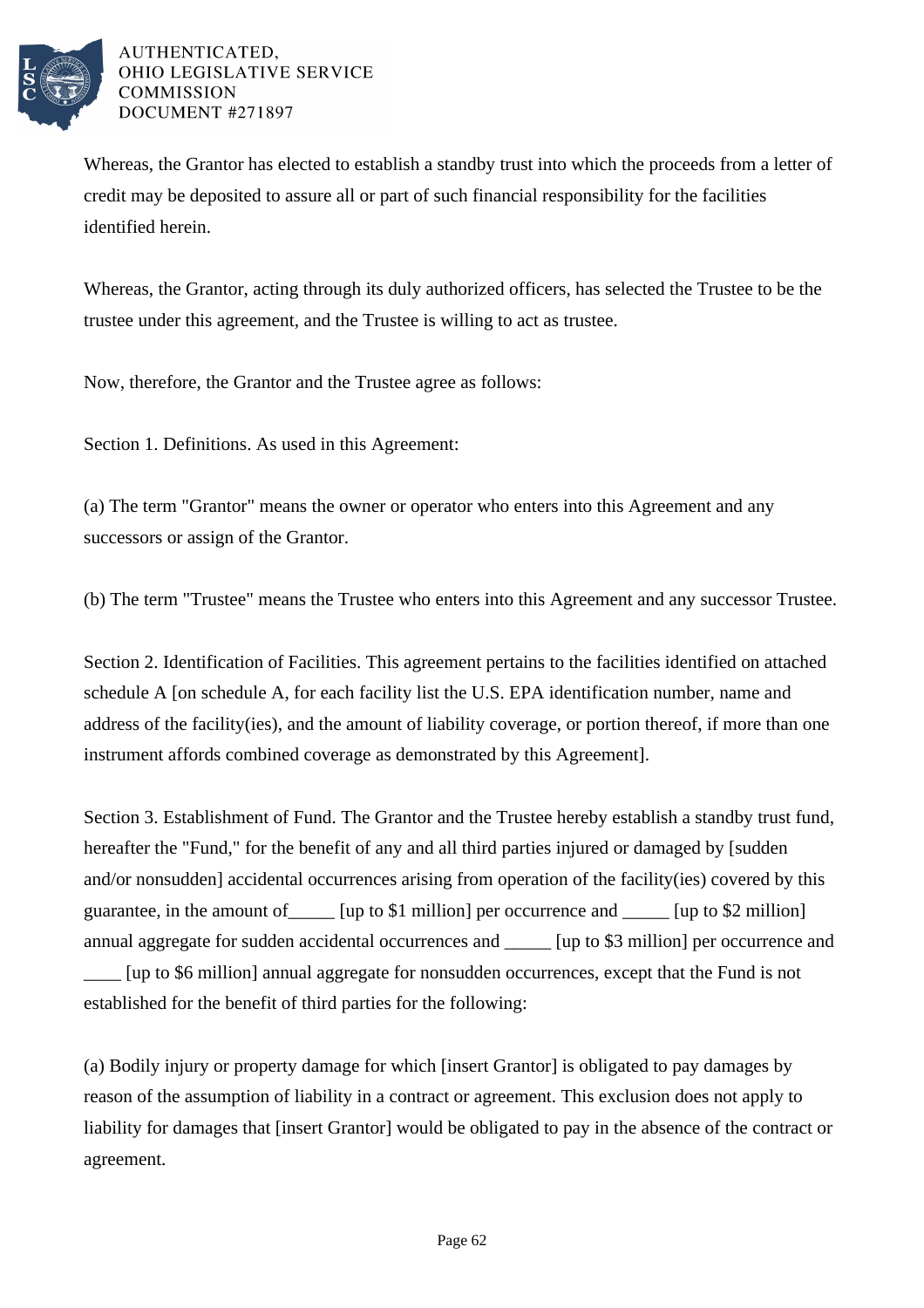Whereas, the Grantor has elected to establish a standby trust into which the proceeds from a letter of credit may be deposited to assure all or part of such financial responsibility for the facilities identified herein.

Whereas, the Grantor, acting through its duly authorized officers, has selected the Trustee to be the trustee under this agreement, and the Trustee is willing to act as trustee.

Now, therefore, the Grantor and the Trustee agree as follows:

Section 1. Definitions. As used in this Agreement:

(a) The term "Grantor" means the owner or operator who enters into this Agreement and any successors or assign of the Grantor.

(b) The term "Trustee" means the Trustee who enters into this Agreement and any successor Trustee.

Section 2. Identification of Facilities. This agreement pertains to the facilities identified on attached schedule A [on schedule A, for each facility list the U.S. EPA identification number, name and address of the facility(ies), and the amount of liability coverage, or portion thereof, if more than one instrument affords combined coverage as demonstrated by this Agreement].

Section 3. Establishment of Fund. The Grantor and the Trustee hereby establish a standby trust fund, hereafter the "Fund," for the benefit of any and all third parties injured or damaged by [sudden and/or nonsudden] accidental occurrences arising from operation of the facility(ies) covered by this guarantee, in the amount of_____ [up to $1 million] per occurrence and _____ [up to $2 million] annual aggregate for sudden accidental occurrences and _____ [up to $3 million] per occurrence and ____ [up to $6 million] annual aggregate for nonsudden occurrences, except that the Fund is not established for the benefit of third parties for the following:

(a) Bodily injury or property damage for which [insert Grantor] is obligated to pay damages by reason of the assumption of liability in a contract or agreement. This exclusion does not apply to liability for damages that [insert Grantor] would be obligated to pay in the absence of the contract or agreement.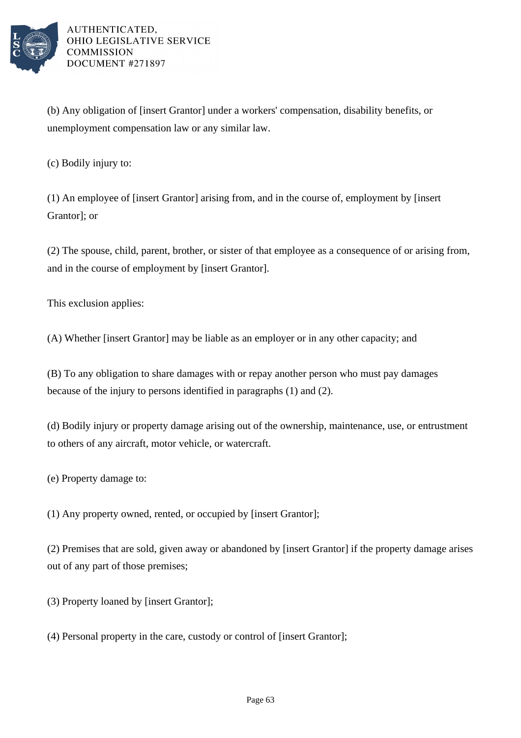(b) Any obligation of [insert Grantor] under a workers' compensation, disability benefits, or unemployment compensation law or any similar law.

(c) Bodily injury to:

(1) An employee of [insert Grantor] arising from, and in the course of, employment by [insert Grantor]; or

(2) The spouse, child, parent, brother, or sister of that employee as a consequence of or arising from, and in the course of employment by [insert Grantor].

This exclusion applies:

(A) Whether [insert Grantor] may be liable as an employer or in any other capacity; and

(B) To any obligation to share damages with or repay another person who must pay damages because of the injury to persons identified in paragraphs (1) and (2).

(d) Bodily injury or property damage arising out of the ownership, maintenance, use, or entrustment to others of any aircraft, motor vehicle, or watercraft.

(e) Property damage to:

(1) Any property owned, rented, or occupied by [insert Grantor];

(2) Premises that are sold, given away or abandoned by [insert Grantor] if the property damage arises out of any part of those premises;

(3) Property loaned by [insert Grantor];

(4) Personal property in the care, custody or control of [insert Grantor];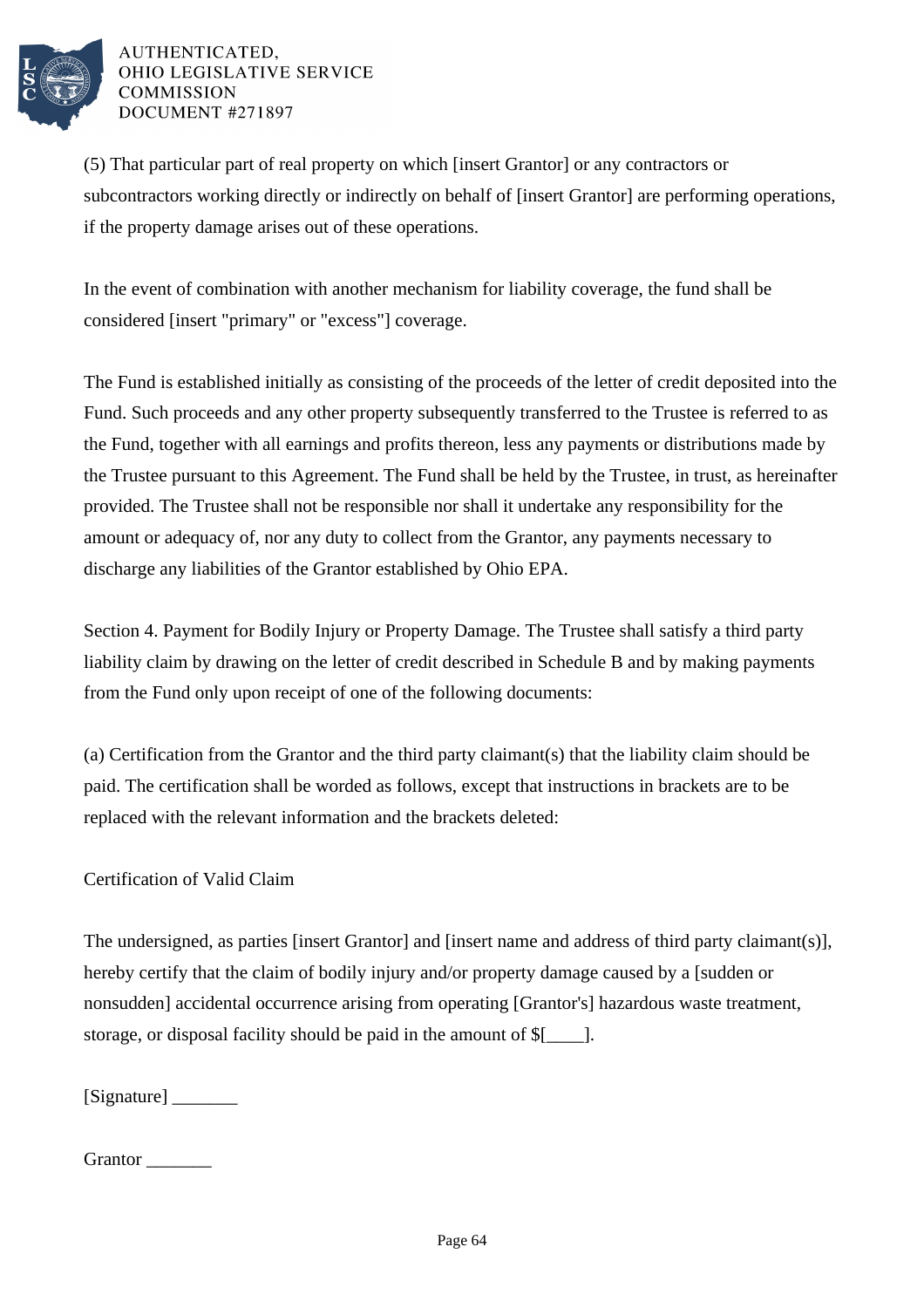(5) That particular part of real property on which [insert Grantor] or any contractors or subcontractors working directly or indirectly on behalf of [insert Grantor] are performing operations, if the property damage arises out of these operations.

In the event of combination with another mechanism for liability coverage, the fund shall be considered [insert "primary" or "excess"] coverage.

The Fund is established initially as consisting of the proceeds of the letter of credit deposited into the Fund. Such proceeds and any other property subsequently transferred to the Trustee is referred to as the Fund, together with all earnings and profits thereon, less any payments or distributions made by the Trustee pursuant to this Agreement. The Fund shall be held by the Trustee, in trust, as hereinafter provided. The Trustee shall not be responsible nor shall it undertake any responsibility for the amount or adequacy of, nor any duty to collect from the Grantor, any payments necessary to discharge any liabilities of the Grantor established by Ohio EPA.

Section 4. Payment for Bodily Injury or Property Damage. The Trustee shall satisfy a third party liability claim by drawing on the letter of credit described in Schedule B and by making payments from the Fund only upon receipt of one of the following documents:

(a) Certification from the Grantor and the third party claimant(s) that the liability claim should be paid. The certification shall be worded as follows, except that instructions in brackets are to be replaced with the relevant information and the brackets deleted:

Certification of Valid Claim

The undersigned, as parties [insert Grantor] and [insert name and address of third party claimant(s)], hereby certify that the claim of bodily injury and/or property damage caused by a [sudden or nonsudden] accidental occurrence arising from operating [Grantor's] hazardous waste treatment, storage, or disposal facility should be paid in the amount of $[____].

[Signature] _______

Grantor _______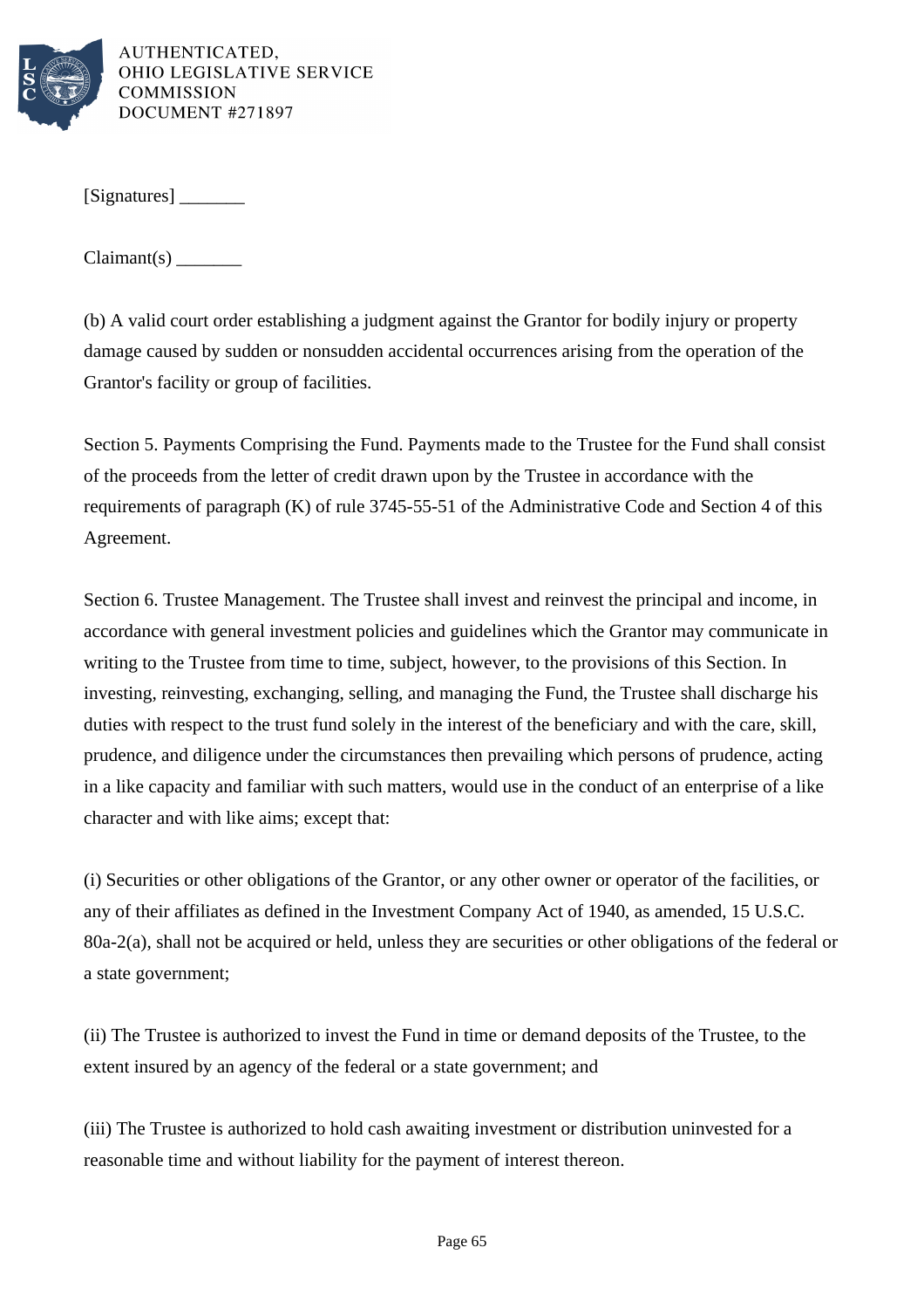[Signatures] _______

Claimant(s) _______

(b) A valid court order establishing a judgment against the Grantor for bodily injury or property damage caused by sudden or nonsudden accidental occurrences arising from the operation of the Grantor's facility or group of facilities.

Section 5. Payments Comprising the Fund. Payments made to the Trustee for the Fund shall consist of the proceeds from the letter of credit drawn upon by the Trustee in accordance with the requirements of paragraph (K) of rule 3745-55-51 of the Administrative Code and Section 4 of this Agreement.

Section 6. Trustee Management. The Trustee shall invest and reinvest the principal and income, in accordance with general investment policies and guidelines which the Grantor may communicate in writing to the Trustee from time to time, subject, however, to the provisions of this Section. In investing, reinvesting, exchanging, selling, and managing the Fund, the Trustee shall discharge his duties with respect to the trust fund solely in the interest of the beneficiary and with the care, skill, prudence, and diligence under the circumstances then prevailing which persons of prudence, acting in a like capacity and familiar with such matters, would use in the conduct of an enterprise of a like character and with like aims; except that:

(i) Securities or other obligations of the Grantor, or any other owner or operator of the facilities, or any of their affiliates as defined in the Investment Company Act of 1940, as amended, 15 U.S.C. 80a-2(a), shall not be acquired or held, unless they are securities or other obligations of the federal or a state government;

(ii) The Trustee is authorized to invest the Fund in time or demand deposits of the Trustee, to the extent insured by an agency of the federal or a state government; and

(iii) The Trustee is authorized to hold cash awaiting investment or distribution uninvested for a reasonable time and without liability for the payment of interest thereon.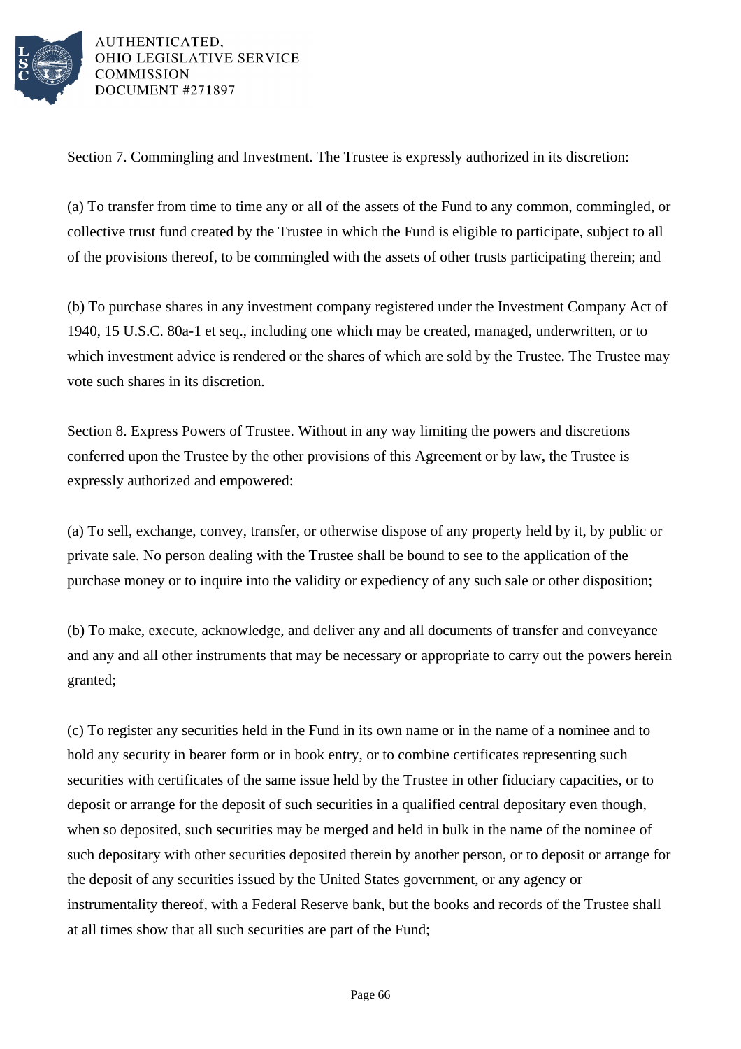Section 7. Commingling and Investment. The Trustee is expressly authorized in its discretion:

(a) To transfer from time to time any or all of the assets of the Fund to any common, commingled, or collective trust fund created by the Trustee in which the Fund is eligible to participate, subject to all of the provisions thereof, to be commingled with the assets of other trusts participating therein; and

(b) To purchase shares in any investment company registered under the Investment Company Act of 1940, 15 U.S.C. 80a-1 et seq., including one which may be created, managed, underwritten, or to which investment advice is rendered or the shares of which are sold by the Trustee. The Trustee may vote such shares in its discretion.

Section 8. Express Powers of Trustee. Without in any way limiting the powers and discretions conferred upon the Trustee by the other provisions of this Agreement or by law, the Trustee is expressly authorized and empowered:

(a) To sell, exchange, convey, transfer, or otherwise dispose of any property held by it, by public or private sale. No person dealing with the Trustee shall be bound to see to the application of the purchase money or to inquire into the validity or expediency of any such sale or other disposition;

(b) To make, execute, acknowledge, and deliver any and all documents of transfer and conveyance and any and all other instruments that may be necessary or appropriate to carry out the powers herein granted;

(c) To register any securities held in the Fund in its own name or in the name of a nominee and to hold any security in bearer form or in book entry, or to combine certificates representing such securities with certificates of the same issue held by the Trustee in other fiduciary capacities, or to deposit or arrange for the deposit of such securities in a qualified central depositary even though, when so deposited, such securities may be merged and held in bulk in the name of the nominee of such depositary with other securities deposited therein by another person, or to deposit or arrange for the deposit of any securities issued by the United States government, or any agency or instrumentality thereof, with a Federal Reserve bank, but the books and records of the Trustee shall at all times show that all such securities are part of the Fund;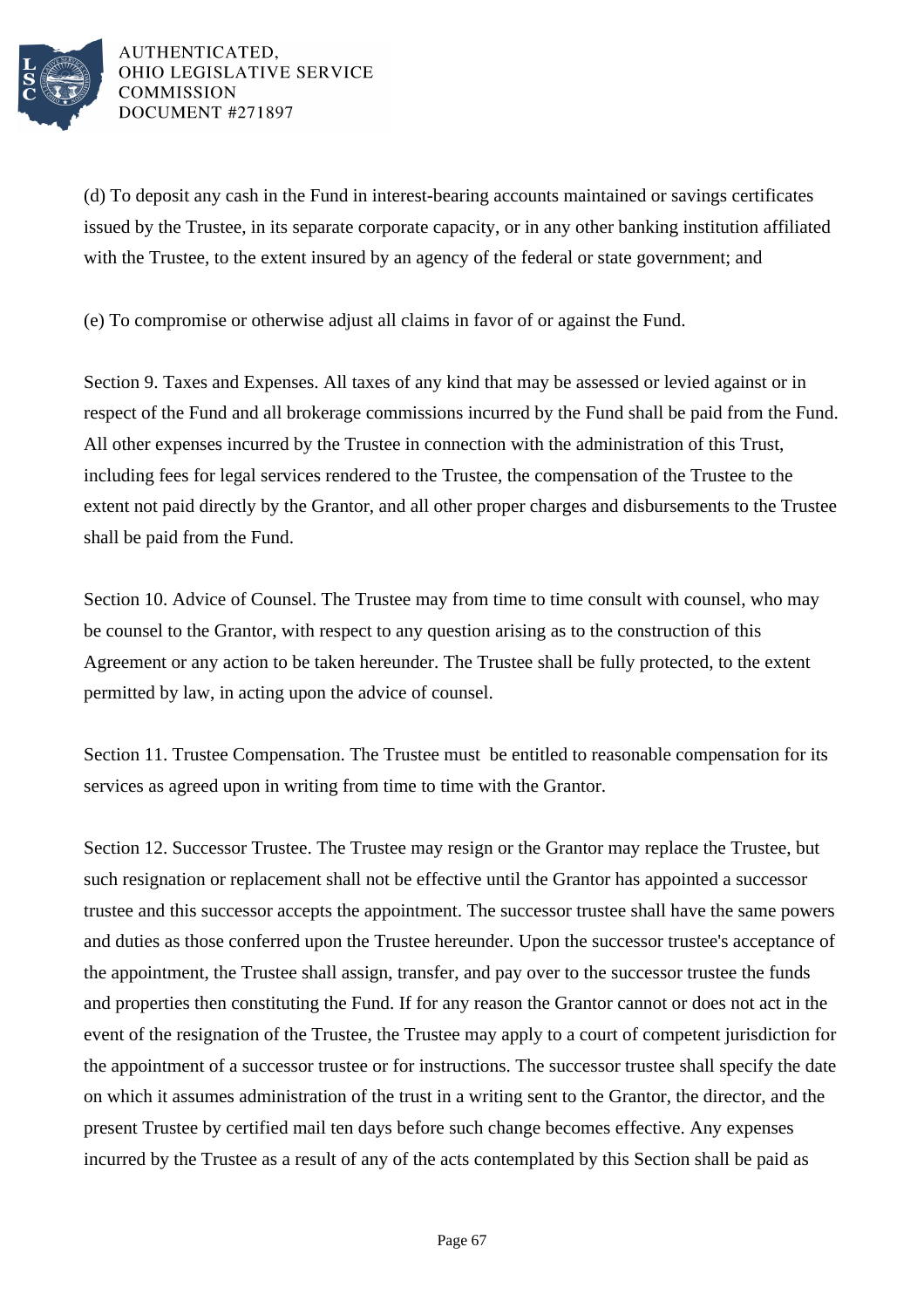(d) To deposit any cash in the Fund in interest-bearing accounts maintained or savings certificates issued by the Trustee, in its separate corporate capacity, or in any other banking institution affiliated with the Trustee, to the extent insured by an agency of the federal or state government; and

(e) To compromise or otherwise adjust all claims in favor of or against the Fund.

Section 9. Taxes and Expenses. All taxes of any kind that may be assessed or levied against or in respect of the Fund and all brokerage commissions incurred by the Fund shall be paid from the Fund. All other expenses incurred by the Trustee in connection with the administration of this Trust, including fees for legal services rendered to the Trustee, the compensation of the Trustee to the extent not paid directly by the Grantor, and all other proper charges and disbursements to the Trustee shall be paid from the Fund.

Section 10. Advice of Counsel. The Trustee may from time to time consult with counsel, who may be counsel to the Grantor, with respect to any question arising as to the construction of this Agreement or any action to be taken hereunder. The Trustee shall be fully protected, to the extent permitted by law, in acting upon the advice of counsel.

Section 11. Trustee Compensation. The Trustee must be entitled to reasonable compensation for its services as agreed upon in writing from time to time with the Grantor.

Section 12. Successor Trustee. The Trustee may resign or the Grantor may replace the Trustee, but such resignation or replacement shall not be effective until the Grantor has appointed a successor trustee and this successor accepts the appointment. The successor trustee shall have the same powers and duties as those conferred upon the Trustee hereunder. Upon the successor trustee's acceptance of the appointment, the Trustee shall assign, transfer, and pay over to the successor trustee the funds and properties then constituting the Fund. If for any reason the Grantor cannot or does not act in the event of the resignation of the Trustee, the Trustee may apply to a court of competent jurisdiction for the appointment of a successor trustee or for instructions. The successor trustee shall specify the date on which it assumes administration of the trust in a writing sent to the Grantor, the director, and the present Trustee by certified mail ten days before such change becomes effective. Any expenses incurred by the Trustee as a result of any of the acts contemplated by this Section shall be paid as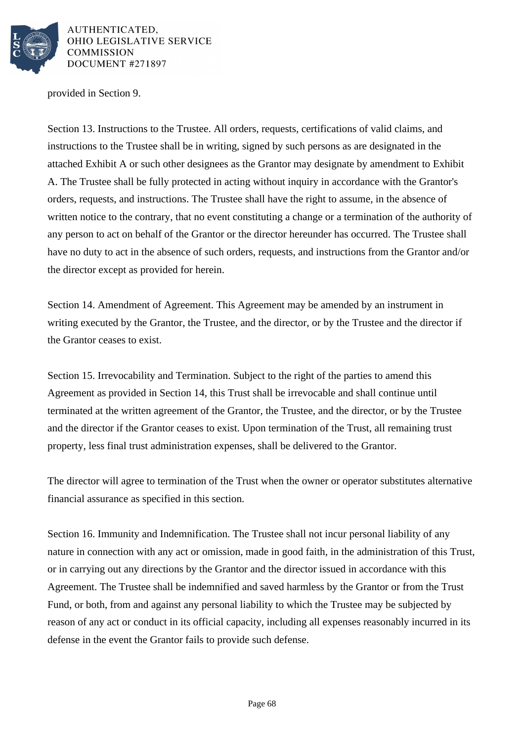provided in Section 9.

Section 13. Instructions to the Trustee. All orders, requests, certifications of valid claims, and instructions to the Trustee shall be in writing, signed by such persons as are designated in the attached Exhibit A or such other designees as the Grantor may designate by amendment to Exhibit A. The Trustee shall be fully protected in acting without inquiry in accordance with the Grantor's orders, requests, and instructions. The Trustee shall have the right to assume, in the absence of written notice to the contrary, that no event constituting a change or a termination of the authority of any person to act on behalf of the Grantor or the director hereunder has occurred. The Trustee shall have no duty to act in the absence of such orders, requests, and instructions from the Grantor and/or the director except as provided for herein.

Section 14. Amendment of Agreement. This Agreement may be amended by an instrument in writing executed by the Grantor, the Trustee, and the director, or by the Trustee and the director if the Grantor ceases to exist.

Section 15. Irrevocability and Termination. Subject to the right of the parties to amend this Agreement as provided in Section 14, this Trust shall be irrevocable and shall continue until terminated at the written agreement of the Grantor, the Trustee, and the director, or by the Trustee and the director if the Grantor ceases to exist. Upon termination of the Trust, all remaining trust property, less final trust administration expenses, shall be delivered to the Grantor.

The director will agree to termination of the Trust when the owner or operator substitutes alternative financial assurance as specified in this section.

Section 16. Immunity and Indemnification. The Trustee shall not incur personal liability of any nature in connection with any act or omission, made in good faith, in the administration of this Trust, or in carrying out any directions by the Grantor and the director issued in accordance with this Agreement. The Trustee shall be indemnified and saved harmless by the Grantor or from the Trust Fund, or both, from and against any personal liability to which the Trustee may be subjected by reason of any act or conduct in its official capacity, including all expenses reasonably incurred in its defense in the event the Grantor fails to provide such defense.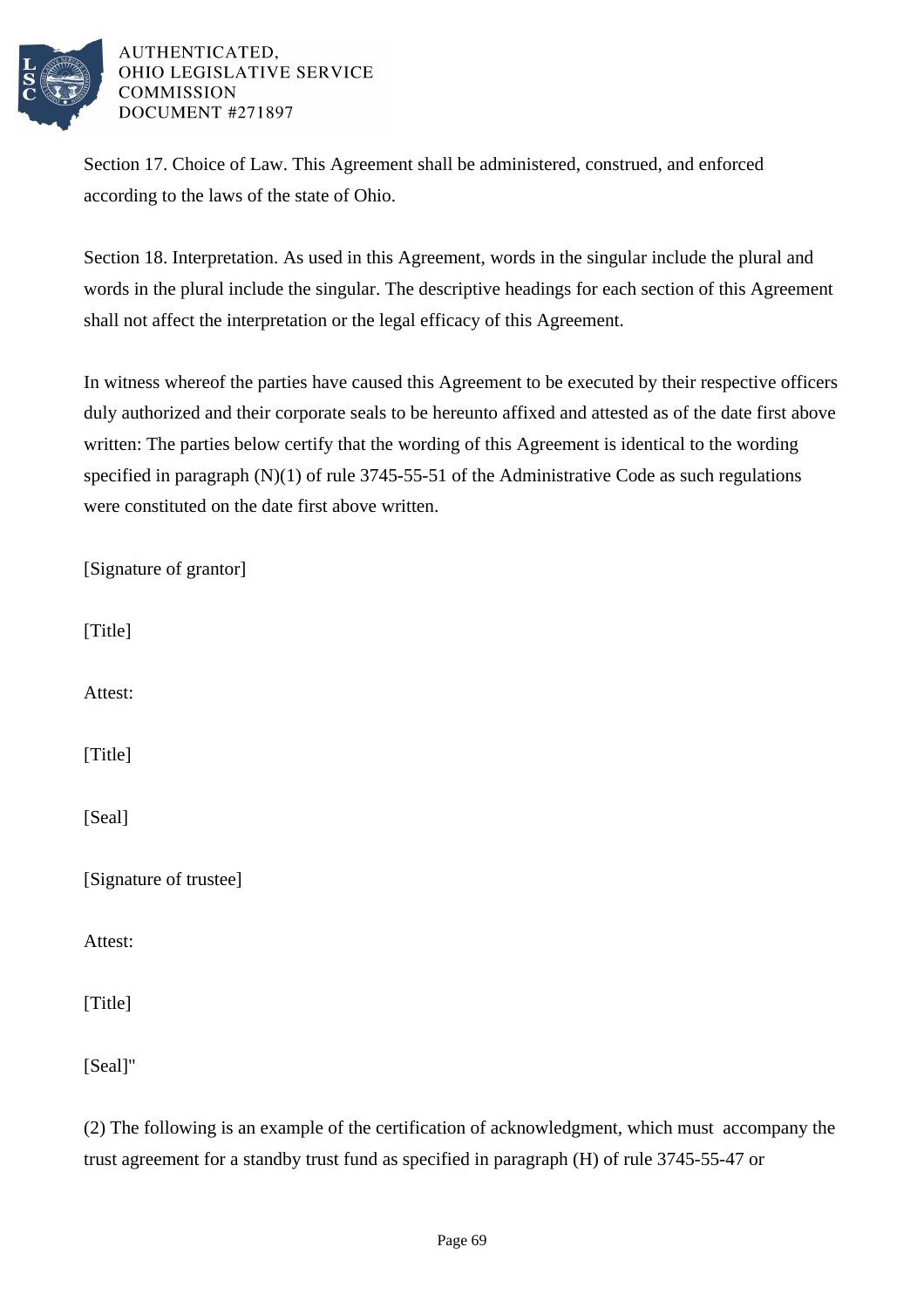Section 17. Choice of Law. This Agreement shall be administered, construed, and enforced according to the laws of the state of Ohio.

Section 18. Interpretation. As used in this Agreement, words in the singular include the plural and words in the plural include the singular. The descriptive headings for each section of this Agreement shall not affect the interpretation or the legal efficacy of this Agreement.

In witness whereof the parties have caused this Agreement to be executed by their respective officers duly authorized and their corporate seals to be hereunto affixed and attested as of the date first above written: The parties below certify that the wording of this Agreement is identical to the wording specified in paragraph (N)(1) of rule 3745-55-51 of the Administrative Code as such regulations were constituted on the date first above written.

[Signature of grantor]

[Title]

Attest:

[Title]

[Seal]

[Signature of trustee]

Attest:

[Title]

[Seal]"

(2) The following is an example of the certification of acknowledgment, which must accompany the trust agreement for a standby trust fund as specified in paragraph (H) of rule 3745-55-47 or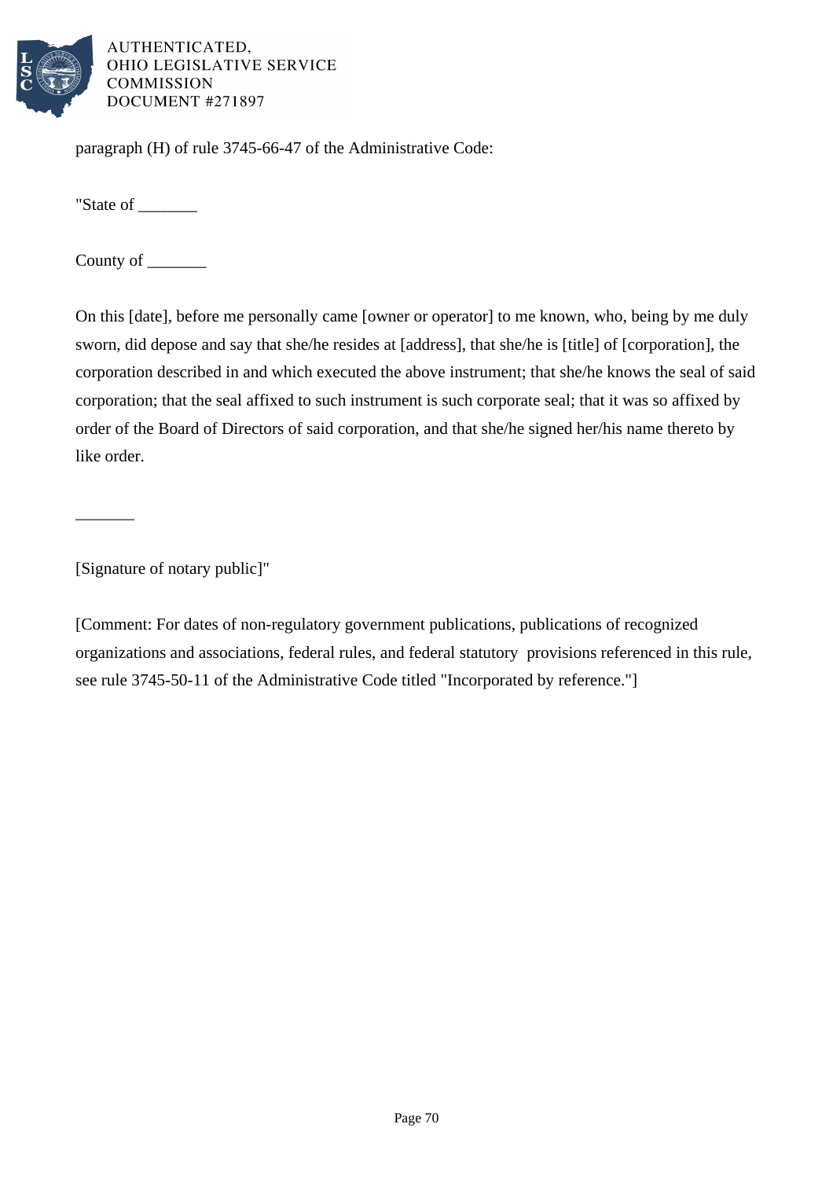paragraph (H) of rule 3745-66-47 of the Administrative Code:

"State of _______

County of _______

On this [date], before me personally came [owner or operator] to me known, who, being by me duly sworn, did depose and say that she/he resides at [address], that she/he is [title] of [corporation], the corporation described in and which executed the above instrument; that she/he knows the seal of said corporation; that the seal affixed to such instrument is such corporate seal; that it was so affixed by order of the Board of Directors of said corporation, and that she/he signed her/his name thereto by like order.

_______

[Signature of notary public]"

[Comment: For dates of non-regulatory government publications, publications of recognized organizations and associations, federal rules, and federal statutory provisions referenced in this rule, see rule 3745-50-11 of the Administrative Code titled "Incorporated by reference."]